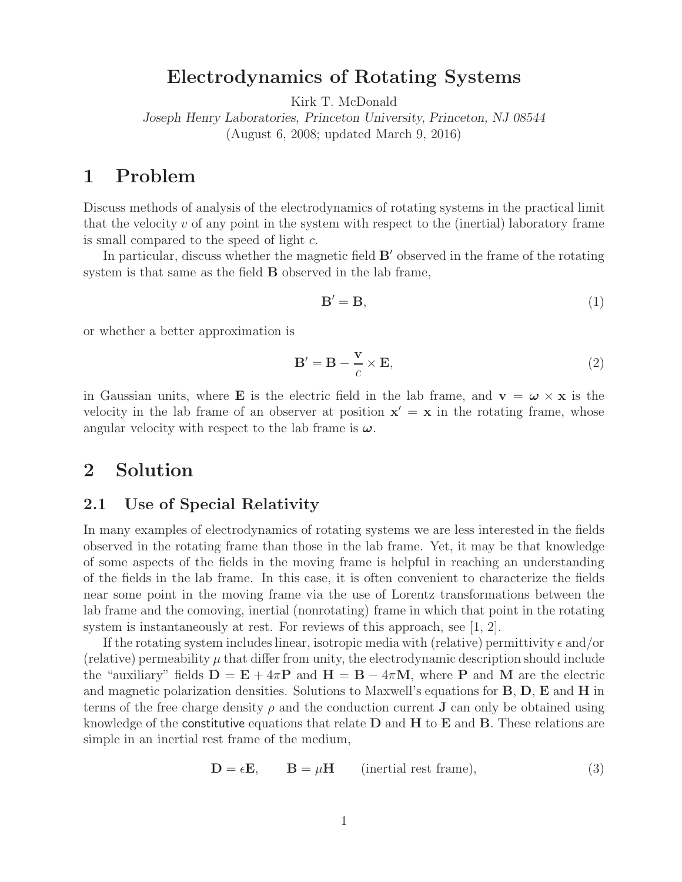# Electrodynamics of Rotating Systems

Kirk T. McDonald

*Joseph Henry Laboratories, Princeton University, Princeton, NJ 08544*

(August 6, 2008; updated March 9, 2016)

## 1 Problem

Discuss methods of analysis of the electrodynamics of rotating systems in the practical limit that the velocity $v$ of any point in the system with respect to the (inertial) laboratory frame is small compared to the speed of light $c$.

In particular, discuss whether the magnetic field $\mathbf{B}'$ observed in the frame of the rotating system is that same as the field $\mathbf{B}$ observed in the lab frame,

$$\mathbf{B}' = \mathbf{B}, \tag{1}$$

or whether a better approximation is

$$\mathbf{B}' = \mathbf{B} - \frac{\mathbf{v}}{c} \times \mathbf{E}, \tag{2}$$

in Gaussian units, where $\mathbf{E}$ is the electric field in the lab frame, and $\mathbf{v} = \boldsymbol{\omega} \times \mathbf{x}$ is the velocity in the lab frame of an observer at position $\mathbf{x}' = \mathbf{x}$ in the rotating frame, whose angular velocity with respect to the lab frame is $\boldsymbol{\omega}$.

## 2 Solution

### 2.1 Use of Special Relativity

In many examples of electrodynamics of rotating systems we are less interested in the fields observed in the rotating frame than those in the lab frame. Yet, it may be that knowledge of some aspects of the fields in the moving frame is helpful in reaching an understanding of the fields in the lab frame. In this case, it is often convenient to characterize the fields near some point in the moving frame via the use of Lorentz transformations between the lab frame and the comoving, inertial (nonrotating) frame in which that point in the rotating system is instantaneously at rest. For reviews of this approach, see [1, 2].

If the rotating system includes linear, isotropic media with (relative) permittivity $\epsilon$ and/or (relative) permeability $\mu$ that differ from unity, the electrodynamic description should include the "auxiliary" fields $\mathbf{D} = \mathbf{E} + 4\pi\mathbf{P}$ and $\mathbf{H} = \mathbf{B} - 4\pi\mathbf{M}$, where $\mathbf{P}$ and $\mathbf{M}$ are the electric and magnetic polarization densities. Solutions to Maxwell's equations for $\mathbf{B}$, $\mathbf{D}$, $\mathbf{E}$ and $\mathbf{H}$ in terms of the free charge density $\rho$ and the conduction current $\mathbf{J}$ can only be obtained using knowledge of the constitutive equations that relate $\mathbf{D}$ and $\mathbf{H}$ to $\mathbf{E}$ and $\mathbf{B}$. These relations are simple in an inertial rest frame of the medium,

$$\mathbf{D} = \epsilon\mathbf{E}, \qquad \mathbf{B} = \mu\mathbf{H} \qquad \text{(inertial rest frame)}, \tag{3}$$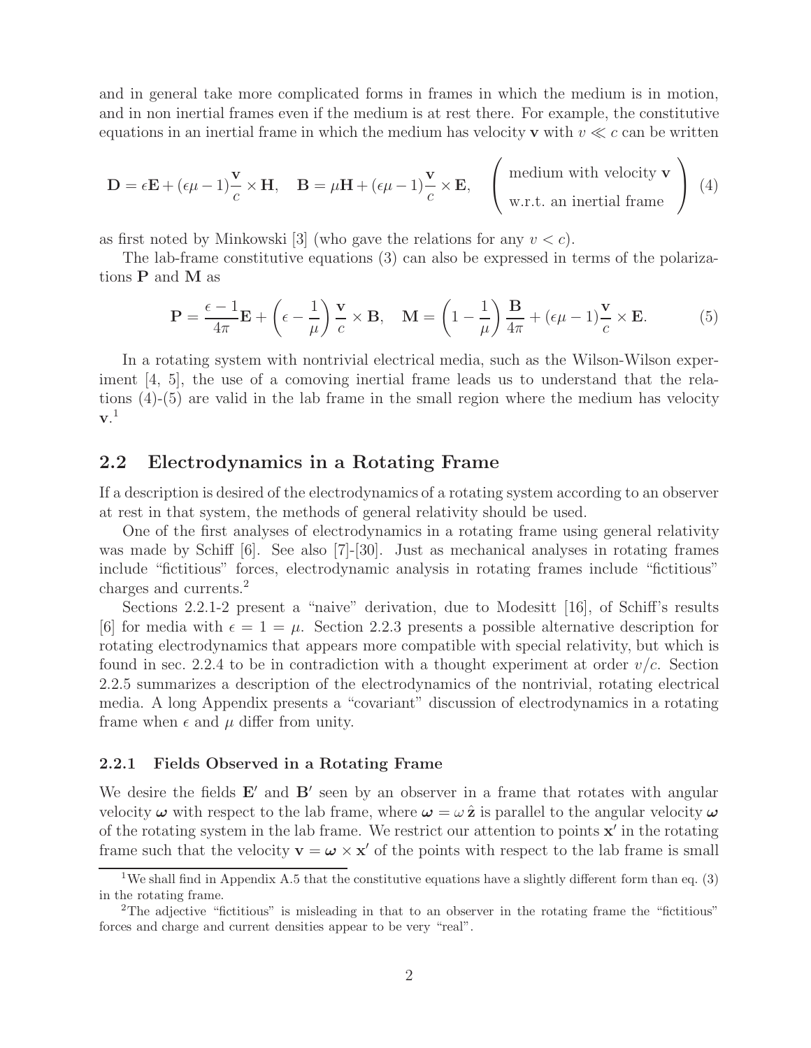and in general take more complicated forms in frames in which the medium is in motion, and in non inertial frames even if the medium is at rest there. For example, the constitutive equations in an inertial frame in which the medium has velocity $\mathbf{v}$ with $v \ll c$ can be written

$$\mathbf{D} = \epsilon \mathbf{E} + (\epsilon\mu - 1)\frac{\mathbf{v}}{c} \times \mathbf{H}, \quad \mathbf{B} = \mu \mathbf{H} + (\epsilon\mu - 1)\frac{\mathbf{v}}{c} \times \mathbf{E}, \quad \left( \begin{array}{c} \text{medium with velocity } \mathbf{v} \\ \text{w.r.t. an inertial frame} \end{array} \right) \tag{4}$$

as first noted by Minkowski [3] (who gave the relations for any $v < c$).

The lab-frame constitutive equations (3) can also be expressed in terms of the polarizations $\mathbf{P}$ and $\mathbf{M}$ as

$$\mathbf{P} = \frac{\epsilon - 1}{4\pi}\mathbf{E} + \left(\epsilon - \frac{1}{\mu}\right)\frac{\mathbf{v}}{c} \times \mathbf{B}, \quad \mathbf{M} = \left(1 - \frac{1}{\mu}\right)\frac{\mathbf{B}}{4\pi} + (\epsilon\mu - 1)\frac{\mathbf{v}}{c} \times \mathbf{E}. \tag{5}$$

In a rotating system with nontrivial electrical media, such as the Wilson-Wilson experiment [4, 5], the use of a comoving inertial frame leads us to understand that the relations (4)-(5) are valid in the lab frame in the small region where the medium has velocity $\mathbf{v}$.[1]

## 2.2 Electrodynamics in a Rotating Frame

If a description is desired of the electrodynamics of a rotating system according to an observer at rest in that system, the methods of general relativity should be used.

One of the first analyses of electrodynamics in a rotating frame using general relativity was made by Schiff [6]. See also [7]-[30]. Just as mechanical analyses in rotating frames include "fictitious" forces, electrodynamic analysis in rotating frames include "fictitious" charges and currents.[2]

Sections 2.2.1-2 present a "naive" derivation, due to Modesitt [16], of Schiff's results [6] for media with $\epsilon = 1 = \mu$. Section 2.2.3 presents a possible alternative description for rotating electrodynamics that appears more compatible with special relativity, but which is found in sec. 2.2.4 to be in contradiction with a thought experiment at order $v/c$. Section 2.2.5 summarizes a description of the electrodynamics of the nontrivial, rotating electrical media. A long Appendix presents a "covariant" discussion of electrodynamics in a rotating frame when $\epsilon$ and $\mu$ differ from unity.

### 2.2.1 Fields Observed in a Rotating Frame

We desire the fields $\mathbf{E}'$ and $\mathbf{B}'$ seen by an observer in a frame that rotates with angular velocity $\boldsymbol{\omega}$ with respect to the lab frame, where $\boldsymbol{\omega} = \omega\,\hat{\mathbf{z}}$ is parallel to the angular velocity $\boldsymbol{\omega}$ of the rotating system in the lab frame. We restrict our attention to points $\mathbf{x}'$ in the rotating frame such that the velocity $\mathbf{v} = \boldsymbol{\omega} \times \mathbf{x}'$ of the points with respect to the lab frame is small

[1] We shall find in Appendix A.5 that the constitutive equations have a slightly different form than eq. (3) in the rotating frame.

[2] The adjective "fictitious" is misleading in that to an observer in the rotating frame the "fictitious" forces and charge and current densities appear to be very "real".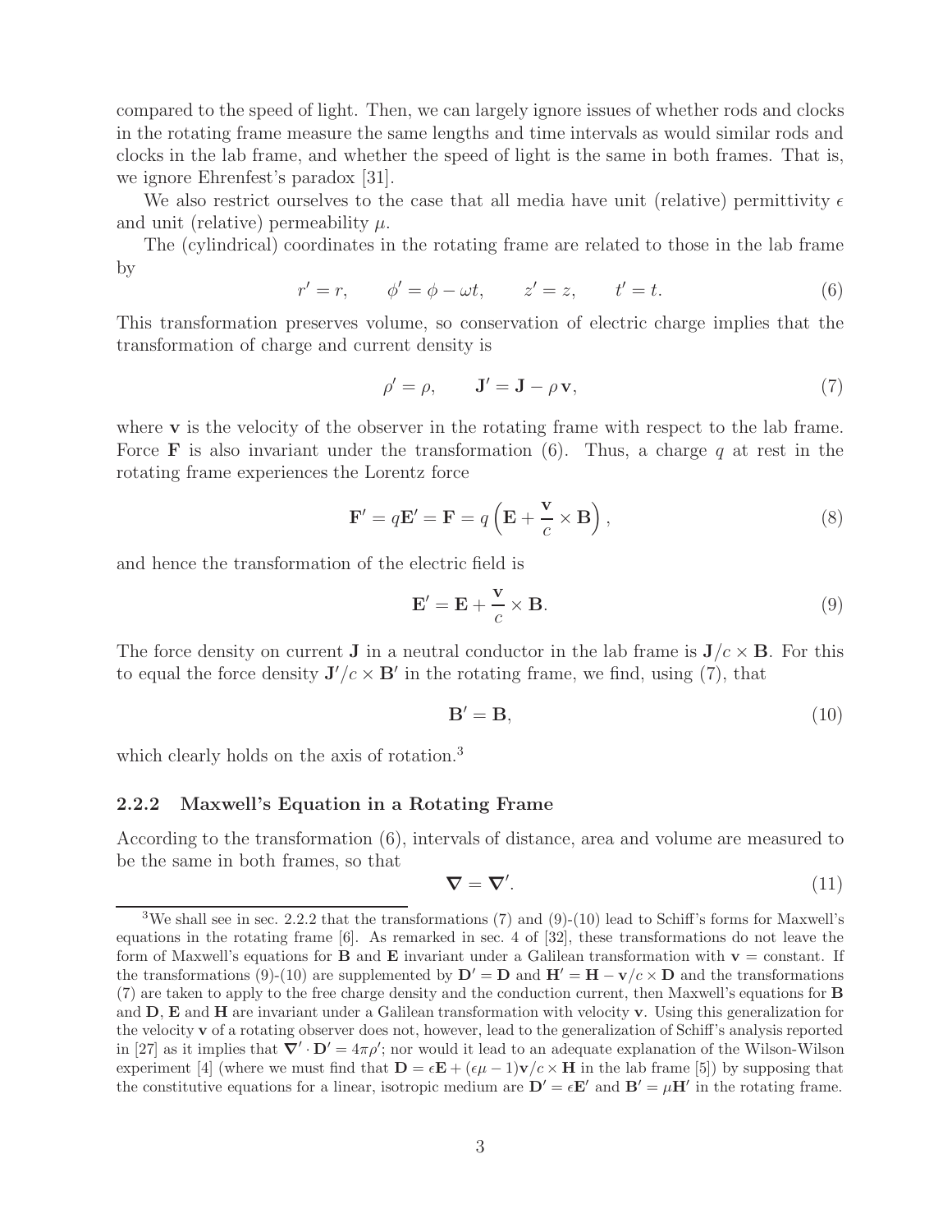compared to the speed of light. Then, we can largely ignore issues of whether rods and clocks in the rotating frame measure the same lengths and time intervals as would similar rods and clocks in the lab frame, and whether the speed of light is the same in both frames. That is, we ignore Ehrenfest's paradox [31].

We also restrict ourselves to the case that all media have unit (relative) permittivity $\epsilon$ and unit (relative) permeability $\mu$.

The (cylindrical) coordinates in the rotating frame are related to those in the lab frame by

$$r' = r, \qquad \phi' = \phi - \omega t, \qquad z' = z, \qquad t' = t. \tag{6}$$

This transformation preserves volume, so conservation of electric charge implies that the transformation of charge and current density is

$$\rho' = \rho, \qquad \mathbf{J}' = \mathbf{J} - \rho\,\mathbf{v}, \tag{7}$$

where $\mathbf{v}$ is the velocity of the observer in the rotating frame with respect to the lab frame. Force $\mathbf{F}$ is also invariant under the transformation (6). Thus, a charge $q$ at rest in the rotating frame experiences the Lorentz force

$$\mathbf{F}' = q\mathbf{E}' = \mathbf{F} = q\left(\mathbf{E} + \frac{\mathbf{v}}{c} \times \mathbf{B}\right), \tag{8}$$

and hence the transformation of the electric field is

$$\mathbf{E}' = \mathbf{E} + \frac{\mathbf{v}}{c} \times \mathbf{B}. \tag{9}$$

The force density on current $\mathbf{J}$ in a neutral conductor in the lab frame is $\mathbf{J}/c \times \mathbf{B}$. For this to equal the force density $\mathbf{J}'/c \times \mathbf{B}'$ in the rotating frame, we find, using (7), that

$$\mathbf{B}' = \mathbf{B}, \tag{10}$$

which clearly holds on the axis of rotation.[3]

### 2.2.2 Maxwell's Equation in a Rotating Frame

According to the transformation (6), intervals of distance, area and volume are measured to be the same in both frames, so that

$$\boldsymbol{\nabla} = \boldsymbol{\nabla}'. \tag{11}$$

[3] We shall see in sec. 2.2.2 that the transformations (7) and (9)-(10) lead to Schiff's forms for Maxwell's equations in the rotating frame [6]. As remarked in sec. 4 of [32], these transformations do not leave the form of Maxwell's equations for $\mathbf{B}$ and $\mathbf{E}$ invariant under a Galilean transformation with $\mathbf{v}$ = constant. If the transformations (9)-(10) are supplemented by $\mathbf{D}' = \mathbf{D}$ and $\mathbf{H}' = \mathbf{H} - \mathbf{v}/c \times \mathbf{D}$ and the transformations (7) are taken to apply to the free charge density and the conduction current, then Maxwell's equations for $\mathbf{B}$ and $\mathbf{D}$, $\mathbf{E}$ and $\mathbf{H}$ are invariant under a Galilean transformation with velocity $\mathbf{v}$. Using this generalization for the velocity $\mathbf{v}$ of a rotating observer does not, however, lead to the generalization of Schiff's analysis reported in [27] as it implies that $\boldsymbol{\nabla}' \cdot \mathbf{D}' = 4\pi\rho'$; nor would it lead to an adequate explanation of the Wilson-Wilson experiment [4] (where we must find that $\mathbf{D} = \epsilon\mathbf{E} + (\epsilon\mu - 1)\mathbf{v}/c \times \mathbf{H}$ in the lab frame [5]) by supposing that the constitutive equations for a linear, isotropic medium are $\mathbf{D}' = \epsilon\mathbf{E}'$ and $\mathbf{B}' = \mu\mathbf{H}'$ in the rotating frame.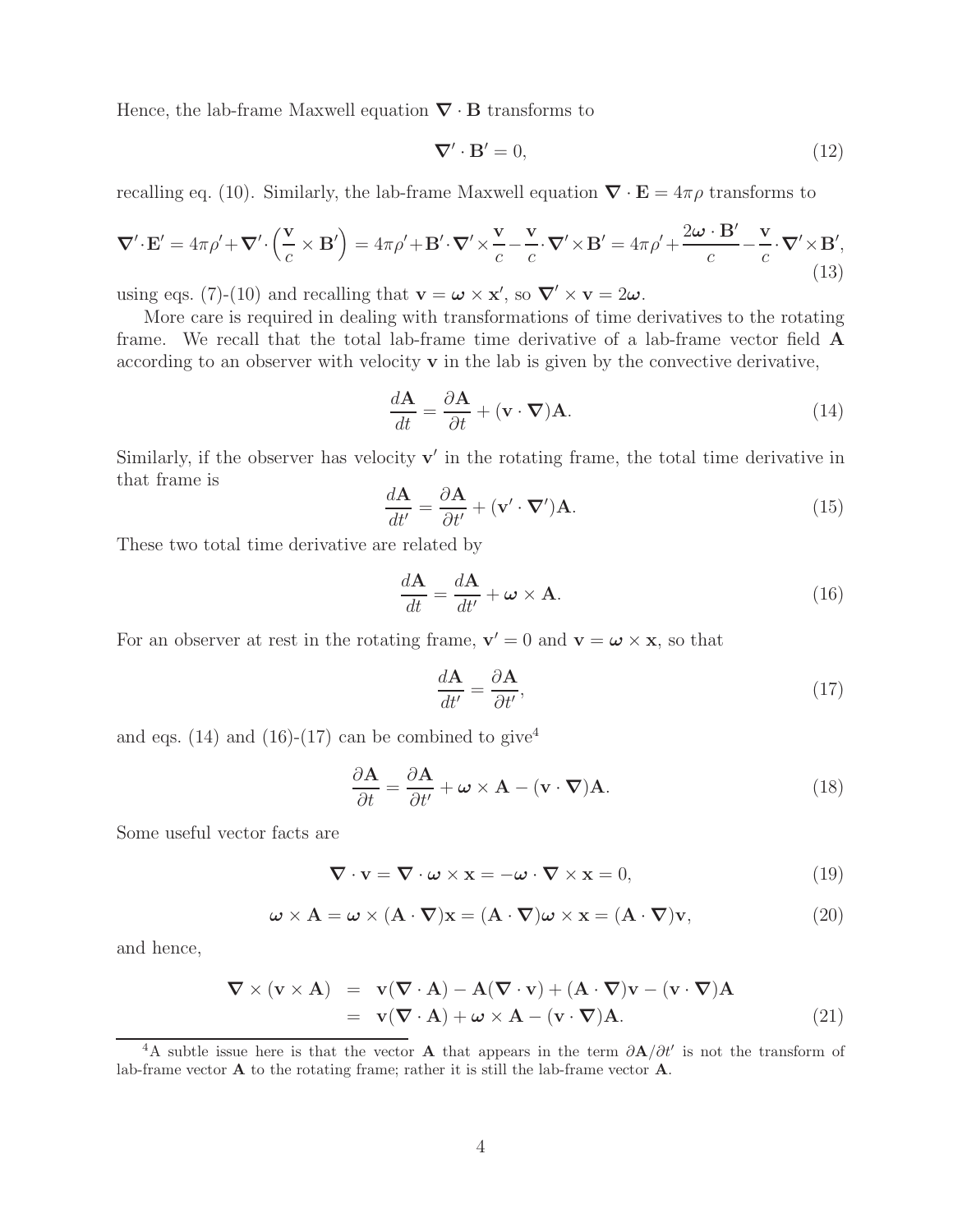Hence, the lab-frame Maxwell equation $\boldsymbol{\nabla} \cdot \mathbf{B}$ transforms to

$$\boldsymbol{\nabla}' \cdot \mathbf{B}' = 0, \tag{12}$$

recalling eq. (10). Similarly, the lab-frame Maxwell equation $\boldsymbol{\nabla} \cdot \mathbf{E} = 4\pi\rho$ transforms to

$$\boldsymbol{\nabla}' \cdot \mathbf{E}' = 4\pi\rho' + \boldsymbol{\nabla}' \cdot \left(\frac{\mathbf{v}}{c} \times \mathbf{B}'\right) = 4\pi\rho' + \mathbf{B}' \cdot \boldsymbol{\nabla}' \times \frac{\mathbf{v}}{c} - \frac{\mathbf{v}}{c} \cdot \boldsymbol{\nabla}' \times \mathbf{B}' = 4\pi\rho' + \frac{2\boldsymbol{\omega} \cdot \mathbf{B}'}{c} - \frac{\mathbf{v}}{c} \cdot \boldsymbol{\nabla}' \times \mathbf{B}', \tag{13}$$

using eqs. (7)-(10) and recalling that $\mathbf{v} = \boldsymbol{\omega} \times \mathbf{x}'$, so $\boldsymbol{\nabla}' \times \mathbf{v} = 2\boldsymbol{\omega}$.

More care is required in dealing with transformations of time derivatives to the rotating frame. We recall that the total lab-frame time derivative of a lab-frame vector field $\mathbf{A}$ according to an observer with velocity $\mathbf{v}$ in the lab is given by the convective derivative,

$$\frac{d\mathbf{A}}{dt} = \frac{\partial \mathbf{A}}{\partial t} + (\mathbf{v} \cdot \boldsymbol{\nabla})\mathbf{A}. \tag{14}$$

Similarly, if the observer has velocity $\mathbf{v}'$ in the rotating frame, the total time derivative in that frame is

$$\frac{d\mathbf{A}}{dt'} = \frac{\partial \mathbf{A}}{\partial t'} + (\mathbf{v}' \cdot \boldsymbol{\nabla}')\mathbf{A}. \tag{15}$$

These two total time derivative are related by

$$\frac{d\mathbf{A}}{dt} = \frac{d\mathbf{A}}{dt'} + \boldsymbol{\omega} \times \mathbf{A}. \tag{16}$$

For an observer at rest in the rotating frame, $\mathbf{v}' = 0$ and $\mathbf{v} = \boldsymbol{\omega} \times \mathbf{x}$, so that

$$\frac{d\mathbf{A}}{dt'} = \frac{\partial \mathbf{A}}{\partial t'}, \tag{17}$$

and eqs. (14) and (16)-(17) can be combined to give[4]

$$\frac{\partial \mathbf{A}}{\partial t} = \frac{\partial \mathbf{A}}{\partial t'} + \boldsymbol{\omega} \times \mathbf{A} - (\mathbf{v} \cdot \boldsymbol{\nabla})\mathbf{A}. \tag{18}$$

Some useful vector facts are

$$\boldsymbol{\nabla} \cdot \mathbf{v} = \boldsymbol{\nabla} \cdot \boldsymbol{\omega} \times \mathbf{x} = -\boldsymbol{\omega} \cdot \boldsymbol{\nabla} \times \mathbf{x} = 0, \tag{19}$$

$$\boldsymbol{\omega} \times \mathbf{A} = \boldsymbol{\omega} \times (\mathbf{A} \cdot \boldsymbol{\nabla})\mathbf{x} = (\mathbf{A} \cdot \boldsymbol{\nabla})\boldsymbol{\omega} \times \mathbf{x} = (\mathbf{A} \cdot \boldsymbol{\nabla})\mathbf{v}, \tag{20}$$

and hence,

$$\begin{aligned} \boldsymbol{\nabla} \times (\mathbf{v} \times \mathbf{A}) &= \mathbf{v}(\boldsymbol{\nabla} \cdot \mathbf{A}) - \mathbf{A}(\boldsymbol{\nabla} \cdot \mathbf{v}) + (\mathbf{A} \cdot \boldsymbol{\nabla})\mathbf{v} - (\mathbf{v} \cdot \boldsymbol{\nabla})\mathbf{A} \\ &= \mathbf{v}(\boldsymbol{\nabla} \cdot \mathbf{A}) + \boldsymbol{\omega} \times \mathbf{A} - (\mathbf{v} \cdot \boldsymbol{\nabla})\mathbf{A}. \end{aligned} \tag{21}$$

[4]A subtle issue here is that the vector $\mathbf{A}$ that appears in the term $\partial \mathbf{A}/\partial t'$ is not the transform of lab-frame vector $\mathbf{A}$ to the rotating frame; rather it is still the lab-frame vector $\mathbf{A}$.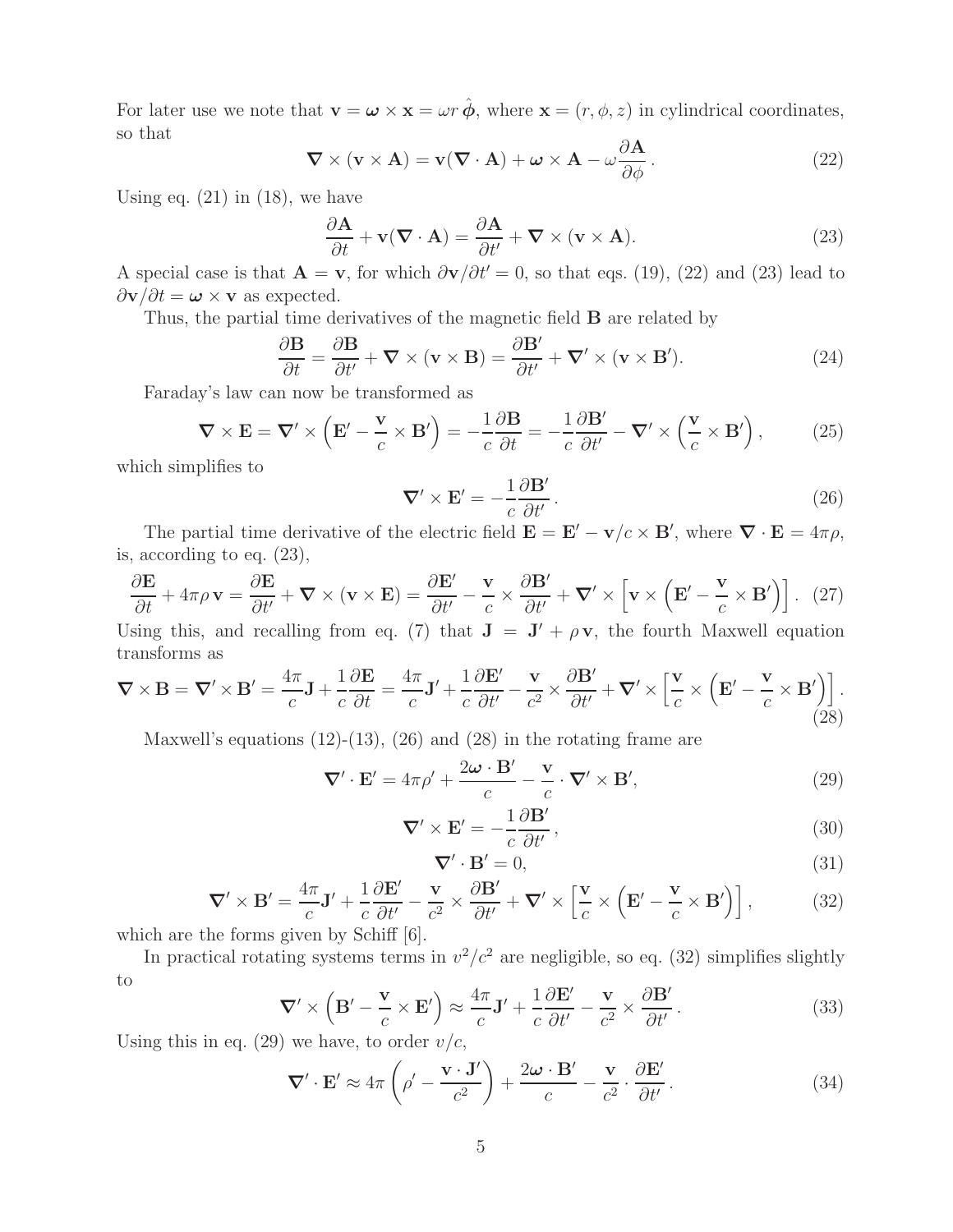For later use we note that $\mathbf{v} = \boldsymbol{\omega} \times \mathbf{x} = \omega r\,\hat{\boldsymbol{\phi}}$, where $\mathbf{x} = (r, \phi, z)$ in cylindrical coordinates, so that

$$\boldsymbol{\nabla} \times (\mathbf{v} \times \mathbf{A}) = \mathbf{v}(\boldsymbol{\nabla} \cdot \mathbf{A}) + \boldsymbol{\omega} \times \mathbf{A} - \omega \frac{\partial \mathbf{A}}{\partial \phi}\,. \tag{22}$$

Using eq. (21) in (18), we have

$$\frac{\partial \mathbf{A}}{\partial t} + \mathbf{v}(\boldsymbol{\nabla} \cdot \mathbf{A}) = \frac{\partial \mathbf{A}}{\partial t'} + \boldsymbol{\nabla} \times (\mathbf{v} \times \mathbf{A}). \tag{23}$$

A special case is that $\mathbf{A} = \mathbf{v}$, for which $\partial \mathbf{v}/\partial t' = 0$, so that eqs. (19), (22) and (23) lead to $\partial \mathbf{v}/\partial t = \boldsymbol{\omega} \times \mathbf{v}$ as expected.

Thus, the partial time derivatives of the magnetic field $\mathbf{B}$ are related by

$$\frac{\partial \mathbf{B}}{\partial t} = \frac{\partial \mathbf{B}}{\partial t'} + \boldsymbol{\nabla} \times (\mathbf{v} \times \mathbf{B}) = \frac{\partial \mathbf{B}'}{\partial t'} + \boldsymbol{\nabla}' \times (\mathbf{v} \times \mathbf{B}'). \tag{24}$$

Faraday's law can now be transformed as

$$\boldsymbol{\nabla} \times \mathbf{E} = \boldsymbol{\nabla}' \times \left(\mathbf{E}' - \frac{\mathbf{v}}{c} \times \mathbf{B}'\right) = -\frac{1}{c}\frac{\partial \mathbf{B}}{\partial t} = -\frac{1}{c}\frac{\partial \mathbf{B}'}{\partial t'} - \boldsymbol{\nabla}' \times \left(\frac{\mathbf{v}}{c} \times \mathbf{B}'\right), \tag{25}$$

which simplifies to

$$\boldsymbol{\nabla}' \times \mathbf{E}' = -\frac{1}{c}\frac{\partial \mathbf{B}'}{\partial t'}\,. \tag{26}$$

The partial time derivative of the electric field $\mathbf{E} = \mathbf{E}' - \mathbf{v}/c \times \mathbf{B}'$, where $\boldsymbol{\nabla} \cdot \mathbf{E} = 4\pi\rho$, is, according to eq. (23),

$$\frac{\partial \mathbf{E}}{\partial t} + 4\pi\rho\,\mathbf{v} = \frac{\partial \mathbf{E}}{\partial t'} + \boldsymbol{\nabla} \times (\mathbf{v} \times \mathbf{E}) = \frac{\partial \mathbf{E}'}{\partial t'} - \frac{\mathbf{v}}{c} \times \frac{\partial \mathbf{B}'}{\partial t'} + \boldsymbol{\nabla}' \times \left[\mathbf{v} \times \left(\mathbf{E}' - \frac{\mathbf{v}}{c} \times \mathbf{B}'\right)\right]. \tag{27}$$

Using this, and recalling from eq. (7) that $\mathbf{J} = \mathbf{J}' + \rho\,\mathbf{v}$, the fourth Maxwell equation transforms as

$$\boldsymbol{\nabla} \times \mathbf{B} = \boldsymbol{\nabla}' \times \mathbf{B}' = \frac{4\pi}{c}\mathbf{J} + \frac{1}{c}\frac{\partial \mathbf{E}}{\partial t} = \frac{4\pi}{c}\mathbf{J}' + \frac{1}{c}\frac{\partial \mathbf{E}'}{\partial t'} - \frac{\mathbf{v}}{c^2} \times \frac{\partial \mathbf{B}'}{\partial t'} + \boldsymbol{\nabla}' \times \left[\frac{\mathbf{v}}{c} \times \left(\mathbf{E}' - \frac{\mathbf{v}}{c} \times \mathbf{B}'\right)\right]. \tag{28}$$

Maxwell's equations (12)-(13), (26) and (28) in the rotating frame are

$$\boldsymbol{\nabla}' \cdot \mathbf{E}' = 4\pi\rho' + \frac{2\boldsymbol{\omega} \cdot \mathbf{B}'}{c} - \frac{\mathbf{v}}{c} \cdot \boldsymbol{\nabla}' \times \mathbf{B}', \tag{29}$$

$$\boldsymbol{\nabla}' \times \mathbf{E}' = -\frac{1}{c}\frac{\partial \mathbf{B}'}{\partial t'}\,, \tag{30}$$

$$\boldsymbol{\nabla}' \cdot \mathbf{B}' = 0, \tag{31}$$

$$\boldsymbol{\nabla}' \times \mathbf{B}' = \frac{4\pi}{c}\mathbf{J}' + \frac{1}{c}\frac{\partial \mathbf{E}'}{\partial t'} - \frac{\mathbf{v}}{c^2} \times \frac{\partial \mathbf{B}'}{\partial t'} + \boldsymbol{\nabla}' \times \left[\frac{\mathbf{v}}{c} \times \left(\mathbf{E}' - \frac{\mathbf{v}}{c} \times \mathbf{B}'\right)\right], \tag{32}$$

which are the forms given by Schiff [6].

In practical rotating systems terms in $v^2/c^2$ are negligible, so eq. (32) simplifies slightly to

$$\boldsymbol{\nabla}' \times \left(\mathbf{B}' - \frac{\mathbf{v}}{c} \times \mathbf{E}'\right) \approx \frac{4\pi}{c}\mathbf{J}' + \frac{1}{c}\frac{\partial \mathbf{E}'}{\partial t'} - \frac{\mathbf{v}}{c^2} \times \frac{\partial \mathbf{B}'}{\partial t'}\,. \tag{33}$$

Using this in eq. (29) we have, to order $v/c$,

$$\boldsymbol{\nabla}' \cdot \mathbf{E}' \approx 4\pi\left(\rho' - \frac{\mathbf{v} \cdot \mathbf{J}'}{c^2}\right) + \frac{2\boldsymbol{\omega} \cdot \mathbf{B}'}{c} - \frac{\mathbf{v}}{c^2} \cdot \frac{\partial \mathbf{E}'}{\partial t'}\,. \tag{34}$$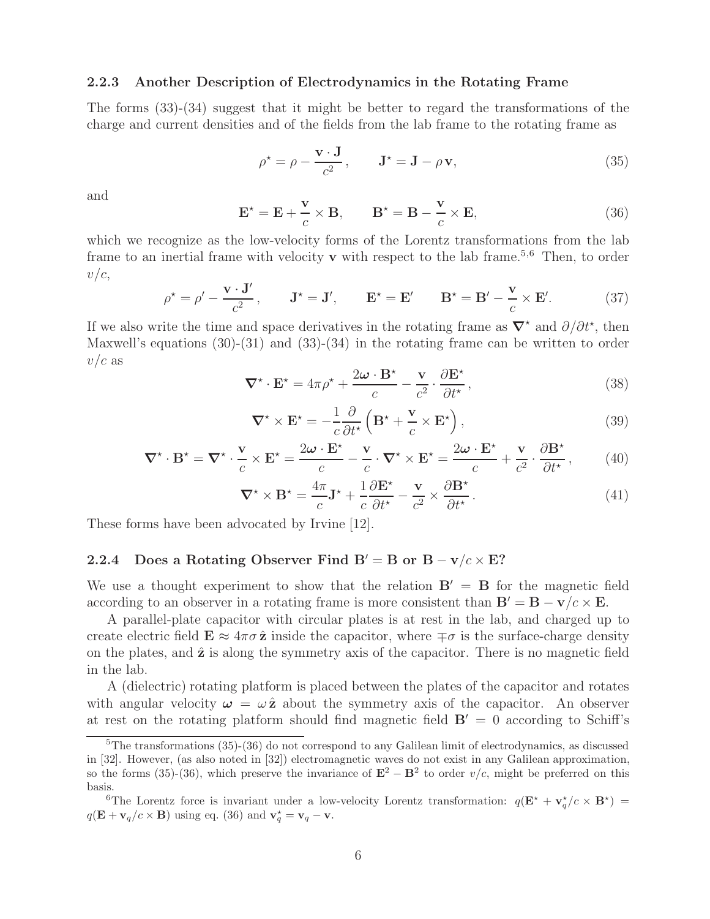### 2.2.3 Another Description of Electrodynamics in the Rotating Frame

The forms (33)-(34) suggest that it might be better to regard the transformations of the charge and current densities and of the fields from the lab frame to the rotating frame as

$$\rho^\star = \rho - \frac{\mathbf{v}\cdot\mathbf{J}}{c^2}\,, \qquad \mathbf{J}^\star = \mathbf{J} - \rho\,\mathbf{v}, \tag{35}$$

and

$$\mathbf{E}^\star = \mathbf{E} + \frac{\mathbf{v}}{c}\times\mathbf{B}, \qquad \mathbf{B}^\star = \mathbf{B} - \frac{\mathbf{v}}{c}\times\mathbf{E}, \tag{36}$$

which we recognize as the low-velocity forms of the Lorentz transformations from the lab frame to an inertial frame with velocity $\mathbf{v}$ with respect to the lab frame.[5,6] Then, to order $v/c$,

$$\rho^\star = \rho' - \frac{\mathbf{v}\cdot\mathbf{J}'}{c^2}\,, \qquad \mathbf{J}^\star = \mathbf{J}', \qquad \mathbf{E}^\star = \mathbf{E}' \qquad \mathbf{B}^\star = \mathbf{B}' - \frac{\mathbf{v}}{c}\times\mathbf{E}'. \tag{37}$$

If we also write the time and space derivatives in the rotating frame as $\boldsymbol{\nabla}^\star$ and $\partial/\partial t^\star$, then Maxwell's equations (30)-(31) and (33)-(34) in the rotating frame can be written to order $v/c$ as

$$\boldsymbol{\nabla}^\star\cdot\mathbf{E}^\star = 4\pi\rho^\star + \frac{2\boldsymbol{\omega}\cdot\mathbf{B}^\star}{c} - \frac{\mathbf{v}}{c^2}\cdot\frac{\partial\mathbf{E}^\star}{\partial t^\star}\,, \tag{38}$$

$$\boldsymbol{\nabla}^\star\times\mathbf{E}^\star = -\frac{1}{c}\frac{\partial}{\partial t^\star}\left(\mathbf{B}^\star + \frac{\mathbf{v}}{c}\times\mathbf{E}^\star\right), \tag{39}$$

$$\boldsymbol{\nabla}^\star\cdot\mathbf{B}^\star = \boldsymbol{\nabla}^\star\cdot\frac{\mathbf{v}}{c}\times\mathbf{E}^\star = \frac{2\boldsymbol{\omega}\cdot\mathbf{E}^\star}{c} - \frac{\mathbf{v}}{c}\cdot\boldsymbol{\nabla}^\star\times\mathbf{E}^\star = \frac{2\boldsymbol{\omega}\cdot\mathbf{E}^\star}{c} + \frac{\mathbf{v}}{c^2}\cdot\frac{\partial\mathbf{B}^\star}{\partial t^\star}\,, \tag{40}$$

$$\boldsymbol{\nabla}^\star\times\mathbf{B}^\star = \frac{4\pi}{c}\mathbf{J}^\star + \frac{1}{c}\frac{\partial\mathbf{E}^\star}{\partial t^\star} - \frac{\mathbf{v}}{c^2}\times\frac{\partial\mathbf{B}^\star}{\partial t^\star}\,. \tag{41}$$

These forms have been advocated by Irvine [12].

### 2.2.4 Does a Rotating Observer Find $\mathbf{B}' = \mathbf{B}$ or $\mathbf{B} - \mathbf{v}/c\times\mathbf{E}$?

We use a thought experiment to show that the relation $\mathbf{B}' = \mathbf{B}$ for the magnetic field according to an observer in a rotating frame is more consistent than $\mathbf{B}' = \mathbf{B} - \mathbf{v}/c\times\mathbf{E}$.

A parallel-plate capacitor with circular plates is at rest in the lab, and charged up to create electric field $\mathbf{E} \approx 4\pi\sigma\,\hat{\mathbf{z}}$ inside the capacitor, where $\mp\sigma$ is the surface-charge density on the plates, and $\hat{\mathbf{z}}$ is along the symmetry axis of the capacitor. There is no magnetic field in the lab.

A (dielectric) rotating platform is placed between the plates of the capacitor and rotates with angular velocity $\boldsymbol{\omega} = \omega\,\hat{\mathbf{z}}$ about the symmetry axis of the capacitor. An observer at rest on the rotating platform should find magnetic field $\mathbf{B}' = 0$ according to Schiff's

---

[5] The transformations (35)-(36) do not correspond to any Galilean limit of electrodynamics, as discussed in [32]. However, (as also noted in [32]) electromagnetic waves do not exist in any Galilean approximation, so the forms (35)-(36), which preserve the invariance of $\mathbf{E}^2 - \mathbf{B}^2$ to order $v/c$, might be preferred on this basis.

[6] The Lorentz force is invariant under a low-velocity Lorentz transformation: $q(\mathbf{E}^\star + \mathbf{v}_q^\star/c\times\mathbf{B}^\star) = q(\mathbf{E} + \mathbf{v}_q/c\times\mathbf{B})$ using eq. (36) and $\mathbf{v}_q^\star = \mathbf{v}_q - \mathbf{v}$.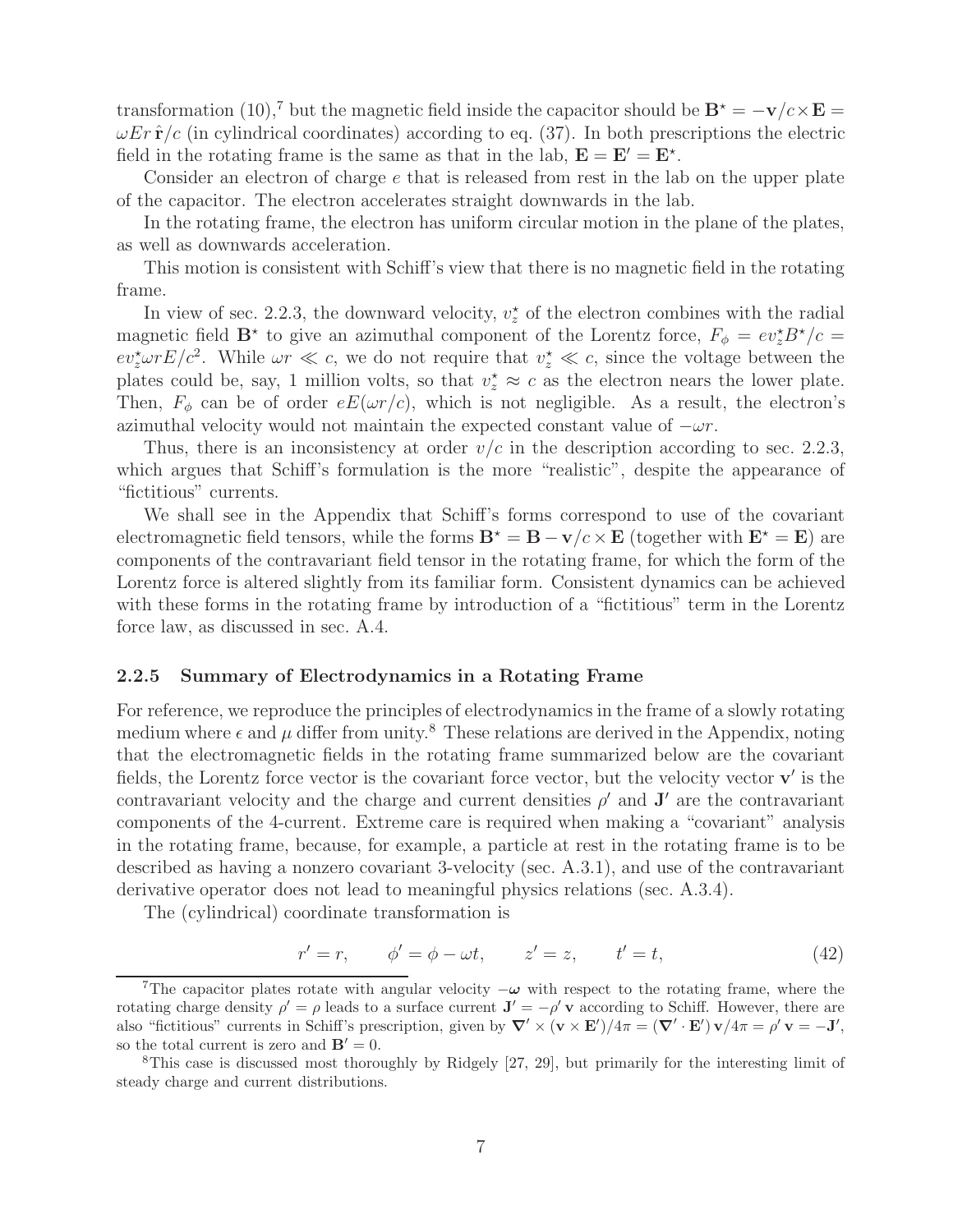transformation (10),[7] but the magnetic field inside the capacitor should be $\mathbf{B}^\star = -\mathbf{v}/c \times \mathbf{E} = \omega E r\, \hat{\mathbf{r}}/c$ (in cylindrical coordinates) according to eq. (37). In both prescriptions the electric field in the rotating frame is the same as that in the lab, $\mathbf{E} = \mathbf{E}' = \mathbf{E}^\star$.

Consider an electron of charge $e$ that is released from rest in the lab on the upper plate of the capacitor. The electron accelerates straight downwards in the lab.

In the rotating frame, the electron has uniform circular motion in the plane of the plates, as well as downwards acceleration.

This motion is consistent with Schiff's view that there is no magnetic field in the rotating frame.

In view of sec. 2.2.3, the downward velocity, $v_z^\star$ of the electron combines with the radial magnetic field $\mathbf{B}^\star$ to give an azimuthal component of the Lorentz force, $F_\phi = e v_z^\star B^\star/c = e v_z^\star \omega r E/c^2$. While $\omega r \ll c$, we do not require that $v_z^\star \ll c$, since the voltage between the plates could be, say, 1 million volts, so that $v_z^\star \approx c$ as the electron nears the lower plate. Then, $F_\phi$ can be of order $eE(\omega r/c)$, which is not negligible. As a result, the electron's azimuthal velocity would not maintain the expected constant value of $-\omega r$.

Thus, there is an inconsistency at order $v/c$ in the description according to sec. 2.2.3, which argues that Schiff's formulation is the more "realistic", despite the appearance of "fictitious" currents.

We shall see in the Appendix that Schiff's forms correspond to use of the covariant electromagnetic field tensors, while the forms $\mathbf{B}^\star = \mathbf{B} - \mathbf{v}/c \times \mathbf{E}$ (together with $\mathbf{E}^\star = \mathbf{E}$) are components of the contravariant field tensor in the rotating frame, for which the form of the Lorentz force is altered slightly from its familiar form. Consistent dynamics can be achieved with these forms in the rotating frame by introduction of a "fictitious" term in the Lorentz force law, as discussed in sec. A.4.

### 2.2.5 Summary of Electrodynamics in a Rotating Frame

For reference, we reproduce the principles of electrodynamics in the frame of a slowly rotating medium where $\epsilon$ and $\mu$ differ from unity.[8] These relations are derived in the Appendix, noting that the electromagnetic fields in the rotating frame summarized below are the covariant fields, the Lorentz force vector is the covariant force vector, but the velocity vector $\mathbf{v}'$ is the contravariant velocity and the charge and current densities $\rho'$ and $\mathbf{J}'$ are the contravariant components of the 4-current. Extreme care is required when making a "covariant" analysis in the rotating frame, because, for example, a particle at rest in the rotating frame is to be described as having a nonzero covariant 3-velocity (sec. A.3.1), and use of the contravariant derivative operator does not lead to meaningful physics relations (sec. A.3.4).

The (cylindrical) coordinate transformation is

$$r' = r, \qquad \phi' = \phi - \omega t, \qquad z' = z, \qquad t' = t, \tag{42}$$

[7] The capacitor plates rotate with angular velocity $-\boldsymbol{\omega}$ with respect to the rotating frame, where the rotating charge density $\rho' = \rho$ leads to a surface current $\mathbf{J}' = -\rho'\,\mathbf{v}$ according to Schiff. However, there are also "fictitious" currents in Schiff's prescription, given by $\boldsymbol{\nabla}' \times (\mathbf{v} \times \mathbf{E}')/4\pi = (\boldsymbol{\nabla}' \cdot \mathbf{E}')\,\mathbf{v}/4\pi = \rho'\,\mathbf{v} = -\mathbf{J}'$, so the total current is zero and $\mathbf{B}' = 0$.

[8] This case is discussed most thoroughly by Ridgely [27, 29], but primarily for the interesting limit of steady charge and current distributions.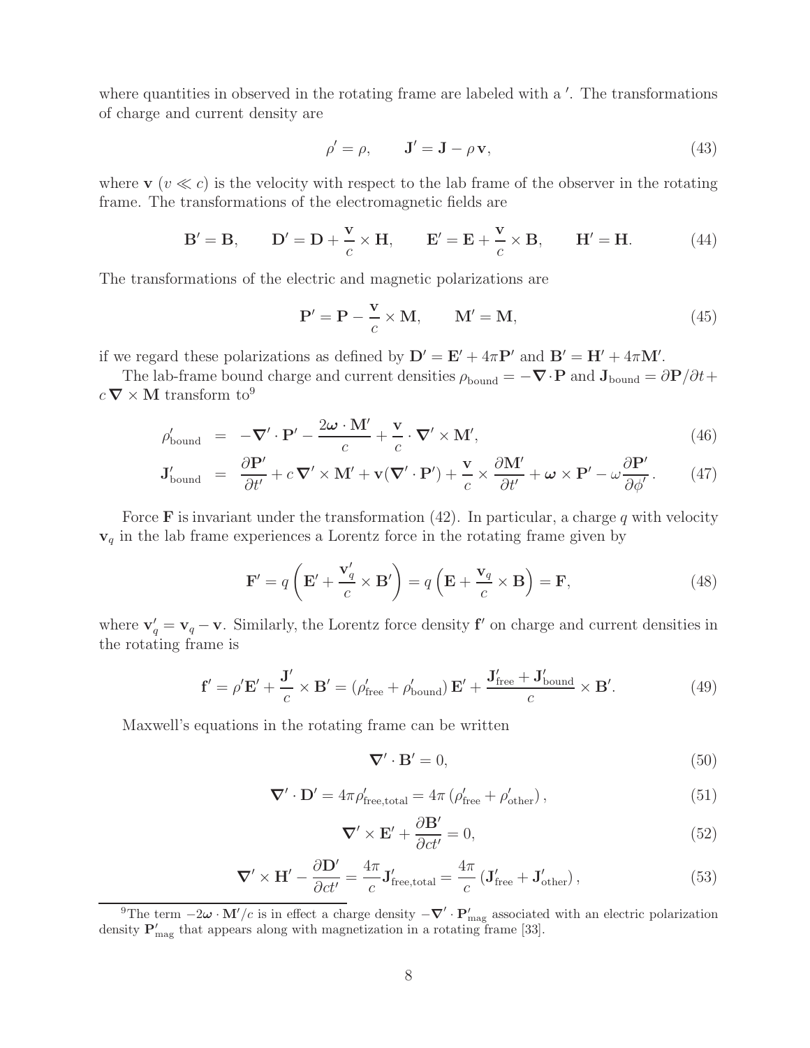where quantities in observed in the rotating frame are labeled with a $'$. The transformations of charge and current density are

$$\rho' = \rho, \qquad \mathbf{J}' = \mathbf{J} - \rho\,\mathbf{v}, \tag{43}$$

where $\mathbf{v}$ ($v \ll c$) is the velocity with respect to the lab frame of the observer in the rotating frame. The transformations of the electromagnetic fields are

$$\mathbf{B}' = \mathbf{B}, \qquad \mathbf{D}' = \mathbf{D} + \frac{\mathbf{v}}{c} \times \mathbf{H}, \qquad \mathbf{E}' = \mathbf{E} + \frac{\mathbf{v}}{c} \times \mathbf{B}, \qquad \mathbf{H}' = \mathbf{H}. \tag{44}$$

The transformations of the electric and magnetic polarizations are

$$\mathbf{P}' = \mathbf{P} - \frac{\mathbf{v}}{c} \times \mathbf{M}, \qquad \mathbf{M}' = \mathbf{M}, \tag{45}$$

if we regard these polarizations as defined by $\mathbf{D}' = \mathbf{E}' + 4\pi\mathbf{P}'$ and $\mathbf{B}' = \mathbf{H}' + 4\pi\mathbf{M}'$.

The lab-frame bound charge and current densities $\rho_{\rm bound} = -\boldsymbol{\nabla} \cdot \mathbf{P}$ and $\mathbf{J}_{\rm bound} = \partial\mathbf{P}/\partial t + c\,\boldsymbol{\nabla} \times \mathbf{M}$ transform to[9]

$$\rho'_{\rm bound} = -\boldsymbol{\nabla}' \cdot \mathbf{P}' - \frac{2\boldsymbol{\omega} \cdot \mathbf{M}'}{c} + \frac{\mathbf{v}}{c} \cdot \boldsymbol{\nabla}' \times \mathbf{M}', \tag{46}$$

$$\mathbf{J}'_{\rm bound} = \frac{\partial \mathbf{P}'}{\partial t'} + c\,\boldsymbol{\nabla}' \times \mathbf{M}' + \mathbf{v}(\boldsymbol{\nabla}' \cdot \mathbf{P}') + \frac{\mathbf{v}}{c} \times \frac{\partial \mathbf{M}'}{\partial t'} + \boldsymbol{\omega} \times \mathbf{P}' - \omega \frac{\partial \mathbf{P}'}{\partial \phi'}. \tag{47}$$

Force $\mathbf{F}$ is invariant under the transformation (42). In particular, a charge $q$ with velocity $\mathbf{v}_q$ in the lab frame experiences a Lorentz force in the rotating frame given by

$$\mathbf{F}' = q\left(\mathbf{E}' + \frac{\mathbf{v}'_q}{c} \times \mathbf{B}'\right) = q\left(\mathbf{E} + \frac{\mathbf{v}_q}{c} \times \mathbf{B}\right) = \mathbf{F}, \tag{48}$$

where $\mathbf{v}'_q = \mathbf{v}_q - \mathbf{v}$. Similarly, the Lorentz force density $\mathbf{f}'$ on charge and current densities in the rotating frame is

$$\mathbf{f}' = \rho'\mathbf{E}' + \frac{\mathbf{J}'}{c} \times \mathbf{B}' = (\rho'_{\rm free} + \rho'_{\rm bound})\,\mathbf{E}' + \frac{\mathbf{J}'_{\rm free} + \mathbf{J}'_{\rm bound}}{c} \times \mathbf{B}'. \tag{49}$$

Maxwell's equations in the rotating frame can be written

$$\boldsymbol{\nabla}' \cdot \mathbf{B}' = 0, \tag{50}$$

$$\boldsymbol{\nabla}' \cdot \mathbf{D}' = 4\pi\rho'_{\rm free,total} = 4\pi\left(\rho'_{\rm free} + \rho'_{\rm other}\right), \tag{51}$$

$$\boldsymbol{\nabla}' \times \mathbf{E}' + \frac{\partial \mathbf{B}'}{\partial ct'} = 0, \tag{52}$$

$$\boldsymbol{\nabla}' \times \mathbf{H}' - \frac{\partial \mathbf{D}'}{\partial ct'} = \frac{4\pi}{c}\mathbf{J}'_{\rm free,total} = \frac{4\pi}{c}\left(\mathbf{J}'_{\rm free} + \mathbf{J}'_{\rm other}\right), \tag{53}$$

[9] The term $-2\boldsymbol{\omega} \cdot \mathbf{M}'/c$ is in effect a charge density $-\boldsymbol{\nabla}' \cdot \mathbf{P}'_{\rm mag}$ associated with an electric polarization density $\mathbf{P}'_{\rm mag}$ that appears along with magnetization in a rotating frame [33].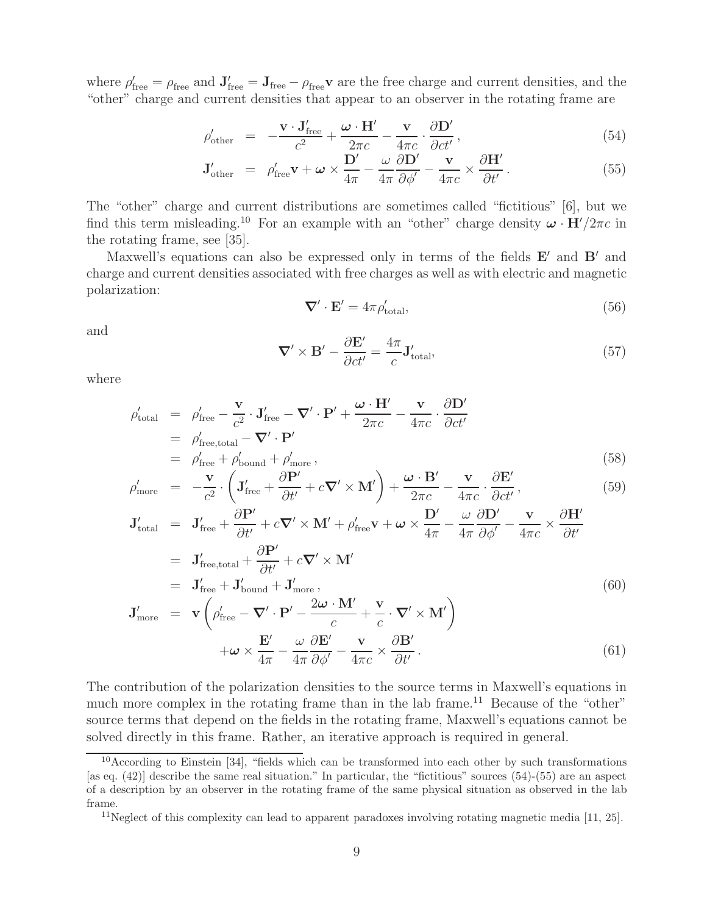where $\rho'_{\rm free} = \rho_{\rm free}$ and $\mathbf{J}'_{\rm free} = \mathbf{J}_{\rm free} - \rho_{\rm free}\mathbf{v}$ are the free charge and current densities, and the "other" charge and current densities that appear to an observer in the rotating frame are

$$
\begin{aligned}
\rho'_{\rm other} &= -\frac{\mathbf{v}\cdot\mathbf{J}'_{\rm free}}{c^2} + \frac{\boldsymbol{\omega}\cdot\mathbf{H}'}{2\pi c} - \frac{\mathbf{v}}{4\pi c}\cdot\frac{\partial \mathbf{D}'}{\partial ct'}\,, &(54)\\
\mathbf{J}'_{\rm other} &= \rho'_{\rm free}\mathbf{v} + \boldsymbol{\omega}\times\frac{\mathbf{D}'}{4\pi} - \frac{\omega}{4\pi}\frac{\partial \mathbf{D}'}{\partial \phi'} - \frac{\mathbf{v}}{4\pi c}\times\frac{\partial \mathbf{H}'}{\partial t'}\,. &(55)
\end{aligned}
$$

The "other" charge and current distributions are sometimes called "fictitious" [6], but we find this term misleading.[10] For an example with an "other" charge density $\boldsymbol{\omega}\cdot\mathbf{H}'/2\pi c$ in the rotating frame, see [35].

Maxwell's equations can also be expressed only in terms of the fields $\mathbf{E}'$ and $\mathbf{B}'$ and charge and current densities associated with free charges as well as with electric and magnetic polarization:

$$
\boldsymbol{\nabla}'\cdot\mathbf{E}' = 4\pi\rho'_{\rm total}, \tag{56}
$$

and

$$
\boldsymbol{\nabla}'\times\mathbf{B}' - \frac{\partial \mathbf{E}'}{\partial ct'} = \frac{4\pi}{c}\mathbf{J}'_{\rm total}, \tag{57}
$$

where

$$
\begin{aligned}
\rho'_{\rm total} &= \rho'_{\rm free} - \frac{\mathbf{v}}{c^2}\cdot\mathbf{J}'_{\rm free} - \boldsymbol{\nabla}'\cdot\mathbf{P}' + \frac{\boldsymbol{\omega}\cdot\mathbf{H}'}{2\pi c} - \frac{\mathbf{v}}{4\pi c}\cdot\frac{\partial \mathbf{D}'}{\partial ct'}\\
&= \rho'_{\rm free,total} - \boldsymbol{\nabla}'\cdot\mathbf{P}'\\
&= \rho'_{\rm free} + \rho'_{\rm bound} + \rho'_{\rm more}\,, &(58)\\
\rho'_{\rm more} &= -\frac{\mathbf{v}}{c^2}\cdot\left(\mathbf{J}'_{\rm free} + \frac{\partial \mathbf{P}'}{\partial t'} + c\boldsymbol{\nabla}'\times\mathbf{M}'\right) + \frac{\boldsymbol{\omega}\cdot\mathbf{B}'}{2\pi c} - \frac{\mathbf{v}}{4\pi c}\cdot\frac{\partial \mathbf{E}'}{\partial ct'}\,, &(59)\\
\mathbf{J}'_{\rm total} &= \mathbf{J}'_{\rm free} + \frac{\partial \mathbf{P}'}{\partial t'} + c\boldsymbol{\nabla}'\times\mathbf{M}' + \rho'_{\rm free}\mathbf{v} + \boldsymbol{\omega}\times\frac{\mathbf{D}'}{4\pi} - \frac{\omega}{4\pi}\frac{\partial \mathbf{D}'}{\partial \phi'} - \frac{\mathbf{v}}{4\pi c}\times\frac{\partial \mathbf{H}'}{\partial t'}\\
&= \mathbf{J}'_{\rm free,total} + \frac{\partial \mathbf{P}'}{\partial t'} + c\boldsymbol{\nabla}'\times\mathbf{M}'\\
&= \mathbf{J}'_{\rm free} + \mathbf{J}'_{\rm bound} + \mathbf{J}'_{\rm more}\,, &(60)\\
\mathbf{J}'_{\rm more} &= \mathbf{v}\left(\rho'_{\rm free} - \boldsymbol{\nabla}'\cdot\mathbf{P}' - \frac{2\boldsymbol{\omega}\cdot\mathbf{M}'}{c} + \frac{\mathbf{v}}{c}\cdot\boldsymbol{\nabla}'\times\mathbf{M}'\right)\\
&\quad + \boldsymbol{\omega}\times\frac{\mathbf{E}'}{4\pi} - \frac{\omega}{4\pi}\frac{\partial \mathbf{E}'}{\partial \phi'} - \frac{\mathbf{v}}{4\pi c}\times\frac{\partial \mathbf{B}'}{\partial t'}\,. &(61)
\end{aligned}
$$

The contribution of the polarization densities to the source terms in Maxwell's equations in much more complex in the rotating frame than in the lab frame.[11] Because of the "other" source terms that depend on the fields in the rotating frame, Maxwell's equations cannot be solved directly in this frame. Rather, an iterative approach is required in general.

---

[10] According to Einstein [34], "fields which can be transformed into each other by such transformations [as eq. (42)] describe the same real situation." In particular, the "fictitious" sources (54)-(55) are an aspect of a description by an observer in the rotating frame of the same physical situation as observed in the lab frame.

[11] Neglect of this complexity can lead to apparent paradoxes involving rotating magnetic media [11, 25].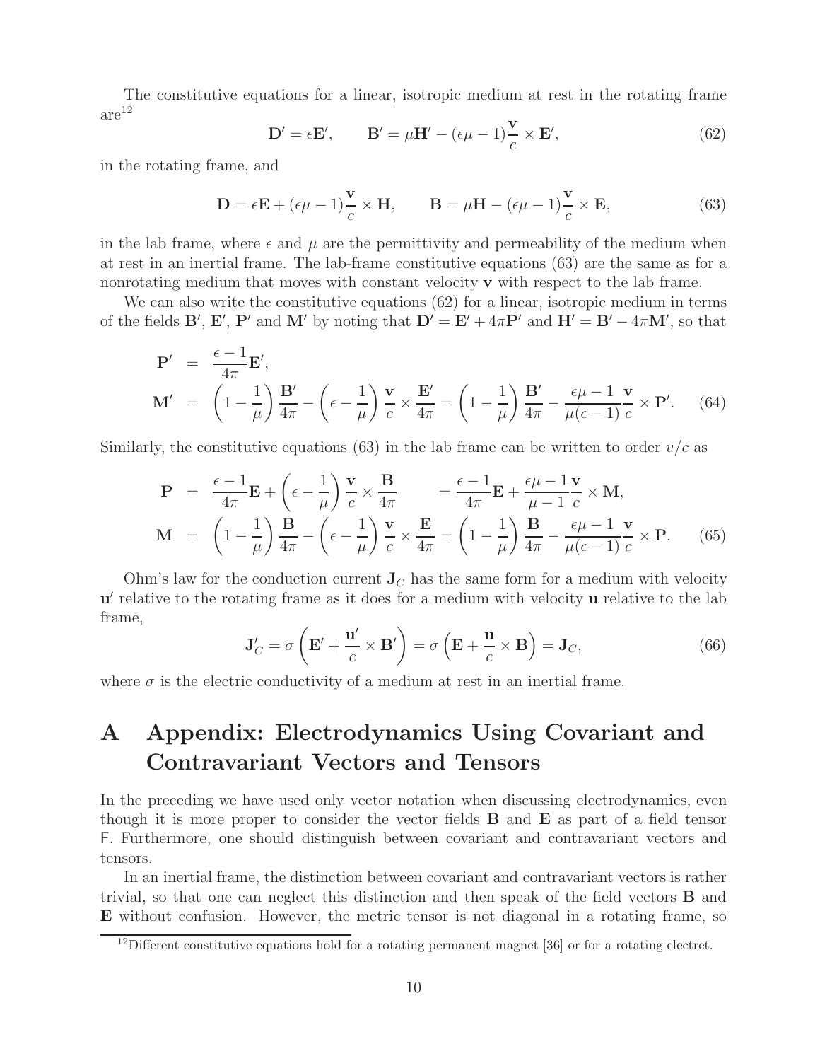The constitutive equations for a linear, isotropic medium at rest in the rotating frame are[12]

$$\mathbf{D}' = \epsilon \mathbf{E}', \qquad \mathbf{B}' = \mu \mathbf{H}' - (\epsilon\mu - 1)\frac{\mathbf{v}}{c} \times \mathbf{E}', \tag{62}$$

in the rotating frame, and

$$\mathbf{D} = \epsilon \mathbf{E} + (\epsilon\mu - 1)\frac{\mathbf{v}}{c} \times \mathbf{H}, \qquad \mathbf{B} = \mu \mathbf{H} - (\epsilon\mu - 1)\frac{\mathbf{v}}{c} \times \mathbf{E}, \tag{63}$$

in the lab frame, where $\epsilon$ and $\mu$ are the permittivity and permeability of the medium when at rest in an inertial frame. The lab-frame constitutive equations (63) are the same as for a nonrotating medium that moves with constant velocity $\mathbf{v}$ with respect to the lab frame.

We can also write the constitutive equations (62) for a linear, isotropic medium in terms of the fields $\mathbf{B}'$, $\mathbf{E}'$, $\mathbf{P}'$ and $\mathbf{M}'$ by noting that $\mathbf{D}' = \mathbf{E}' + 4\pi\mathbf{P}'$ and $\mathbf{H}' = \mathbf{B}' - 4\pi\mathbf{M}'$, so that

$$\begin{aligned}
\mathbf{P}' &= \frac{\epsilon - 1}{4\pi}\mathbf{E}', \\
\mathbf{M}' &= \left(1 - \frac{1}{\mu}\right)\frac{\mathbf{B}'}{4\pi} - \left(\epsilon - \frac{1}{\mu}\right)\frac{\mathbf{v}}{c} \times \frac{\mathbf{E}'}{4\pi} = \left(1 - \frac{1}{\mu}\right)\frac{\mathbf{B}'}{4\pi} - \frac{\epsilon\mu - 1}{\mu(\epsilon - 1)}\frac{\mathbf{v}}{c} \times \mathbf{P}'.
\end{aligned} \tag{64}$$

Similarly, the constitutive equations (63) in the lab frame can be written to order $v/c$ as

$$\begin{aligned}
\mathbf{P} &= \frac{\epsilon - 1}{4\pi}\mathbf{E} + \left(\epsilon - \frac{1}{\mu}\right)\frac{\mathbf{v}}{c} \times \frac{\mathbf{B}}{4\pi} = \frac{\epsilon - 1}{4\pi}\mathbf{E} + \frac{\epsilon\mu - 1}{\mu - 1}\frac{\mathbf{v}}{c} \times \mathbf{M}, \\
\mathbf{M} &= \left(1 - \frac{1}{\mu}\right)\frac{\mathbf{B}}{4\pi} - \left(\epsilon - \frac{1}{\mu}\right)\frac{\mathbf{v}}{c} \times \frac{\mathbf{E}}{4\pi} = \left(1 - \frac{1}{\mu}\right)\frac{\mathbf{B}}{4\pi} - \frac{\epsilon\mu - 1}{\mu(\epsilon - 1)}\frac{\mathbf{v}}{c} \times \mathbf{P}.
\end{aligned} \tag{65}$$

Ohm's law for the conduction current $\mathbf{J}_C$ has the same form for a medium with velocity $\mathbf{u}'$ relative to the rotating frame as it does for a medium with velocity $\mathbf{u}$ relative to the lab frame,

$$\mathbf{J}'_C = \sigma\left(\mathbf{E}' + \frac{\mathbf{u}'}{c} \times \mathbf{B}'\right) = \sigma\left(\mathbf{E} + \frac{\mathbf{u}}{c} \times \mathbf{B}\right) = \mathbf{J}_C, \tag{66}$$

where $\sigma$ is the electric conductivity of a medium at rest in an inertial frame.

# A Appendix: Electrodynamics Using Covariant and Contravariant Vectors and Tensors

In the preceding we have used only vector notation when discussing electrodynamics, even though it is more proper to consider the vector fields $\mathbf{B}$ and $\mathbf{E}$ as part of a field tensor $\mathsf{F}$. Furthermore, one should distinguish between covariant and contravariant vectors and tensors.

In an inertial frame, the distinction between covariant and contravariant vectors is rather trivial, so that one can neglect this distinction and then speak of the field vectors $\mathbf{B}$ and $\mathbf{E}$ without confusion. However, the metric tensor is not diagonal in a rotating frame, so

[12] Different constitutive equations hold for a rotating permanent magnet [36] or for a rotating electret.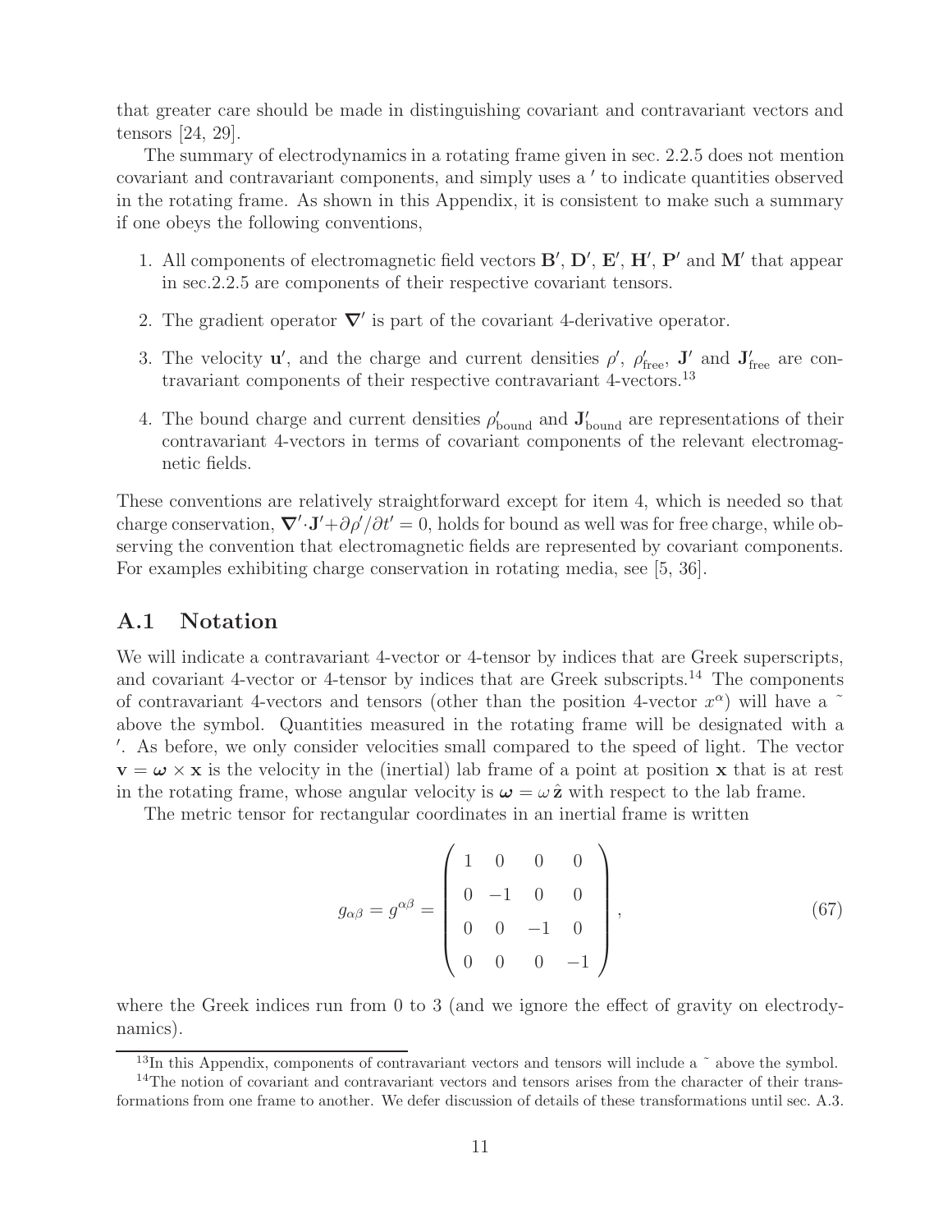that greater care should be made in distinguishing covariant and contravariant vectors and tensors [24, 29].

The summary of electrodynamics in a rotating frame given in sec. 2.2.5 does not mention covariant and contravariant components, and simply uses a $'$ to indicate quantities observed in the rotating frame. As shown in this Appendix, it is consistent to make such a summary if one obeys the following conventions,

1. All components of electromagnetic field vectors $\mathbf{B}'$, $\mathbf{D}'$, $\mathbf{E}'$, $\mathbf{H}'$, $\mathbf{P}'$ and $\mathbf{M}'$ that appear in sec.2.2.5 are components of their respective covariant tensors.
2. The gradient operator $\boldsymbol{\nabla}'$ is part of the covariant 4-derivative operator.
3. The velocity $\mathbf{u}'$, and the charge and current densities $\rho'$, $\rho'_{\rm free}$, $\mathbf{J}'$ and $\mathbf{J}'_{\rm free}$ are contravariant components of their respective contravariant 4-vectors.[13]
4. The bound charge and current densities $\rho'_{\rm bound}$ and $\mathbf{J}'_{\rm bound}$ are representations of their contravariant 4-vectors in terms of covariant components of the relevant electromagnetic fields.

These conventions are relatively straightforward except for item 4, which is needed so that charge conservation, $\boldsymbol{\nabla}'\cdot\mathbf{J}' + \partial\rho'/\partial t' = 0$, holds for bound as well was for free charge, while observing the convention that electromagnetic fields are represented by covariant components. For examples exhibiting charge conservation in rotating media, see [5, 36].

## A.1 Notation

We will indicate a contravariant 4-vector or 4-tensor by indices that are Greek superscripts, and covariant 4-vector or 4-tensor by indices that are Greek subscripts.[14] The components of contravariant 4-vectors and tensors (other than the position 4-vector $x^\alpha$) will have a $\tilde{}$ above the symbol. Quantities measured in the rotating frame will be designated with a $'$. As before, we only consider velocities small compared to the speed of light. The vector $\mathbf{v} = \boldsymbol{\omega} \times \mathbf{x}$ is the velocity in the (inertial) lab frame of a point at position $\mathbf{x}$ that is at rest in the rotating frame, whose angular velocity is $\boldsymbol{\omega} = \omega\,\hat{\mathbf{z}}$ with respect to the lab frame.

The metric tensor for rectangular coordinates in an inertial frame is written

$$g_{\alpha\beta} = g^{\alpha\beta} = \begin{pmatrix} 1 & 0 & 0 & 0 \\ 0 & -1 & 0 & 0 \\ 0 & 0 & -1 & 0 \\ 0 & 0 & 0 & -1 \end{pmatrix}, \tag{67}$$

where the Greek indices run from 0 to 3 (and we ignore the effect of gravity on electrodynamics).

[13] In this Appendix, components of contravariant vectors and tensors will include a $\tilde{}$ above the symbol.

[14] The notion of covariant and contravariant vectors and tensors arises from the character of their transformations from one frame to another. We defer discussion of details of these transformations until sec. A.3.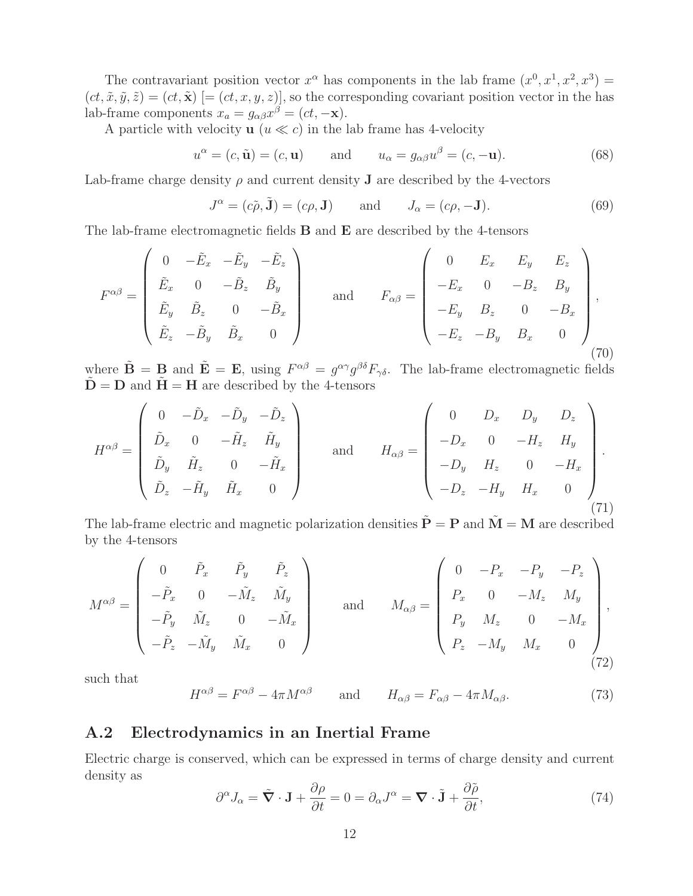The contravariant position vector $x^\alpha$ has components in the lab frame $(x^0, x^1, x^2, x^3) = (ct, \tilde{x}, \tilde{y}, \tilde{z}) = (ct, \tilde{\mathbf{x}})$ $[= (ct, x, y, z)]$, so the corresponding covariant position vector in the has lab-frame components $x_a = g_{\alpha\beta} x^\beta = (ct, -\mathbf{x})$.

A particle with velocity $\mathbf{u}$ ($u \ll c$) in the lab frame has 4-velocity

$$u^\alpha = (c, \tilde{\mathbf{u}}) = (c, \mathbf{u}) \qquad \text{and} \qquad u_\alpha = g_{\alpha\beta} u^\beta = (c, -\mathbf{u}). \tag{68}$$

Lab-frame charge density $\rho$ and current density $\mathbf{J}$ are described by the 4-vectors

$$J^\alpha = (c\tilde{\rho}, \tilde{\mathbf{J}}) = (c\rho, \mathbf{J}) \qquad \text{and} \qquad J_\alpha = (c\rho, -\mathbf{J}). \tag{69}$$

The lab-frame electromagnetic fields $\mathbf{B}$ and $\mathbf{E}$ are described by the 4-tensors

$$F^{\alpha\beta} = \begin{pmatrix} 0 & -\tilde{E}_x & -\tilde{E}_y & -\tilde{E}_z \\ \tilde{E}_x & 0 & -\tilde{B}_z & \tilde{B}_y \\ \tilde{E}_y & \tilde{B}_z & 0 & -\tilde{B}_x \\ \tilde{E}_z & -\tilde{B}_y & \tilde{B}_x & 0 \end{pmatrix} \qquad \text{and} \qquad F_{\alpha\beta} = \begin{pmatrix} 0 & E_x & E_y & E_z \\ -E_x & 0 & -B_z & B_y \\ -E_y & B_z & 0 & -B_x \\ -E_z & -B_y & B_x & 0 \end{pmatrix}, \tag{70}$$

where $\tilde{\mathbf{B}} = \mathbf{B}$ and $\tilde{\mathbf{E}} = \mathbf{E}$, using $F^{\alpha\beta} = g^{\alpha\gamma} g^{\beta\delta} F_{\gamma\delta}$. The lab-frame electromagnetic fields $\tilde{\mathbf{D}} = \mathbf{D}$ and $\tilde{\mathbf{H}} = \mathbf{H}$ are described by the 4-tensors

$$H^{\alpha\beta} = \begin{pmatrix} 0 & -\tilde{D}_x & -\tilde{D}_y & -\tilde{D}_z \\ \tilde{D}_x & 0 & -\tilde{H}_z & \tilde{H}_y \\ \tilde{D}_y & \tilde{H}_z & 0 & -\tilde{H}_x \\ \tilde{D}_z & -\tilde{H}_y & \tilde{H}_x & 0 \end{pmatrix} \qquad \text{and} \qquad H_{\alpha\beta} = \begin{pmatrix} 0 & D_x & D_y & D_z \\ -D_x & 0 & -H_z & H_y \\ -D_y & H_z & 0 & -H_x \\ -D_z & -H_y & H_x & 0 \end{pmatrix}. \tag{71}$$

The lab-frame electric and magnetic polarization densities $\tilde{\mathbf{P}} = \mathbf{P}$ and $\tilde{\mathbf{M}} = \mathbf{M}$ are described by the 4-tensors

$$M^{\alpha\beta} = \begin{pmatrix} 0 & \tilde{P}_x & \tilde{P}_y & \tilde{P}_z \\ -\tilde{P}_x & 0 & -\tilde{M}_z & \tilde{M}_y \\ -\tilde{P}_y & \tilde{M}_z & 0 & -\tilde{M}_x \\ -\tilde{P}_z & -\tilde{M}_y & \tilde{M}_x & 0 \end{pmatrix} \qquad \text{and} \qquad M_{\alpha\beta} = \begin{pmatrix} 0 & -P_x & -P_y & -P_z \\ P_x & 0 & -M_z & M_y \\ P_y & M_z & 0 & -M_x \\ P_z & -M_y & M_x & 0 \end{pmatrix}, \tag{72}$$

such that

$$H^{\alpha\beta} = F^{\alpha\beta} - 4\pi M^{\alpha\beta} \qquad \text{and} \qquad H_{\alpha\beta} = F_{\alpha\beta} - 4\pi M_{\alpha\beta}. \tag{73}$$

## A.2 Electrodynamics in an Inertial Frame

Electric charge is conserved, which can be expressed in terms of charge density and current density as

$$\partial^\alpha J_\alpha = \tilde{\boldsymbol{\nabla}} \cdot \mathbf{J} + \frac{\partial \rho}{\partial t} = 0 = \partial_\alpha J^\alpha = \boldsymbol{\nabla} \cdot \tilde{\mathbf{J}} + \frac{\partial \tilde{\rho}}{\partial t}, \tag{74}$$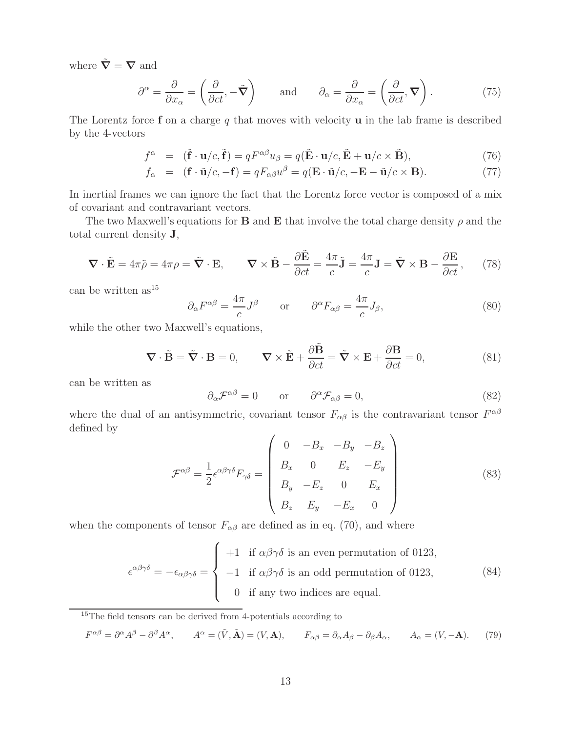where $\tilde{\boldsymbol{\nabla}} = \boldsymbol{\nabla}$ and

$$\partial^\alpha = \frac{\partial}{\partial x_\alpha} = \left(\frac{\partial}{\partial ct}, -\tilde{\boldsymbol{\nabla}}\right) \qquad \text{and} \qquad \partial_\alpha = \frac{\partial}{\partial x_\alpha} = \left(\frac{\partial}{\partial ct}, \boldsymbol{\nabla}\right). \tag{75}$$

The Lorentz force $\mathbf{f}$ on a charge $q$ that moves with velocity $\mathbf{u}$ in the lab frame is described by the 4-vectors

$$f^\alpha = (\tilde{\mathbf{f}} \cdot \mathbf{u}/c, \tilde{\mathbf{f}}) = qF^{\alpha\beta}u_\beta = q(\tilde{\mathbf{E}} \cdot \mathbf{u}/c, \tilde{\mathbf{E}} + \mathbf{u}/c \times \tilde{\mathbf{B}}), \tag{76}$$

$$f_\alpha = (\mathbf{f} \cdot \tilde{\mathbf{u}}/c, -\mathbf{f}) = qF_{\alpha\beta}u^\beta = q(\mathbf{E} \cdot \tilde{\mathbf{u}}/c, -\mathbf{E} - \tilde{\mathbf{u}}/c \times \mathbf{B}). \tag{77}$$

In inertial frames we can ignore the fact that the Lorentz force vector is composed of a mix of covariant and contravariant vectors.

The two Maxwell's equations for $\mathbf{B}$ and $\mathbf{E}$ that involve the total charge density $\rho$ and the total current density $\mathbf{J}$,

$$\boldsymbol{\nabla} \cdot \tilde{\mathbf{E}} = 4\pi\tilde{\rho} = 4\pi\rho = \tilde{\boldsymbol{\nabla}} \cdot \mathbf{E}, \qquad \boldsymbol{\nabla} \times \tilde{\mathbf{B}} - \frac{\partial \tilde{\mathbf{E}}}{\partial ct} = \frac{4\pi}{c}\tilde{\mathbf{J}} = \frac{4\pi}{c}\mathbf{J} = \tilde{\boldsymbol{\nabla}} \times \mathbf{B} - \frac{\partial \mathbf{E}}{\partial ct}, \tag{78}$$

can be written as[15]

$$\partial_\alpha F^{\alpha\beta} = \frac{4\pi}{c}J^\beta \qquad \text{or} \qquad \partial^\alpha F_{\alpha\beta} = \frac{4\pi}{c}J_\beta, \tag{80}$$

while the other two Maxwell's equations,

$$\boldsymbol{\nabla} \cdot \tilde{\mathbf{B}} = \tilde{\boldsymbol{\nabla}} \cdot \mathbf{B} = 0, \qquad \boldsymbol{\nabla} \times \tilde{\mathbf{E}} + \frac{\partial \tilde{\mathbf{B}}}{\partial ct} = \tilde{\boldsymbol{\nabla}} \times \mathbf{E} + \frac{\partial \mathbf{B}}{\partial ct} = 0, \tag{81}$$

can be written as

$$\partial_\alpha \mathcal{F}^{\alpha\beta} = 0 \qquad \text{or} \qquad \partial^\alpha \mathcal{F}_{\alpha\beta} = 0, \tag{82}$$

where the dual of an antisymmetric, covariant tensor $F_{\alpha\beta}$ is the contravariant tensor $F^{\alpha\beta}$ defined by

$$\mathcal{F}^{\alpha\beta} = \frac{1}{2}\epsilon^{\alpha\beta\gamma\delta}F_{\gamma\delta} = \begin{pmatrix} 0 & -B_x & -B_y & -B_z \\ B_x & 0 & E_z & -E_y \\ B_y & -E_z & 0 & E_x \\ B_z & E_y & -E_x & 0 \end{pmatrix} \tag{83}$$

when the components of tensor $F_{\alpha\beta}$ are defined as in eq. (70), and where

$$\epsilon^{\alpha\beta\gamma\delta} = -\epsilon_{\alpha\beta\gamma\delta} = \begin{cases} +1 & \text{if } \alpha\beta\gamma\delta \text{ is an even permutation of 0123,} \\ -1 & \text{if } \alpha\beta\gamma\delta \text{ is an odd permutation of 0123,} \\ \ \ 0 & \text{if any two indices are equal.} \end{cases} \tag{84}$$

---

[15] The field tensors can be derived from 4-potentials according to

$$F^{\alpha\beta} = \partial^\alpha A^\beta - \partial^\beta A^\alpha, \qquad A^\alpha = (\tilde{V}, \tilde{\mathbf{A}}) = (V, \mathbf{A}), \qquad F_{\alpha\beta} = \partial_\alpha A_\beta - \partial_\beta A_\alpha, \qquad A_\alpha = (V, -\mathbf{A}). \tag{79}$$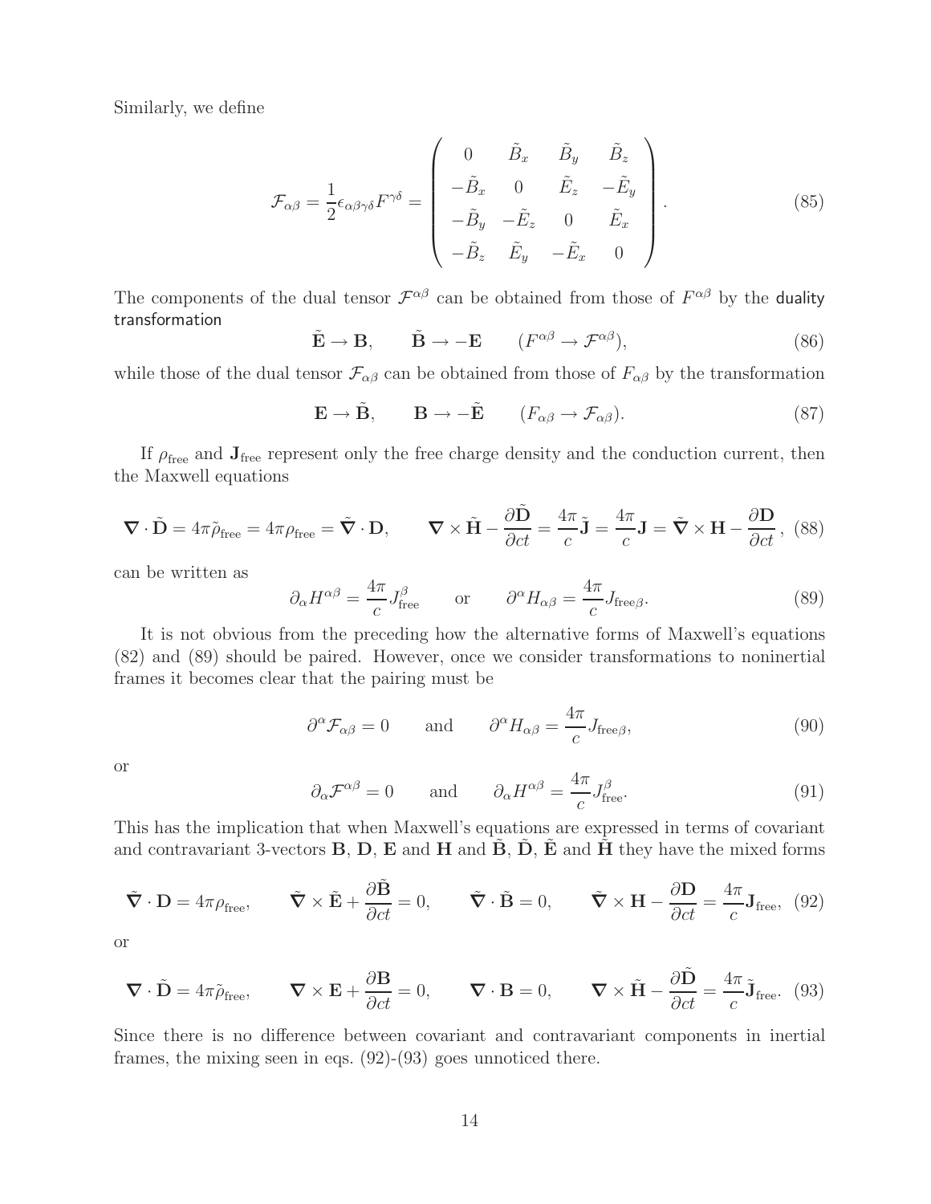Similarly, we define

$$\mathcal{F}_{\alpha\beta} = \frac{1}{2}\epsilon_{\alpha\beta\gamma\delta}F^{\gamma\delta} = \begin{pmatrix} 0 & \tilde{B}_x & \tilde{B}_y & \tilde{B}_z \\ -\tilde{B}_x & 0 & \tilde{E}_z & -\tilde{E}_y \\ -\tilde{B}_y & -\tilde{E}_z & 0 & \tilde{E}_x \\ -\tilde{B}_z & \tilde{E}_y & -\tilde{E}_x & 0 \end{pmatrix}. \tag{85}$$

The components of the dual tensor $\mathcal{F}^{\alpha\beta}$ can be obtained from those of $F^{\alpha\beta}$ by the duality transformation

$$\tilde{\mathbf{E}} \to \mathbf{B}, \qquad \tilde{\mathbf{B}} \to -\mathbf{E} \qquad (F^{\alpha\beta} \to \mathcal{F}^{\alpha\beta}), \tag{86}$$

while those of the dual tensor $\mathcal{F}_{\alpha\beta}$ can be obtained from those of $F_{\alpha\beta}$ by the transformation

$$\mathbf{E} \to \tilde{\mathbf{B}}, \qquad \mathbf{B} \to -\tilde{\mathbf{E}} \qquad (F_{\alpha\beta} \to \mathcal{F}_{\alpha\beta}). \tag{87}$$

If $\rho_{\rm free}$ and $\mathbf{J}_{\rm free}$ represent only the free charge density and the conduction current, then the Maxwell equations

$$\boldsymbol{\nabla}\cdot\tilde{\mathbf{D}} = 4\pi\tilde{\rho}_{\rm free} = 4\pi\rho_{\rm free} = \tilde{\boldsymbol{\nabla}}\cdot\mathbf{D}, \qquad \boldsymbol{\nabla}\times\tilde{\mathbf{H}} - \frac{\partial\tilde{\mathbf{D}}}{\partial ct} = \frac{4\pi}{c}\tilde{\mathbf{J}} = \frac{4\pi}{c}\mathbf{J} = \tilde{\boldsymbol{\nabla}}\times\mathbf{H} - \frac{\partial\mathbf{D}}{\partial ct}, \tag{88}$$

can be written as

$$\partial_\alpha H^{\alpha\beta} = \frac{4\pi}{c}J^\beta_{\rm free} \qquad \text{or} \qquad \partial^\alpha H_{\alpha\beta} = \frac{4\pi}{c}J_{{\rm free}\beta}. \tag{89}$$

It is not obvious from the preceding how the alternative forms of Maxwell's equations (82) and (89) should be paired. However, once we consider transformations to noninertial frames it becomes clear that the pairing must be

$$\partial^\alpha\mathcal{F}_{\alpha\beta} = 0 \qquad \text{and} \qquad \partial^\alpha H_{\alpha\beta} = \frac{4\pi}{c}J_{{\rm free}\beta}, \tag{90}$$

or

$$\partial_\alpha\mathcal{F}^{\alpha\beta} = 0 \qquad \text{and} \qquad \partial_\alpha H^{\alpha\beta} = \frac{4\pi}{c}J^\beta_{\rm free}. \tag{91}$$

This has the implication that when Maxwell's equations are expressed in terms of covariant and contravariant 3-vectors $\mathbf{B}$, $\mathbf{D}$, $\mathbf{E}$ and $\mathbf{H}$ and $\tilde{\mathbf{B}}$, $\tilde{\mathbf{D}}$, $\tilde{\mathbf{E}}$ and $\tilde{\mathbf{H}}$ they have the mixed forms

$$\tilde{\boldsymbol{\nabla}}\cdot\mathbf{D} = 4\pi\rho_{\rm free}, \qquad \tilde{\boldsymbol{\nabla}}\times\tilde{\mathbf{E}} + \frac{\partial\tilde{\mathbf{B}}}{\partial ct} = 0, \qquad \tilde{\boldsymbol{\nabla}}\cdot\tilde{\mathbf{B}} = 0, \qquad \tilde{\boldsymbol{\nabla}}\times\mathbf{H} - \frac{\partial\mathbf{D}}{\partial ct} = \frac{4\pi}{c}\mathbf{J}_{\rm free}, \tag{92}$$

or

$$\boldsymbol{\nabla}\cdot\tilde{\mathbf{D}} = 4\pi\tilde{\rho}_{\rm free}, \qquad \boldsymbol{\nabla}\times\mathbf{E} + \frac{\partial\mathbf{B}}{\partial ct} = 0, \qquad \boldsymbol{\nabla}\cdot\mathbf{B} = 0, \qquad \boldsymbol{\nabla}\times\tilde{\mathbf{H}} - \frac{\partial\tilde{\mathbf{D}}}{\partial ct} = \frac{4\pi}{c}\tilde{\mathbf{J}}_{\rm free}. \tag{93}$$

Since there is no difference between covariant and contravariant components in inertial frames, the mixing seen in eqs. (92)-(93) goes unnoticed there.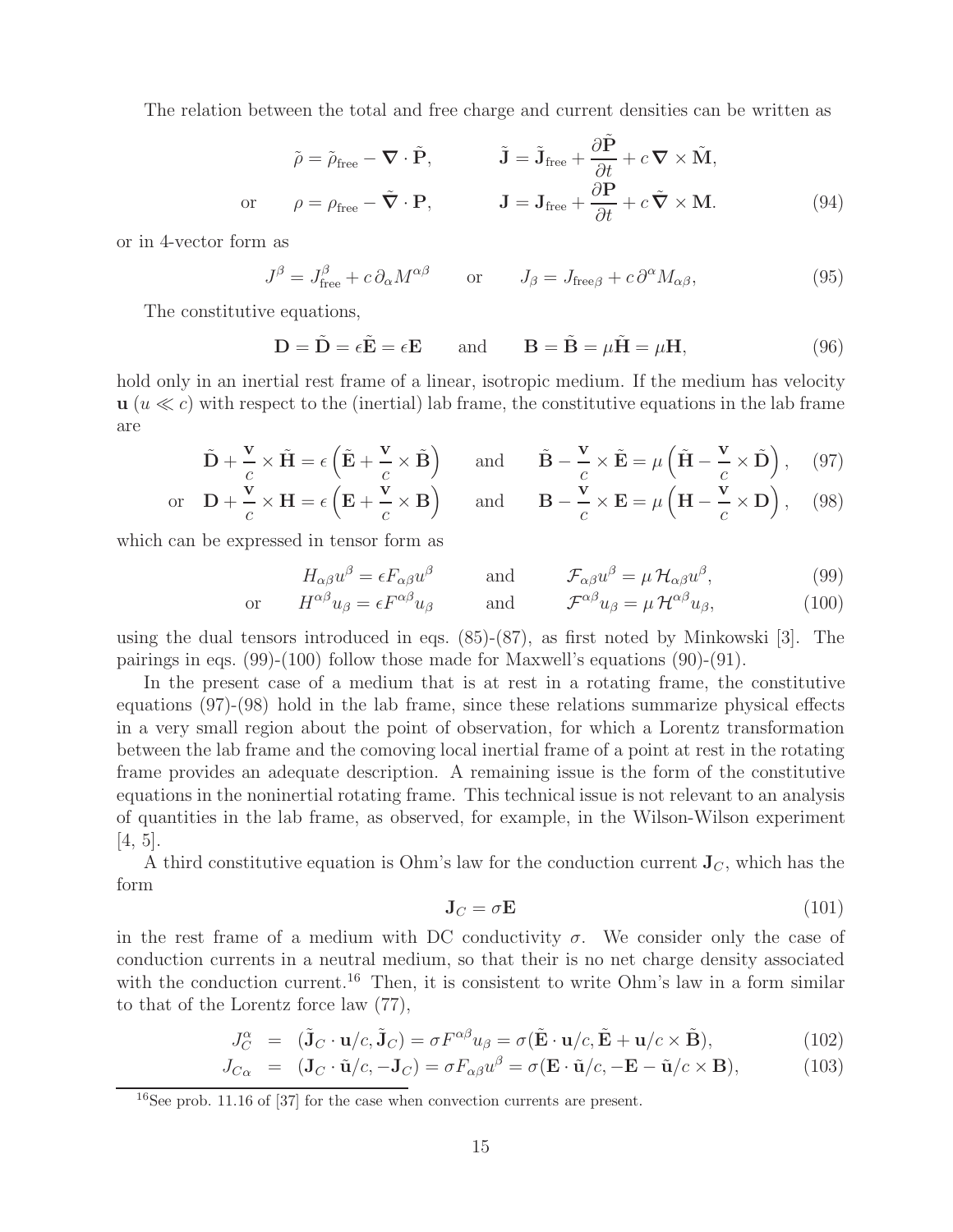The relation between the total and free charge and current densities can be written as

$$
\begin{aligned}
&\tilde{\rho} = \tilde{\rho}_{\rm free} - \boldsymbol{\nabla} \cdot \tilde{\mathbf{P}}, \qquad && \tilde{\mathbf{J}} = \tilde{\mathbf{J}}_{\rm free} + \frac{\partial \tilde{\mathbf{P}}}{\partial t} + c\, \boldsymbol{\nabla} \times \tilde{\mathbf{M}}, \\
\text{or} \qquad &\rho = \rho_{\rm free} - \tilde{\boldsymbol{\nabla}} \cdot \mathbf{P}, \qquad && \mathbf{J} = \mathbf{J}_{\rm free} + \frac{\partial \mathbf{P}}{\partial t} + c\, \tilde{\boldsymbol{\nabla}} \times \mathbf{M}.
\end{aligned} \tag{94}
$$

or in 4-vector form as

$$
J^\beta = J^\beta_{\rm free} + c\, \partial_\alpha M^{\alpha\beta} \qquad \text{or} \qquad J_\beta = J_{{\rm free}\beta} + c\, \partial^\alpha M_{\alpha\beta}, \tag{95}
$$

The constitutive equations,

$$
\mathbf{D} = \tilde{\mathbf{D}} = \epsilon \tilde{\mathbf{E}} = \epsilon \mathbf{E} \qquad \text{and} \qquad \mathbf{B} = \tilde{\mathbf{B}} = \mu \tilde{\mathbf{H}} = \mu \mathbf{H}, \tag{96}
$$

hold only in an inertial rest frame of a linear, isotropic medium. If the medium has velocity $\mathbf{u}$ ($u \ll c$) with respect to the (inertial) lab frame, the constitutive equations in the lab frame are

$$
\tilde{\mathbf{D}} + \frac{\mathbf{v}}{c} \times \tilde{\mathbf{H}} = \epsilon \left( \tilde{\mathbf{E}} + \frac{\mathbf{v}}{c} \times \tilde{\mathbf{B}} \right) \qquad \text{and} \qquad \tilde{\mathbf{B}} - \frac{\mathbf{v}}{c} \times \tilde{\mathbf{E}} = \mu \left( \tilde{\mathbf{H}} - \frac{\mathbf{v}}{c} \times \tilde{\mathbf{D}} \right), \tag{97}
$$

$$
\text{or} \quad \mathbf{D} + \frac{\mathbf{v}}{c} \times \mathbf{H} = \epsilon \left( \mathbf{E} + \frac{\mathbf{v}}{c} \times \mathbf{B} \right) \qquad \text{and} \qquad \mathbf{B} - \frac{\mathbf{v}}{c} \times \mathbf{E} = \mu \left( \mathbf{H} - \frac{\mathbf{v}}{c} \times \mathbf{D} \right), \tag{98}
$$

which can be expressed in tensor form as

$$
H_{\alpha\beta} u^\beta = \epsilon F_{\alpha\beta} u^\beta \qquad \text{and} \qquad \mathcal{F}_{\alpha\beta} u^\beta = \mu\, \mathcal{H}_{\alpha\beta} u^\beta, \tag{99}
$$

$$
\text{or} \qquad H^{\alpha\beta} u_\beta = \epsilon F^{\alpha\beta} u_\beta \qquad \text{and} \qquad \mathcal{F}^{\alpha\beta} u_\beta = \mu\, \mathcal{H}^{\alpha\beta} u_\beta, \tag{100}
$$

using the dual tensors introduced in eqs. (85)-(87), as first noted by Minkowski [3]. The pairings in eqs. (99)-(100) follow those made for Maxwell's equations (90)-(91).

In the present case of a medium that is at rest in a rotating frame, the constitutive equations (97)-(98) hold in the lab frame, since these relations summarize physical effects in a very small region about the point of observation, for which a Lorentz transformation between the lab frame and the comoving local inertial frame of a point at rest in the rotating frame provides an adequate description. A remaining issue is the form of the constitutive equations in the noninertial rotating frame. This technical issue is not relevant to an analysis of quantities in the lab frame, as observed, for example, in the Wilson-Wilson experiment [4, 5].

A third constitutive equation is Ohm's law for the conduction current $\mathbf{J}_C$, which has the form

$$
\mathbf{J}_C = \sigma \mathbf{E} \tag{101}
$$

in the rest frame of a medium with DC conductivity $\sigma$. We consider only the case of conduction currents in a neutral medium, so that their is no net charge density associated with the conduction current.[16] Then, it is consistent to write Ohm's law in a form similar to that of the Lorentz force law (77),

$$
J^\alpha_C = (\tilde{\mathbf{J}}_C \cdot \mathbf{u}/c, \tilde{\mathbf{J}}_C) = \sigma F^{\alpha\beta} u_\beta = \sigma (\tilde{\mathbf{E}} \cdot \mathbf{u}/c, \tilde{\mathbf{E}} + \mathbf{u}/c \times \tilde{\mathbf{B}}), \tag{102}
$$

$$
J_{C\alpha} = (\mathbf{J}_C \cdot \tilde{\mathbf{u}}/c, -\mathbf{J}_C) = \sigma F_{\alpha\beta} u^\beta = \sigma (\mathbf{E} \cdot \tilde{\mathbf{u}}/c, -\mathbf{E} - \tilde{\mathbf{u}}/c \times \mathbf{B}), \tag{103}
$$

[16] See prob. 11.16 of [37] for the case when convection currents are present.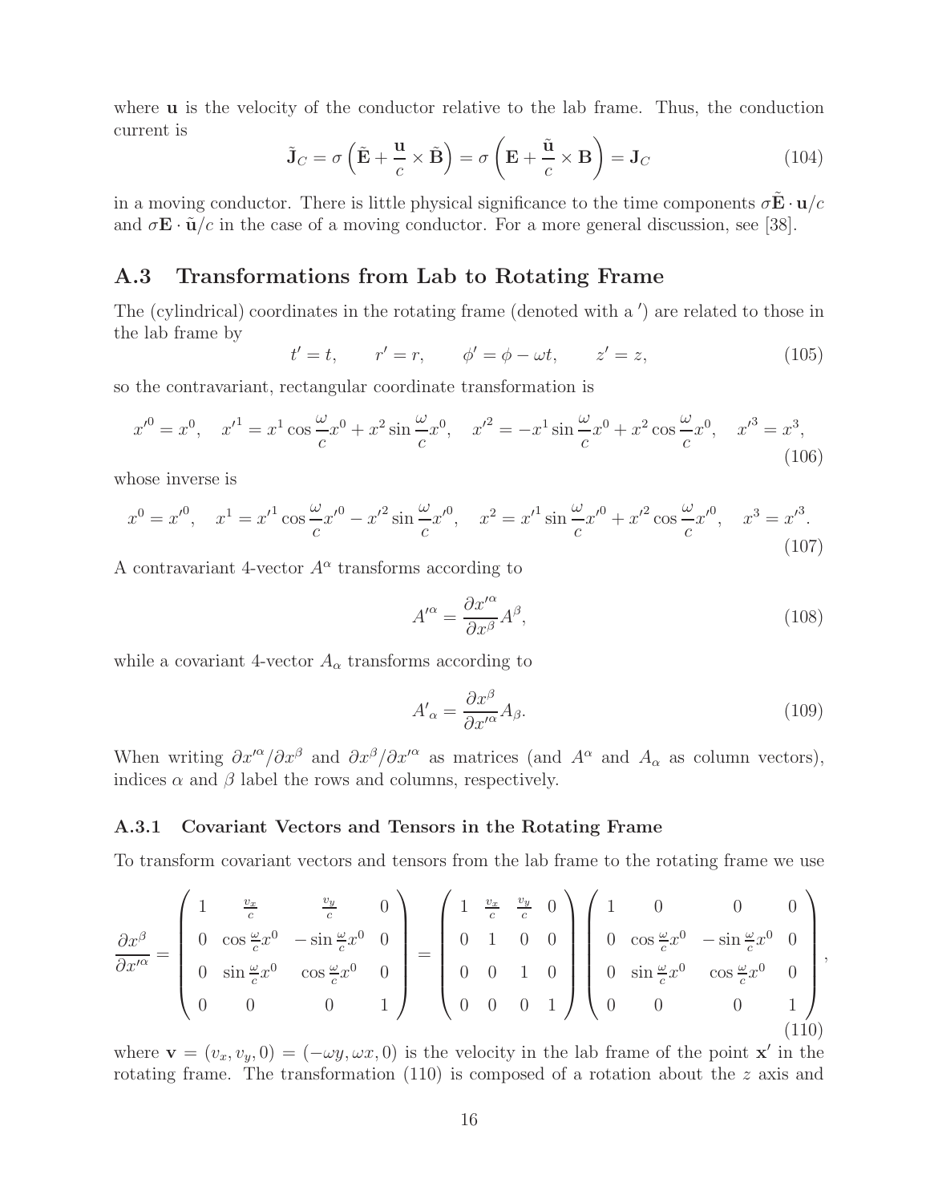where $\mathbf{u}$ is the velocity of the conductor relative to the lab frame. Thus, the conduction current is

$$\tilde{\mathbf{J}}_C = \sigma \left( \tilde{\mathbf{E}} + \frac{\mathbf{u}}{c} \times \tilde{\mathbf{B}} \right) = \sigma \left( \mathbf{E} + \frac{\tilde{\mathbf{u}}}{c} \times \mathbf{B} \right) = \mathbf{J}_C \tag{104}$$

in a moving conductor. There is little physical significance to the time components $\sigma \tilde{\mathbf{E}} \cdot \mathbf{u}/c$ and $\sigma \mathbf{E} \cdot \tilde{\mathbf{u}}/c$ in the case of a moving conductor. For a more general discussion, see [38].

## A.3 Transformations from Lab to Rotating Frame

The (cylindrical) coordinates in the rotating frame (denoted with a $'$) are related to those in the lab frame by

$$t' = t, \qquad r' = r, \qquad \phi' = \phi - \omega t, \qquad z' = z, \tag{105}$$

so the contravariant, rectangular coordinate transformation is

$$x'^0 = x^0, \quad x'^1 = x^1 \cos \frac{\omega}{c} x^0 + x^2 \sin \frac{\omega}{c} x^0, \quad x'^2 = -x^1 \sin \frac{\omega}{c} x^0 + x^2 \cos \frac{\omega}{c} x^0, \quad x'^3 = x^3, \tag{106}$$

whose inverse is

$$x^0 = x'^0, \quad x^1 = x'^1 \cos \frac{\omega}{c} x'^0 - x'^2 \sin \frac{\omega}{c} x'^0, \quad x^2 = x'^1 \sin \frac{\omega}{c} x'^0 + x'^2 \cos \frac{\omega}{c} x'^0, \quad x^3 = x'^3. \tag{107}$$

A contravariant 4-vector $A^\alpha$ transforms according to

$$A'^\alpha = \frac{\partial x'^\alpha}{\partial x^\beta} A^\beta, \tag{108}$$

while a covariant 4-vector $A_\alpha$ transforms according to

$$A'_\alpha = \frac{\partial x^\beta}{\partial x'^\alpha} A_\beta. \tag{109}$$

When writing $\partial x'^\alpha / \partial x^\beta$ and $\partial x^\beta / \partial x'^\alpha$ as matrices (and $A^\alpha$ and $A_\alpha$ as column vectors), indices $\alpha$ and $\beta$ label the rows and columns, respectively.

### A.3.1 Covariant Vectors and Tensors in the Rotating Frame

To transform covariant vectors and tensors from the lab frame to the rotating frame we use

$$\frac{\partial x^\beta}{\partial x'^\alpha} = \begin{pmatrix} 1 & \frac{v_x}{c} & \frac{v_y}{c} & 0 \\ 0 & \cos \frac{\omega}{c} x^0 & -\sin \frac{\omega}{c} x^0 & 0 \\ 0 & \sin \frac{\omega}{c} x^0 & \cos \frac{\omega}{c} x^0 & 0 \\ 0 & 0 & 0 & 1 \end{pmatrix} = \begin{pmatrix} 1 & \frac{v_x}{c} & \frac{v_y}{c} & 0 \\ 0 & 1 & 0 & 0 \\ 0 & 0 & 1 & 0 \\ 0 & 0 & 0 & 1 \end{pmatrix} \begin{pmatrix} 1 & 0 & 0 & 0 \\ 0 & \cos \frac{\omega}{c} x^0 & -\sin \frac{\omega}{c} x^0 & 0 \\ 0 & \sin \frac{\omega}{c} x^0 & \cos \frac{\omega}{c} x^0 & 0 \\ 0 & 0 & 0 & 1 \end{pmatrix}, \tag{110}$$

where $\mathbf{v} = (v_x, v_y, 0) = (-\omega y, \omega x, 0)$ is the velocity in the lab frame of the point $\mathbf{x}'$ in the rotating frame. The transformation (110) is composed of a rotation about the $z$ axis and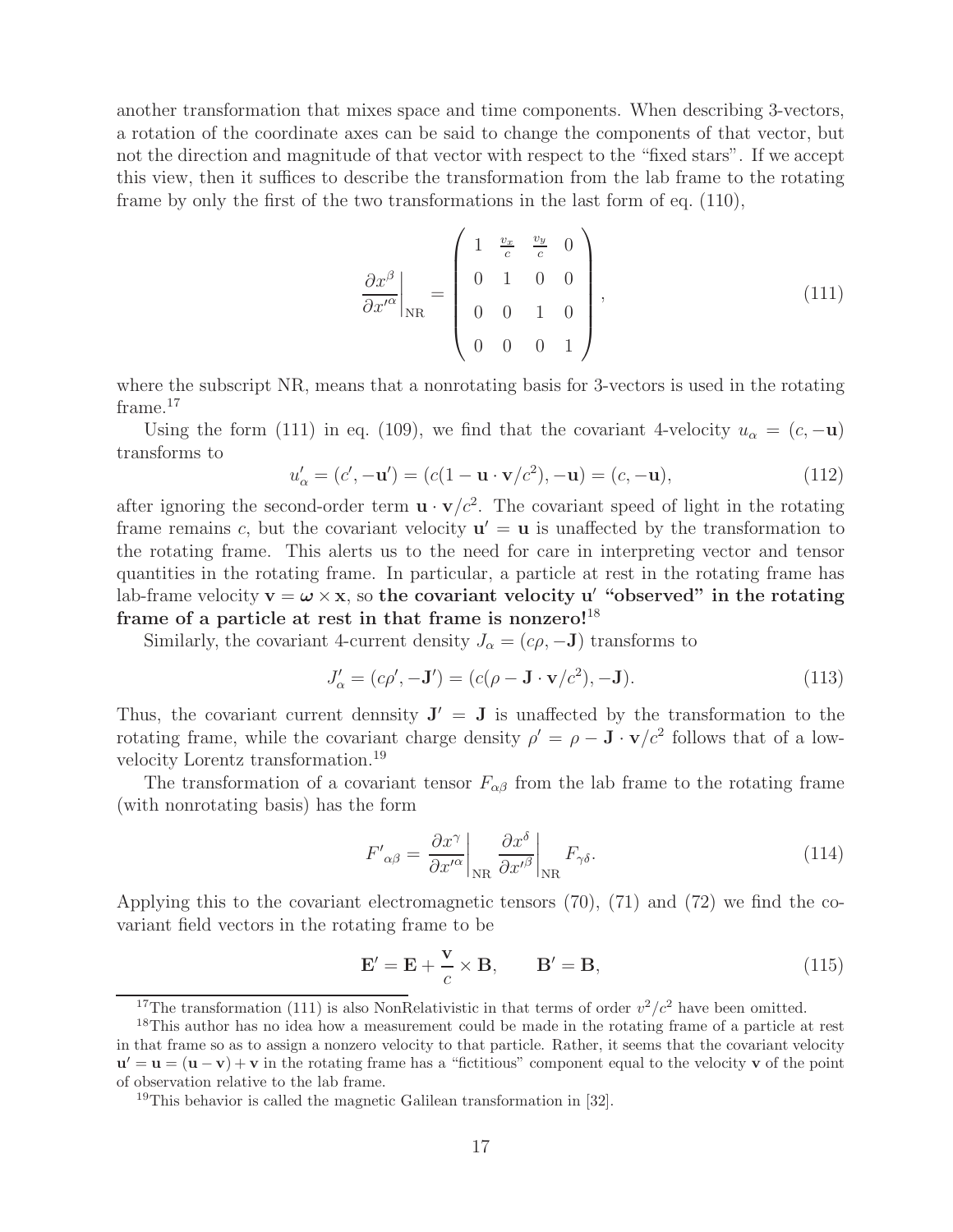another transformation that mixes space and time components. When describing 3-vectors, a rotation of the coordinate axes can be said to change the components of that vector, but not the direction and magnitude of that vector with respect to the "fixed stars". If we accept this view, then it suffices to describe the transformation from the lab frame to the rotating frame by only the first of the two transformations in the last form of eq. (110),

$$\left.\frac{\partial x^\beta}{\partial x'^\alpha}\right|_{\rm NR} = \begin{pmatrix} 1 & \frac{v_x}{c} & \frac{v_y}{c} & 0 \\ 0 & 1 & 0 & 0 \\ 0 & 0 & 1 & 0 \\ 0 & 0 & 0 & 1 \end{pmatrix}, \tag{111}$$

where the subscript NR, means that a nonrotating basis for 3-vectors is used in the rotating frame.[17]

Using the form (111) in eq. (109), we find that the covariant 4-velocity $u_\alpha = (c, -\mathbf{u})$ transforms to

$$u'_\alpha = (c', -\mathbf{u}') = (c(1 - \mathbf{u}\cdot\mathbf{v}/c^2), -\mathbf{u}) = (c, -\mathbf{u}), \tag{112}$$

after ignoring the second-order term $\mathbf{u}\cdot\mathbf{v}/c^2$. The covariant speed of light in the rotating frame remains $c$, but the covariant velocity $\mathbf{u}' = \mathbf{u}$ is unaffected by the transformation to the rotating frame. This alerts us to the need for care in interpreting vector and tensor quantities in the rotating frame. In particular, a particle at rest in the rotating frame has lab-frame velocity $\mathbf{v} = \boldsymbol{\omega}\times\mathbf{x}$, so **the covariant velocity $\mathbf{u}'$ "observed" in the rotating frame of a particle at rest in that frame is nonzero!**[18]

Similarly, the covariant 4-current density $J_\alpha = (c\rho, -\mathbf{J})$ transforms to

$$J'_\alpha = (c\rho', -\mathbf{J}') = (c(\rho - \mathbf{J}\cdot\mathbf{v}/c^2), -\mathbf{J}). \tag{113}$$

Thus, the covariant current dennsity $\mathbf{J}' = \mathbf{J}$ is unaffected by the transformation to the rotating frame, while the covariant charge density $\rho' = \rho - \mathbf{J}\cdot\mathbf{v}/c^2$ follows that of a low-velocity Lorentz transformation.[19]

The transformation of a covariant tensor $F_{\alpha\beta}$ from the lab frame to the rotating frame (with nonrotating basis) has the form

$$F'_{\alpha\beta} = \left.\frac{\partial x^\gamma}{\partial x'^\alpha}\right|_{\rm NR} \left.\frac{\partial x^\delta}{\partial x'^\beta}\right|_{\rm NR} F_{\gamma\delta}. \tag{114}$$

Applying this to the covariant electromagnetic tensors (70), (71) and (72) we find the covariant field vectors in the rotating frame to be

$$\mathbf{E}' = \mathbf{E} + \frac{\mathbf{v}}{c}\times\mathbf{B}, \qquad \mathbf{B}' = \mathbf{B}, \tag{115}$$

[17] The transformation (111) is also NonRelativistic in that terms of order $v^2/c^2$ have been omitted.

[18] This author has no idea how a measurement could be made in the rotating frame of a particle at rest in that frame so as to assign a nonzero velocity to that particle. Rather, it seems that the covariant velocity $\mathbf{u}' = \mathbf{u} = (\mathbf{u} - \mathbf{v}) + \mathbf{v}$ in the rotating frame has a "fictitious" component equal to the velocity $\mathbf{v}$ of the point of observation relative to the lab frame.

[19] This behavior is called the magnetic Galilean transformation in [32].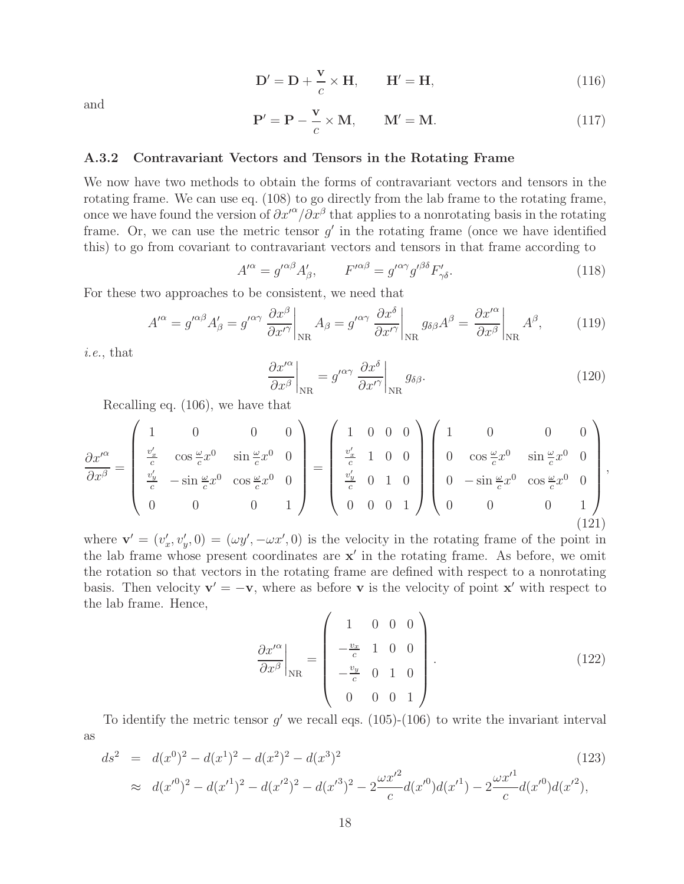$$
\mathbf{D}' = \mathbf{D} + \frac{\mathbf{v}}{c} \times \mathbf{H}, \qquad \mathbf{H}' = \mathbf{H}, \tag{116}
$$

and

$$
\mathbf{P}' = \mathbf{P} - \frac{\mathbf{v}}{c} \times \mathbf{M}, \qquad \mathbf{M}' = \mathbf{M}. \tag{117}
$$

### A.3.2 Contravariant Vectors and Tensors in the Rotating Frame

We now have two methods to obtain the forms of contravariant vectors and tensors in the rotating frame. We can use eq. (108) to go directly from the lab frame to the rotating frame, once we have found the version of $\partial x'^\alpha / \partial x^\beta$ that applies to a nonrotating basis in the rotating frame. Or, we can use the metric tensor $g'$ in the rotating frame (once we have identified this) to go from covariant to contravariant vectors and tensors in that frame according to

$$
A'^\alpha = g'^{\alpha\beta} A'_\beta, \qquad F'^{\alpha\beta} = g'^{\alpha\gamma} g'^{\beta\delta} F'_{\gamma\delta}. \tag{118}
$$

For these two approaches to be consistent, we need that

$$
A'^\alpha = g'^{\alpha\beta} A'_\beta = g'^{\alpha\gamma} \left. \frac{\partial x^\beta}{\partial x'^\gamma} \right|_{\rm NR} A_\beta = g'^{\alpha\gamma} \left. \frac{\partial x^\delta}{\partial x'^\gamma} \right|_{\rm NR} g_{\delta\beta} A^\beta = \left. \frac{\partial x'^\alpha}{\partial x^\beta} \right|_{\rm NR} A^\beta, \tag{119}
$$

*i.e.*, that

$$
\left. \frac{\partial x'^\alpha}{\partial x^\beta} \right|_{\rm NR} = g'^{\alpha\gamma} \left. \frac{\partial x^\delta}{\partial x'^\gamma} \right|_{\rm NR} g_{\delta\beta}. \tag{120}
$$

Recalling eq. (106), we have that

$$
\frac{\partial x'^\alpha}{\partial x^\beta} = \begin{pmatrix} 1 & 0 & 0 & 0 \\ \frac{v'_x}{c} & \cos\frac{\omega}{c}x^0 & \sin\frac{\omega}{c}x^0 & 0 \\ \frac{v'_y}{c} & -\sin\frac{\omega}{c}x^0 & \cos\frac{\omega}{c}x^0 & 0 \\ 0 & 0 & 0 & 1 \end{pmatrix} = \begin{pmatrix} 1 & 0 & 0 & 0 \\ \frac{v'_x}{c} & 1 & 0 & 0 \\ \frac{v'_y}{c} & 0 & 1 & 0 \\ 0 & 0 & 0 & 1 \end{pmatrix} \begin{pmatrix} 1 & 0 & 0 & 0 \\ 0 & \cos\frac{\omega}{c}x^0 & \sin\frac{\omega}{c}x^0 & 0 \\ 0 & -\sin\frac{\omega}{c}x^0 & \cos\frac{\omega}{c}x^0 & 0 \\ 0 & 0 & 0 & 1 \end{pmatrix}, \tag{121}
$$

where $\mathbf{v}' = (v'_x, v'_y, 0) = (\omega y', -\omega x', 0)$ is the velocity in the rotating frame of the point in the lab frame whose present coordinates are $\mathbf{x}'$ in the rotating frame. As before, we omit the rotation so that vectors in the rotating frame are defined with respect to a nonrotating basis. Then velocity $\mathbf{v}' = -\mathbf{v}$, where as before $\mathbf{v}$ is the velocity of point $\mathbf{x}'$ with respect to the lab frame. Hence,

$$
\left. \frac{\partial x'^\alpha}{\partial x^\beta} \right|_{\rm NR} = \begin{pmatrix} 1 & 0 & 0 & 0 \\ -\frac{v_x}{c} & 1 & 0 & 0 \\ -\frac{v_y}{c} & 0 & 1 & 0 \\ 0 & 0 & 0 & 1 \end{pmatrix}. \tag{122}
$$

To identify the metric tensor $g'$ we recall eqs. (105)-(106) to write the invariant interval as

$$
\begin{aligned}
ds^2 &= d(x^0)^2 - d(x^1)^2 - d(x^2)^2 - d(x^3)^2 &(123)\\
&\approx d(x'^0)^2 - d(x'^1)^2 - d(x'^2)^2 - d(x'^3)^2 - 2\frac{\omega x'^2}{c} d(x'^0)d(x'^1) - 2\frac{\omega x'^1}{c} d(x'^0)d(x'^2),
\end{aligned}
$$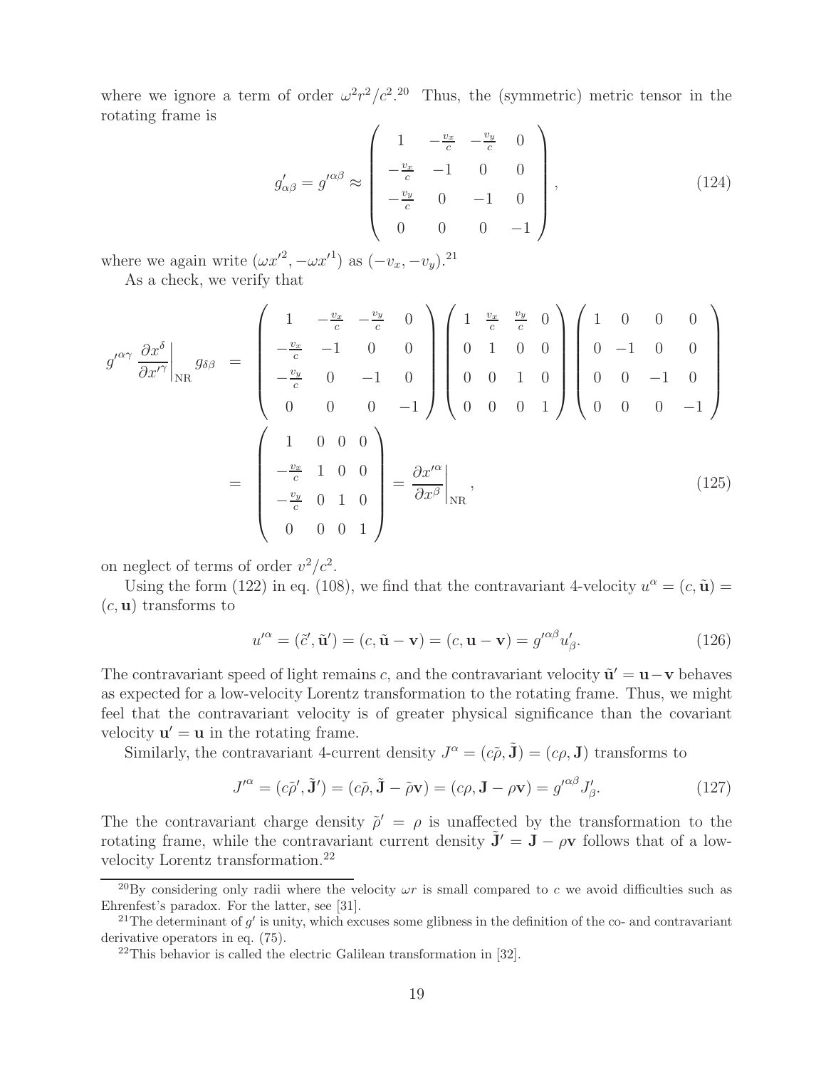where we ignore a term of order $\omega^2 r^2/c^2$.[20] Thus, the (symmetric) metric tensor in the rotating frame is

$$
g'_{\alpha\beta} = g'^{\alpha\beta} \approx \begin{pmatrix} 1 & -\frac{v_x}{c} & -\frac{v_y}{c} & 0 \\ -\frac{v_x}{c} & -1 & 0 & 0 \\ -\frac{v_y}{c} & 0 & -1 & 0 \\ 0 & 0 & 0 & -1 \end{pmatrix}, \tag{124}
$$

where we again write $(\omega x'^2, -\omega x'^1)$ as $(-v_x, -v_y)$.[21]

As a check, we verify that

$$
\begin{aligned}
g'^{\alpha\gamma} \left.\frac{\partial x^\delta}{\partial x'^\gamma}\right|_{\rm NR} g_{\delta\beta} &= \begin{pmatrix} 1 & -\frac{v_x}{c} & -\frac{v_y}{c} & 0 \\ -\frac{v_x}{c} & -1 & 0 & 0 \\ -\frac{v_y}{c} & 0 & -1 & 0 \\ 0 & 0 & 0 & -1 \end{pmatrix} \begin{pmatrix} 1 & \frac{v_x}{c} & \frac{v_y}{c} & 0 \\ 0 & 1 & 0 & 0 \\ 0 & 0 & 1 & 0 \\ 0 & 0 & 0 & 1 \end{pmatrix} \begin{pmatrix} 1 & 0 & 0 & 0 \\ 0 & -1 & 0 & 0 \\ 0 & 0 & -1 & 0 \\ 0 & 0 & 0 & -1 \end{pmatrix} \\
&= \begin{pmatrix} 1 & 0 & 0 & 0 \\ -\frac{v_x}{c} & 1 & 0 & 0 \\ -\frac{v_y}{c} & 0 & 1 & 0 \\ 0 & 0 & 0 & 1 \end{pmatrix} = \left.\frac{\partial x'^\alpha}{\partial x^\beta}\right|_{\rm NR},
\end{aligned} \tag{125}
$$

on neglect of terms of order $v^2/c^2$.

Using the form (122) in eq. (108), we find that the contravariant 4-velocity $u^\alpha = (c, \tilde{\mathbf{u}}) = (c, \mathbf{u})$ transforms to

$$
u'^\alpha = (\tilde{c}', \tilde{\mathbf{u}}') = (c, \tilde{\mathbf{u}} - \mathbf{v}) = (c, \mathbf{u} - \mathbf{v}) = g'^{\alpha\beta} u'_\beta. \tag{126}
$$

The contravariant speed of light remains $c$, and the contravariant velocity $\tilde{\mathbf{u}}' = \mathbf{u} - \mathbf{v}$ behaves as expected for a low-velocity Lorentz transformation to the rotating frame. Thus, we might feel that the contravariant velocity is of greater physical significance than the covariant velocity $\mathbf{u}' = \mathbf{u}$ in the rotating frame.

Similarly, the contravariant 4-current density $J^\alpha = (c\tilde{\rho}, \tilde{\mathbf{J}}) = (c\rho, \mathbf{J})$ transforms to

$$
J'^\alpha = (c\tilde{\rho}', \tilde{\mathbf{J}}') = (c\tilde{\rho}, \tilde{\mathbf{J}} - \tilde{\rho}\mathbf{v}) = (c\rho, \mathbf{J} - \rho\mathbf{v}) = g'^{\alpha\beta} J'_\beta. \tag{127}
$$

The the contravariant charge density $\tilde{\rho}' = \rho$ is unaffected by the transformation to the rotating frame, while the contravariant current density $\tilde{\mathbf{J}}' = \mathbf{J} - \rho\mathbf{v}$ follows that of a low-velocity Lorentz transformation.[22]

---

[20] By considering only radii where the velocity $\omega r$ is small compared to $c$ we avoid difficulties such as Ehrenfest's paradox. For the latter, see [31].

[21] The determinant of $g'$ is unity, which excuses some glibness in the definition of the co- and contravariant derivative operators in eq. (75).

[22] This behavior is called the electric Galilean transformation in [32].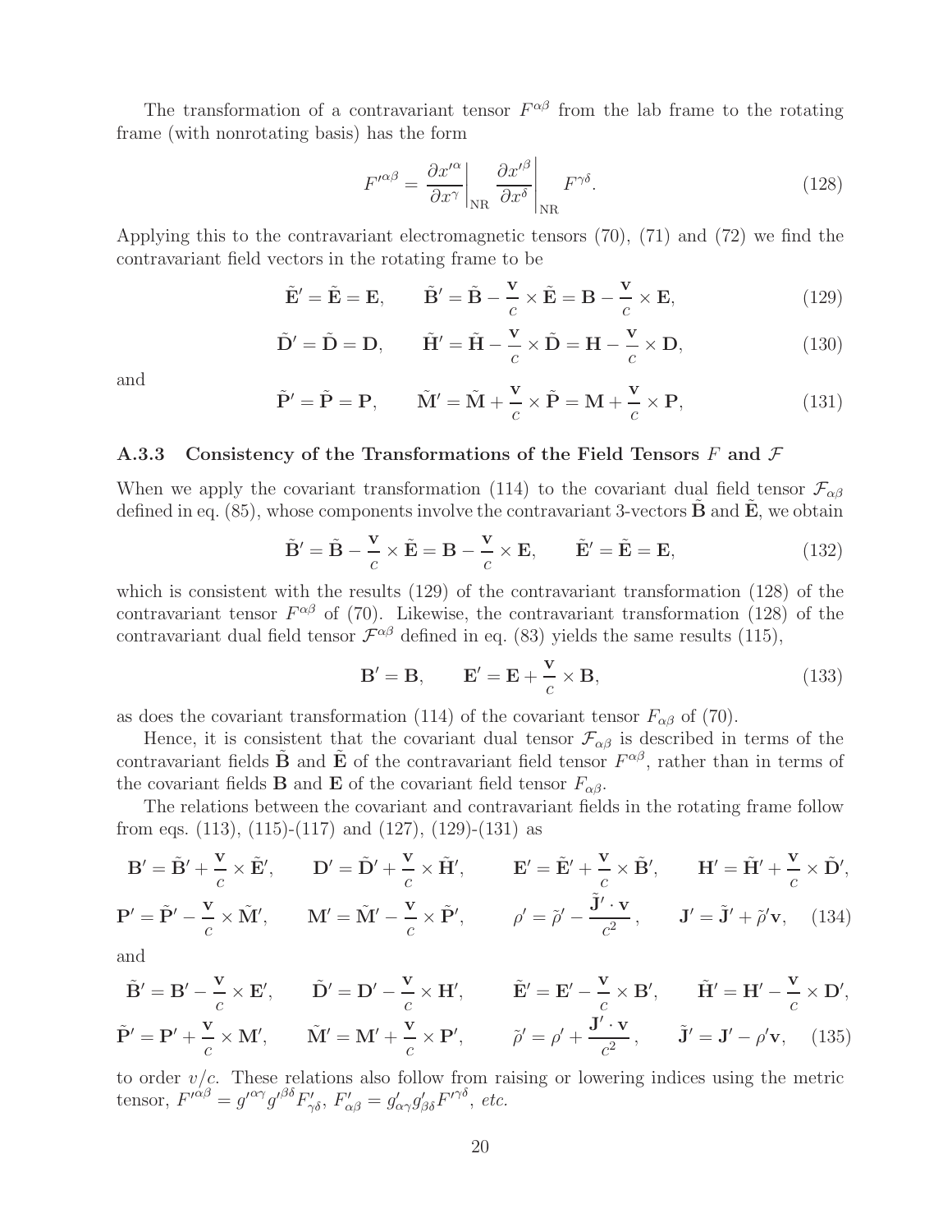The transformation of a contravariant tensor $F^{\alpha\beta}$ from the lab frame to the rotating frame (with nonrotating basis) has the form

$$F'^{\alpha\beta} = \left.\frac{\partial x'^{\alpha}}{\partial x^{\gamma}}\right|_{\rm NR} \left.\frac{\partial x'^{\beta}}{\partial x^{\delta}}\right|_{\rm NR} F^{\gamma\delta}. \tag{128}$$

Applying this to the contravariant electromagnetic tensors (70), (71) and (72) we find the contravariant field vectors in the rotating frame to be

$$\tilde{\mathbf{E}}' = \tilde{\mathbf{E}} = \mathbf{E}, \qquad \tilde{\mathbf{B}}' = \tilde{\mathbf{B}} - \frac{\mathbf{v}}{c} \times \tilde{\mathbf{E}} = \mathbf{B} - \frac{\mathbf{v}}{c} \times \mathbf{E}, \tag{129}$$

$$\tilde{\mathbf{D}}' = \tilde{\mathbf{D}} = \mathbf{D}, \qquad \tilde{\mathbf{H}}' = \tilde{\mathbf{H}} - \frac{\mathbf{v}}{c} \times \tilde{\mathbf{D}} = \mathbf{H} - \frac{\mathbf{v}}{c} \times \mathbf{D}, \tag{130}$$

and

$$\tilde{\mathbf{P}}' = \tilde{\mathbf{P}} = \mathbf{P}, \qquad \tilde{\mathbf{M}}' = \tilde{\mathbf{M}} + \frac{\mathbf{v}}{c} \times \tilde{\mathbf{P}} = \mathbf{M} + \frac{\mathbf{v}}{c} \times \mathbf{P}, \tag{131}$$

### A.3.3 Consistency of the Transformations of the Field Tensors $F$ and $\mathcal{F}$

When we apply the covariant transformation (114) to the covariant dual field tensor $\mathcal{F}_{\alpha\beta}$ defined in eq. (85), whose components involve the contravariant 3-vectors $\tilde{\mathbf{B}}$ and $\tilde{\mathbf{E}}$, we obtain

$$\tilde{\mathbf{B}}' = \tilde{\mathbf{B}} - \frac{\mathbf{v}}{c} \times \tilde{\mathbf{E}} = \mathbf{B} - \frac{\mathbf{v}}{c} \times \mathbf{E}, \qquad \tilde{\mathbf{E}}' = \tilde{\mathbf{E}} = \mathbf{E}, \tag{132}$$

which is consistent with the results (129) of the contravariant transformation (128) of the contravariant tensor $F^{\alpha\beta}$ of (70). Likewise, the contravariant transformation (128) of the contravariant dual field tensor $\mathcal{F}^{\alpha\beta}$ defined in eq. (83) yields the same results (115),

$$\mathbf{B}' = \mathbf{B}, \qquad \mathbf{E}' = \mathbf{E} + \frac{\mathbf{v}}{c} \times \mathbf{B}, \tag{133}$$

as does the covariant transformation (114) of the covariant tensor $F_{\alpha\beta}$ of (70).

Hence, it is consistent that the covariant dual tensor $\mathcal{F}_{\alpha\beta}$ is described in terms of the contravariant fields $\tilde{\mathbf{B}}$ and $\tilde{\mathbf{E}}$ of the contravariant field tensor $F^{\alpha\beta}$, rather than in terms of the covariant fields $\mathbf{B}$ and $\mathbf{E}$ of the covariant field tensor $F_{\alpha\beta}$.

The relations between the covariant and contravariant fields in the rotating frame follow from eqs. (113), (115)-(117) and (127), (129)-(131) as

$$\mathbf{B}' = \tilde{\mathbf{B}}' + \frac{\mathbf{v}}{c} \times \tilde{\mathbf{E}}', \qquad \mathbf{D}' = \tilde{\mathbf{D}}' + \frac{\mathbf{v}}{c} \times \tilde{\mathbf{H}}', \qquad \mathbf{E}' = \tilde{\mathbf{E}}' + \frac{\mathbf{v}}{c} \times \tilde{\mathbf{B}}', \qquad \mathbf{H}' = \tilde{\mathbf{H}}' + \frac{\mathbf{v}}{c} \times \tilde{\mathbf{D}}',$$

$$\mathbf{P}' = \tilde{\mathbf{P}}' - \frac{\mathbf{v}}{c} \times \tilde{\mathbf{M}}', \qquad \mathbf{M}' = \tilde{\mathbf{M}}' - \frac{\mathbf{v}}{c} \times \tilde{\mathbf{P}}', \qquad \rho' = \tilde{\rho}' - \frac{\tilde{\mathbf{J}}' \cdot \mathbf{v}}{c^2}, \qquad \mathbf{J}' = \tilde{\mathbf{J}}' + \tilde{\rho}'\mathbf{v}, \tag{134}$$

and

$$\tilde{\mathbf{B}}' = \mathbf{B}' - \frac{\mathbf{v}}{c} \times \mathbf{E}', \qquad \tilde{\mathbf{D}}' = \mathbf{D}' - \frac{\mathbf{v}}{c} \times \mathbf{H}', \qquad \tilde{\mathbf{E}}' = \mathbf{E}' - \frac{\mathbf{v}}{c} \times \mathbf{B}', \qquad \tilde{\mathbf{H}}' = \mathbf{H}' - \frac{\mathbf{v}}{c} \times \mathbf{D}',$$

$$\tilde{\mathbf{P}}' = \mathbf{P}' + \frac{\mathbf{v}}{c} \times \mathbf{M}', \qquad \tilde{\mathbf{M}}' = \mathbf{M}' + \frac{\mathbf{v}}{c} \times \mathbf{P}', \qquad \tilde{\rho}' = \rho' + \frac{\mathbf{J}' \cdot \mathbf{v}}{c^2}, \qquad \tilde{\mathbf{J}}' = \mathbf{J}' - \rho'\mathbf{v}, \tag{135}$$

to order $v/c$. These relations also follow from raising or lowering indices using the metric tensor, $F'^{\alpha\beta} = g'^{\alpha\gamma} g'^{\beta\delta} F'_{\gamma\delta}$, $F'_{\alpha\beta} = g'_{\alpha\gamma} g'_{\beta\delta} F'^{\gamma\delta}$, *etc.*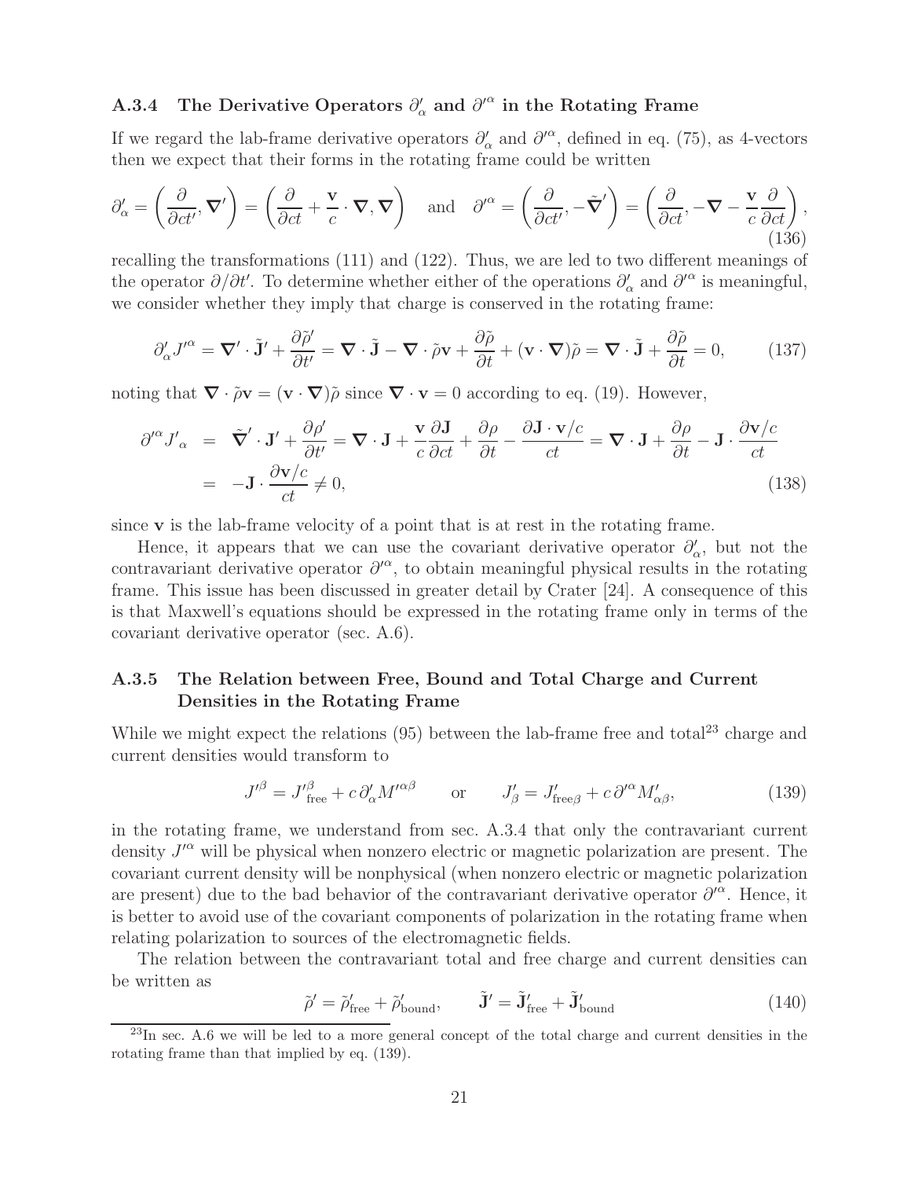### A.3.4 The Derivative Operators $\partial'_\alpha$ and $\partial'^\alpha$ in the Rotating Frame

If we regard the lab-frame derivative operators $\partial'_\alpha$ and $\partial'^\alpha$, defined in eq. (75), as 4-vectors then we expect that their forms in the rotating frame could be written

$$\partial'_\alpha = \left(\frac{\partial}{\partial ct'}, \boldsymbol{\nabla}'\right) = \left(\frac{\partial}{\partial ct} + \frac{\mathbf{v}}{c}\cdot\boldsymbol{\nabla}, \boldsymbol{\nabla}\right) \quad \text{and} \quad \partial'^\alpha = \left(\frac{\partial}{\partial ct'}, -\tilde{\boldsymbol{\nabla}}'\right) = \left(\frac{\partial}{\partial ct}, -\boldsymbol{\nabla} - \frac{\mathbf{v}}{c}\frac{\partial}{\partial ct}\right), \tag{136}$$

recalling the transformations (111) and (122). Thus, we are led to two different meanings of the operator $\partial/\partial t'$. To determine whether either of the operations $\partial'_\alpha$ and $\partial'^\alpha$ is meaningful, we consider whether they imply that charge is conserved in the rotating frame:

$$\partial'_\alpha J'^\alpha = \boldsymbol{\nabla}'\cdot\tilde{\mathbf{J}}' + \frac{\partial\tilde{\rho}'}{\partial t'} = \boldsymbol{\nabla}\cdot\tilde{\mathbf{J}} - \boldsymbol{\nabla}\cdot\tilde{\rho}\mathbf{v} + \frac{\partial\tilde{\rho}}{\partial t} + (\mathbf{v}\cdot\boldsymbol{\nabla})\tilde{\rho} = \boldsymbol{\nabla}\cdot\tilde{\mathbf{J}} + \frac{\partial\tilde{\rho}}{\partial t} = 0, \tag{137}$$

noting that $\boldsymbol{\nabla}\cdot\tilde{\rho}\mathbf{v} = (\mathbf{v}\cdot\boldsymbol{\nabla})\tilde{\rho}$ since $\boldsymbol{\nabla}\cdot\mathbf{v} = 0$ according to eq. (19). However,

$$\begin{aligned}
\partial'^\alpha J'_\alpha &= \tilde{\boldsymbol{\nabla}}'\cdot\mathbf{J}' + \frac{\partial\rho'}{\partial t'} = \boldsymbol{\nabla}\cdot\mathbf{J} + \frac{\mathbf{v}}{c}\frac{\partial\mathbf{J}}{\partial ct} + \frac{\partial\rho}{\partial t} - \frac{\partial\mathbf{J}\cdot\mathbf{v}/c}{ct} = \boldsymbol{\nabla}\cdot\mathbf{J} + \frac{\partial\rho}{\partial t} - \mathbf{J}\cdot\frac{\partial\mathbf{v}/c}{ct} \\
&= -\mathbf{J}\cdot\frac{\partial\mathbf{v}/c}{ct} \neq 0,
\end{aligned} \tag{138}$$

since $\mathbf{v}$ is the lab-frame velocity of a point that is at rest in the rotating frame.

Hence, it appears that we can use the covariant derivative operator $\partial'_\alpha$, but not the contravariant derivative operator $\partial'^\alpha$, to obtain meaningful physical results in the rotating frame. This issue has been discussed in greater detail by Crater [24]. A consequence of this is that Maxwell's equations should be expressed in the rotating frame only in terms of the covariant derivative operator (sec. A.6).

### A.3.5 The Relation between Free, Bound and Total Charge and Current Densities in the Rotating Frame

While we might expect the relations (95) between the lab-frame free and total[23] charge and current densities would transform to

$$J'^\beta = J'^\beta_{\text{free}} + c\,\partial'_\alpha M'^{\alpha\beta} \qquad \text{or} \qquad J'_\beta = J'_{\text{free}\beta} + c\,\partial'^\alpha M'_{\alpha\beta}, \tag{139}$$

in the rotating frame, we understand from sec. A.3.4 that only the contravariant current density $J'^\alpha$ will be physical when nonzero electric or magnetic polarization are present. The covariant current density will be nonphysical (when nonzero electric or magnetic polarization are present) due to the bad behavior of the contravariant derivative operator $\partial'^\alpha$. Hence, it is better to avoid use of the covariant components of polarization in the rotating frame when relating polarization to sources of the electromagnetic fields.

The relation between the contravariant total and free charge and current densities can be written as

$$\tilde{\rho}' = \tilde{\rho}'_{\text{free}} + \tilde{\rho}'_{\text{bound}}, \qquad \tilde{\mathbf{J}}' = \tilde{\mathbf{J}}'_{\text{free}} + \tilde{\mathbf{J}}'_{\text{bound}} \tag{140}$$

[23] In sec. A.6 we will be led to a more general concept of the total charge and current densities in the rotating frame than that implied by eq. (139).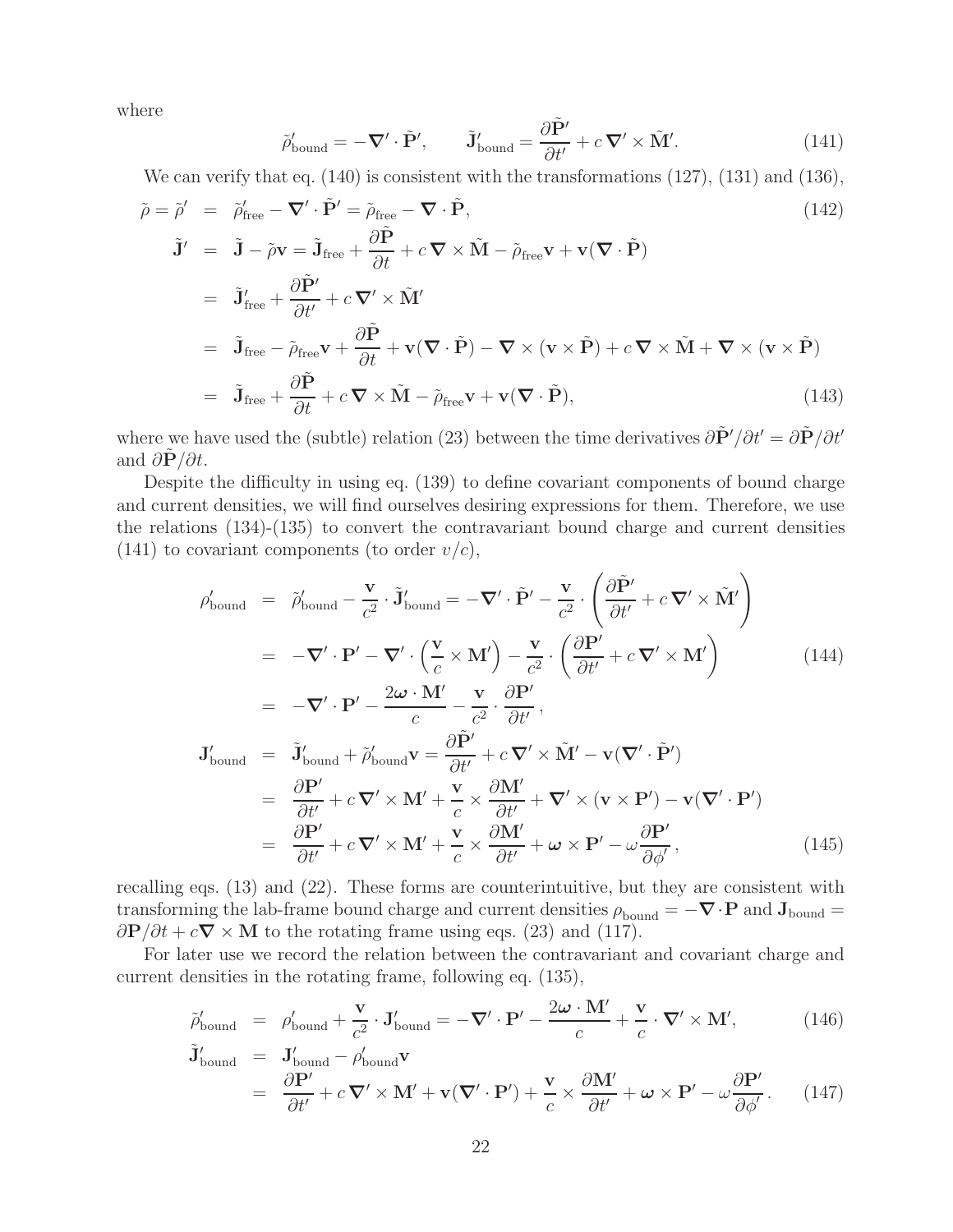where

$$\tilde{\rho}'_{\rm bound} = -\boldsymbol{\nabla}' \cdot \tilde{\mathbf{P}}', \qquad \tilde{\mathbf{J}}'_{\rm bound} = \frac{\partial \tilde{\mathbf{P}}'}{\partial t'} + c\,\boldsymbol{\nabla}' \times \tilde{\mathbf{M}}'. \tag{141}$$

We can verify that eq. (140) is consistent with the transformations (127), (131) and (136),

$$\tilde{\rho} = \tilde{\rho}' = \tilde{\rho}'_{\rm free} - \boldsymbol{\nabla}' \cdot \tilde{\mathbf{P}}' = \tilde{\rho}_{\rm free} - \boldsymbol{\nabla} \cdot \tilde{\mathbf{P}}, \tag{142}$$

$$\begin{aligned}
\tilde{\mathbf{J}}' &= \tilde{\mathbf{J}} - \tilde{\rho}\mathbf{v} = \tilde{\mathbf{J}}_{\rm free} + \frac{\partial \tilde{\mathbf{P}}}{\partial t} + c\,\boldsymbol{\nabla} \times \tilde{\mathbf{M}} - \tilde{\rho}_{\rm free}\mathbf{v} + \mathbf{v}(\boldsymbol{\nabla} \cdot \tilde{\mathbf{P}}) \\
&= \tilde{\mathbf{J}}'_{\rm free} + \frac{\partial \tilde{\mathbf{P}}'}{\partial t'} + c\,\boldsymbol{\nabla}' \times \tilde{\mathbf{M}}' \\
&= \tilde{\mathbf{J}}_{\rm free} - \tilde{\rho}_{\rm free}\mathbf{v} + \frac{\partial \tilde{\mathbf{P}}}{\partial t} + \mathbf{v}(\boldsymbol{\nabla} \cdot \tilde{\mathbf{P}}) - \boldsymbol{\nabla} \times (\mathbf{v} \times \tilde{\mathbf{P}}) + c\,\boldsymbol{\nabla} \times \tilde{\mathbf{M}} + \boldsymbol{\nabla} \times (\mathbf{v} \times \tilde{\mathbf{P}}) \\
&= \tilde{\mathbf{J}}_{\rm free} + \frac{\partial \tilde{\mathbf{P}}}{\partial t} + c\,\boldsymbol{\nabla} \times \tilde{\mathbf{M}} - \tilde{\rho}_{\rm free}\mathbf{v} + \mathbf{v}(\boldsymbol{\nabla} \cdot \tilde{\mathbf{P}}),
\end{aligned} \tag{143}$$

where we have used the (subtle) relation (23) between the time derivatives $\partial \tilde{\mathbf{P}}'/\partial t' = \partial \tilde{\mathbf{P}}/\partial t'$ and $\partial \tilde{\mathbf{P}}/\partial t$.

Despite the difficulty in using eq. (139) to define covariant components of bound charge and current densities, we will find ourselves desiring expressions for them. Therefore, we use the relations (134)-(135) to convert the contravariant bound charge and current densities (141) to covariant components (to order $v/c$),

$$\begin{aligned}
\rho'_{\rm bound} &= \tilde{\rho}'_{\rm bound} - \frac{\mathbf{v}}{c^2} \cdot \tilde{\mathbf{J}}'_{\rm bound} = -\boldsymbol{\nabla}' \cdot \tilde{\mathbf{P}}' - \frac{\mathbf{v}}{c^2} \cdot \left( \frac{\partial \tilde{\mathbf{P}}'}{\partial t'} + c\,\boldsymbol{\nabla}' \times \tilde{\mathbf{M}}' \right) \\
&= -\boldsymbol{\nabla}' \cdot \mathbf{P}' - \boldsymbol{\nabla}' \cdot \left( \frac{\mathbf{v}}{c} \times \mathbf{M}' \right) - \frac{\mathbf{v}}{c^2} \cdot \left( \frac{\partial \mathbf{P}'}{\partial t'} + c\,\boldsymbol{\nabla}' \times \mathbf{M}' \right) \\
&= -\boldsymbol{\nabla}' \cdot \mathbf{P}' - \frac{2\boldsymbol{\omega} \cdot \mathbf{M}'}{c} - \frac{\mathbf{v}}{c^2} \cdot \frac{\partial \mathbf{P}'}{\partial t'},
\end{aligned} \tag{144}$$

$$\begin{aligned}
\mathbf{J}'_{\rm bound} &= \tilde{\mathbf{J}}'_{\rm bound} + \tilde{\rho}'_{\rm bound}\mathbf{v} = \frac{\partial \tilde{\mathbf{P}}'}{\partial t'} + c\,\boldsymbol{\nabla}' \times \tilde{\mathbf{M}}' - \mathbf{v}(\boldsymbol{\nabla}' \cdot \tilde{\mathbf{P}}') \\
&= \frac{\partial \mathbf{P}'}{\partial t'} + c\,\boldsymbol{\nabla}' \times \mathbf{M}' + \frac{\mathbf{v}}{c} \times \frac{\partial \mathbf{M}'}{\partial t'} + \boldsymbol{\nabla}' \times (\mathbf{v} \times \mathbf{P}') - \mathbf{v}(\boldsymbol{\nabla}' \cdot \mathbf{P}') \\
&= \frac{\partial \mathbf{P}'}{\partial t'} + c\,\boldsymbol{\nabla}' \times \mathbf{M}' + \frac{\mathbf{v}}{c} \times \frac{\partial \mathbf{M}'}{\partial t'} + \boldsymbol{\omega} \times \mathbf{P}' - \omega \frac{\partial \mathbf{P}'}{\partial \phi'},
\end{aligned} \tag{145}$$

recalling eqs. (13) and (22). These forms are counterintuitive, but they are consistent with transforming the lab-frame bound charge and current densities $\rho_{\rm bound} = -\boldsymbol{\nabla} \cdot \mathbf{P}$ and $\mathbf{J}_{\rm bound} = \partial \mathbf{P}/\partial t + c\boldsymbol{\nabla} \times \mathbf{M}$ to the rotating frame using eqs. (23) and (117).

For later use we record the relation between the contravariant and covariant charge and current densities in the rotating frame, following eq. (135),

$$\tilde{\rho}'_{\rm bound} = \rho'_{\rm bound} + \frac{\mathbf{v}}{c^2} \cdot \mathbf{J}'_{\rm bound} = -\boldsymbol{\nabla}' \cdot \mathbf{P}' - \frac{2\boldsymbol{\omega} \cdot \mathbf{M}'}{c} + \frac{\mathbf{v}}{c} \cdot \boldsymbol{\nabla}' \times \mathbf{M}', \tag{146}$$

$$\begin{aligned}
\tilde{\mathbf{J}}'_{\rm bound} &= \mathbf{J}'_{\rm bound} - \rho'_{\rm bound}\mathbf{v} \\
&= \frac{\partial \mathbf{P}'}{\partial t'} + c\,\boldsymbol{\nabla}' \times \mathbf{M}' + \mathbf{v}(\boldsymbol{\nabla}' \cdot \mathbf{P}') + \frac{\mathbf{v}}{c} \times \frac{\partial \mathbf{M}'}{\partial t'} + \boldsymbol{\omega} \times \mathbf{P}' - \omega \frac{\partial \mathbf{P}'}{\partial \phi'}.
\end{aligned} \tag{147}$$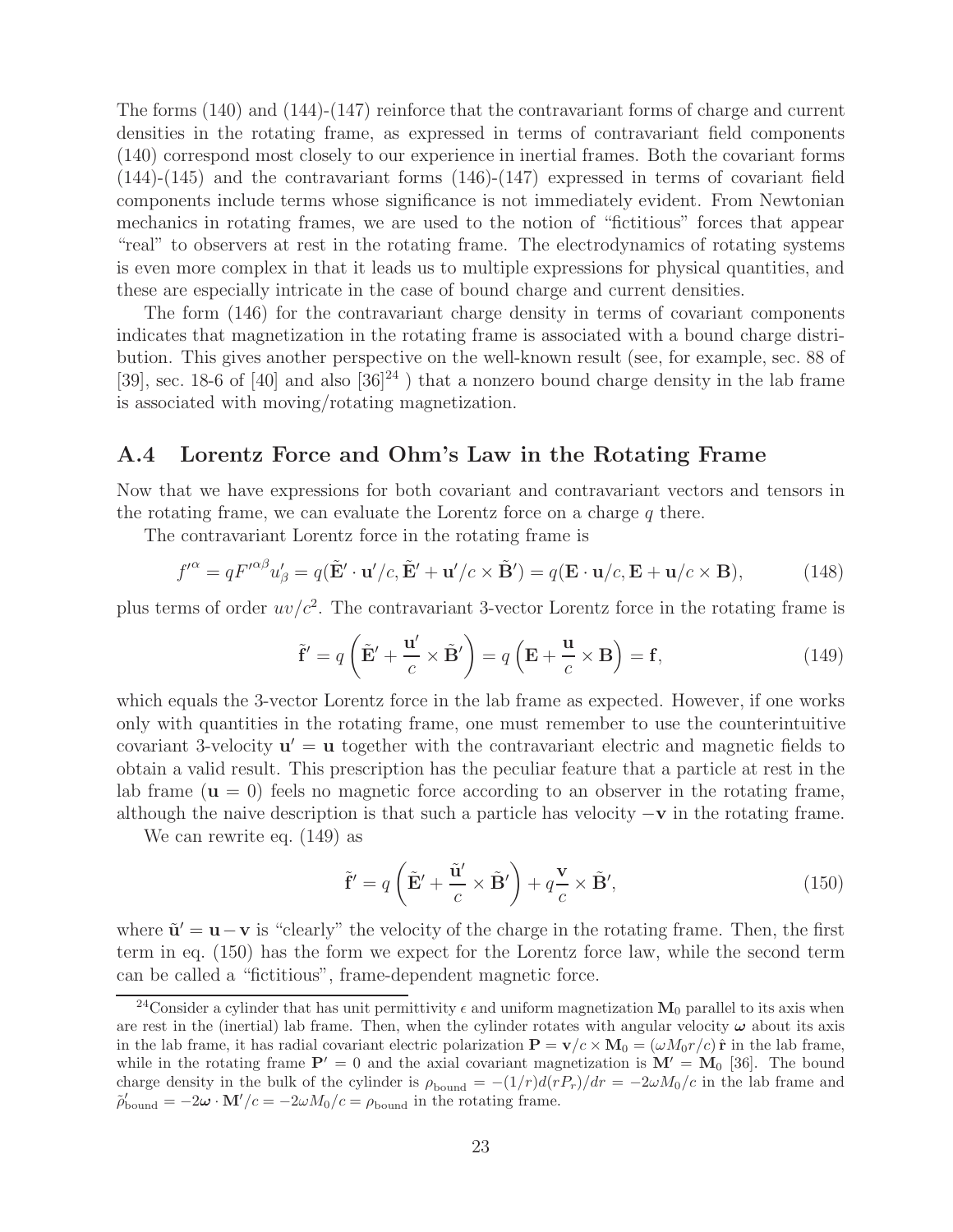The forms (140) and (144)-(147) reinforce that the contravariant forms of charge and current densities in the rotating frame, as expressed in terms of contravariant field components (140) correspond most closely to our experience in inertial frames. Both the covariant forms (144)-(145) and the contravariant forms (146)-(147) expressed in terms of covariant field components include terms whose significance is not immediately evident. From Newtonian mechanics in rotating frames, we are used to the notion of "fictitious" forces that appear "real" to observers at rest in the rotating frame. The electrodynamics of rotating systems is even more complex in that it leads us to multiple expressions for physical quantities, and these are especially intricate in the case of bound charge and current densities.

The form (146) for the contravariant charge density in terms of covariant components indicates that magnetization in the rotating frame is associated with a bound charge distribution. This gives another perspective on the well-known result (see, for example, sec. 88 of [39], sec. 18-6 of [40] and also [36][24] ) that a nonzero bound charge density in the lab frame is associated with moving/rotating magnetization.

## A.4 Lorentz Force and Ohm's Law in the Rotating Frame

Now that we have expressions for both covariant and contravariant vectors and tensors in the rotating frame, we can evaluate the Lorentz force on a charge $q$ there.

The contravariant Lorentz force in the rotating frame is

$$f'^{\alpha} = qF'^{\alpha\beta}u'_{\beta} = q(\tilde{\mathbf{E}}' \cdot \mathbf{u}'/c, \tilde{\mathbf{E}}' + \mathbf{u}'/c \times \tilde{\mathbf{B}}') = q(\mathbf{E} \cdot \mathbf{u}/c, \mathbf{E} + \mathbf{u}/c \times \mathbf{B}), \tag{148}$$

plus terms of order $uv/c^2$. The contravariant 3-vector Lorentz force in the rotating frame is

$$\tilde{\mathbf{f}}' = q\left(\tilde{\mathbf{E}}' + \frac{\mathbf{u}'}{c} \times \tilde{\mathbf{B}}'\right) = q\left(\mathbf{E} + \frac{\mathbf{u}}{c} \times \mathbf{B}\right) = \mathbf{f}, \tag{149}$$

which equals the 3-vector Lorentz force in the lab frame as expected. However, if one works only with quantities in the rotating frame, one must remember to use the counterintuitive covariant 3-velocity $\mathbf{u}' = \mathbf{u}$ together with the contravariant electric and magnetic fields to obtain a valid result. This prescription has the peculiar feature that a particle at rest in the lab frame ($\mathbf{u} = 0$) feels no magnetic force according to an observer in the rotating frame, although the naive description is that such a particle has velocity $-\mathbf{v}$ in the rotating frame.

We can rewrite eq. (149) as

$$\tilde{\mathbf{f}}' = q\left(\tilde{\mathbf{E}}' + \frac{\tilde{\mathbf{u}}'}{c} \times \tilde{\mathbf{B}}'\right) + q\frac{\mathbf{v}}{c} \times \tilde{\mathbf{B}}', \tag{150}$$

where $\tilde{\mathbf{u}}' = \mathbf{u} - \mathbf{v}$ is "clearly" the velocity of the charge in the rotating frame. Then, the first term in eq. (150) has the form we expect for the Lorentz force law, while the second term can be called a "fictitious", frame-dependent magnetic force.

---

[24] Consider a cylinder that has unit permittivity $\epsilon$ and uniform magnetization $\mathbf{M}_0$ parallel to its axis when are rest in the (inertial) lab frame. Then, when the cylinder rotates with angular velocity $\boldsymbol{\omega}$ about its axis in the lab frame, it has radial covariant electric polarization $\mathbf{P} = \mathbf{v}/c \times \mathbf{M}_0 = (\omega M_0 r/c)\,\hat{\mathbf{r}}$ in the lab frame, while in the rotating frame $\mathbf{P}' = 0$ and the axial covariant magnetization is $\mathbf{M}' = \mathbf{M}_0$ [36]. The bound charge density in the bulk of the cylinder is $\rho_{\rm bound} = -(1/r)d(rP_r)/dr = -2\omega M_0/c$ in the lab frame and $\tilde{\rho}'_{\rm bound} = -2\boldsymbol{\omega} \cdot \mathbf{M}'/c = -2\omega M_0/c = \rho_{\rm bound}$ in the rotating frame.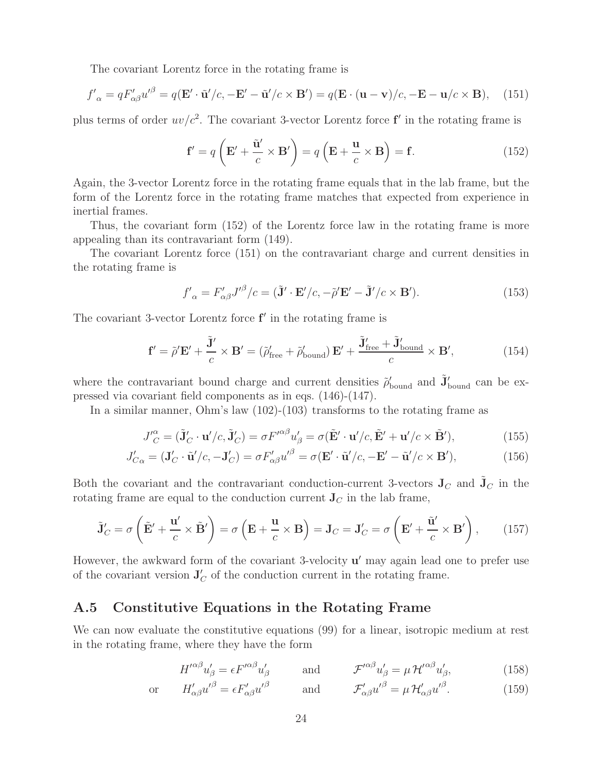The covariant Lorentz force in the rotating frame is

$$f'_\alpha = qF'_{\alpha\beta}u'^\beta = q(\mathbf{E}'\cdot\tilde{\mathbf{u}}'/c, -\mathbf{E}' - \tilde{\mathbf{u}}'/c\times\mathbf{B}') = q(\mathbf{E}\cdot(\mathbf{u}-\mathbf{v})/c, -\mathbf{E} - \mathbf{u}/c\times\mathbf{B}), \tag{151}$$

plus terms of order $uv/c^2$. The covariant 3-vector Lorentz force $\mathbf{f}'$ in the rotating frame is

$$\mathbf{f}' = q\left(\mathbf{E}' + \frac{\tilde{\mathbf{u}}'}{c}\times\mathbf{B}'\right) = q\left(\mathbf{E} + \frac{\mathbf{u}}{c}\times\mathbf{B}\right) = \mathbf{f}. \tag{152}$$

Again, the 3-vector Lorentz force in the rotating frame equals that in the lab frame, but the form of the Lorentz force in the rotating frame matches that expected from experience in inertial frames.

Thus, the covariant form (152) of the Lorentz force law in the rotating frame is more appealing than its contravariant form (149).

The covariant Lorentz force (151) on the contravariant charge and current densities in the rotating frame is

$$f'_\alpha = F'_{\alpha\beta}J'^\beta/c = (\tilde{\mathbf{J}}'\cdot\mathbf{E}'/c, -\tilde{\rho}'\mathbf{E}' - \tilde{\mathbf{J}}'/c\times\mathbf{B}'). \tag{153}$$

The covariant 3-vector Lorentz force $\mathbf{f}'$ in the rotating frame is

$$\mathbf{f}' = \tilde{\rho}'\mathbf{E}' + \frac{\tilde{\mathbf{J}}'}{c}\times\mathbf{B}' = (\tilde{\rho}'_{\rm free} + \tilde{\rho}'_{\rm bound})\,\mathbf{E}' + \frac{\tilde{\mathbf{J}}'_{\rm free} + \tilde{\mathbf{J}}'_{\rm bound}}{c}\times\mathbf{B}', \tag{154}$$

where the contravariant bound charge and current densities $\tilde{\rho}'_{\rm bound}$ and $\tilde{\mathbf{J}}'_{\rm bound}$ can be expressed via covariant field components as in eqs. (146)-(147).

In a similar manner, Ohm's law (102)-(103) transforms to the rotating frame as

$$J'^\alpha_C = (\tilde{\mathbf{J}}'_C\cdot\mathbf{u}'/c, \tilde{\mathbf{J}}'_C) = \sigma F'^{\alpha\beta}u'_\beta = \sigma(\tilde{\mathbf{E}}'\cdot\mathbf{u}'/c, \tilde{\mathbf{E}}' + \mathbf{u}'/c\times\tilde{\mathbf{B}}'), \tag{155}$$

$$J'_{C\alpha} = (\mathbf{J}'_C\cdot\tilde{\mathbf{u}}'/c, -\mathbf{J}'_C) = \sigma F'_{\alpha\beta}u'^\beta = \sigma(\mathbf{E}'\cdot\tilde{\mathbf{u}}'/c, -\mathbf{E}' - \tilde{\mathbf{u}}'/c\times\mathbf{B}'), \tag{156}$$

Both the covariant and the contravariant conduction-current 3-vectors $\mathbf{J}_C$ and $\tilde{\mathbf{J}}_C$ in the rotating frame are equal to the conduction current $\mathbf{J}_C$ in the lab frame,

$$\tilde{\mathbf{J}}'_C = \sigma\left(\tilde{\mathbf{E}}' + \frac{\mathbf{u}'}{c}\times\tilde{\mathbf{B}}'\right) = \sigma\left(\mathbf{E} + \frac{\mathbf{u}}{c}\times\mathbf{B}\right) = \mathbf{J}_C = \mathbf{J}'_C = \sigma\left(\mathbf{E}' + \frac{\tilde{\mathbf{u}}'}{c}\times\mathbf{B}'\right), \tag{157}$$

However, the awkward form of the covariant 3-velocity $\mathbf{u}'$ may again lead one to prefer use of the covariant version $\mathbf{J}'_C$ of the conduction current in the rotating frame.

## A.5 Constitutive Equations in the Rotating Frame

We can now evaluate the constitutive equations (99) for a linear, isotropic medium at rest in the rotating frame, where they have the form

$$H'^{\alpha\beta}u'_\beta = \epsilon F'^{\alpha\beta}u'_\beta \qquad \text{and} \qquad \mathcal{F}'^{\alpha\beta}u'_\beta = \mu\,\mathcal{H}'^{\alpha\beta}u'_\beta, \tag{158}$$

$$\text{or} \qquad H'_{\alpha\beta}u'^\beta = \epsilon F'_{\alpha\beta}u'^\beta \qquad \text{and} \qquad \mathcal{F}'_{\alpha\beta}u'^\beta = \mu\,\mathcal{H}'_{\alpha\beta}u'^\beta. \tag{159}$$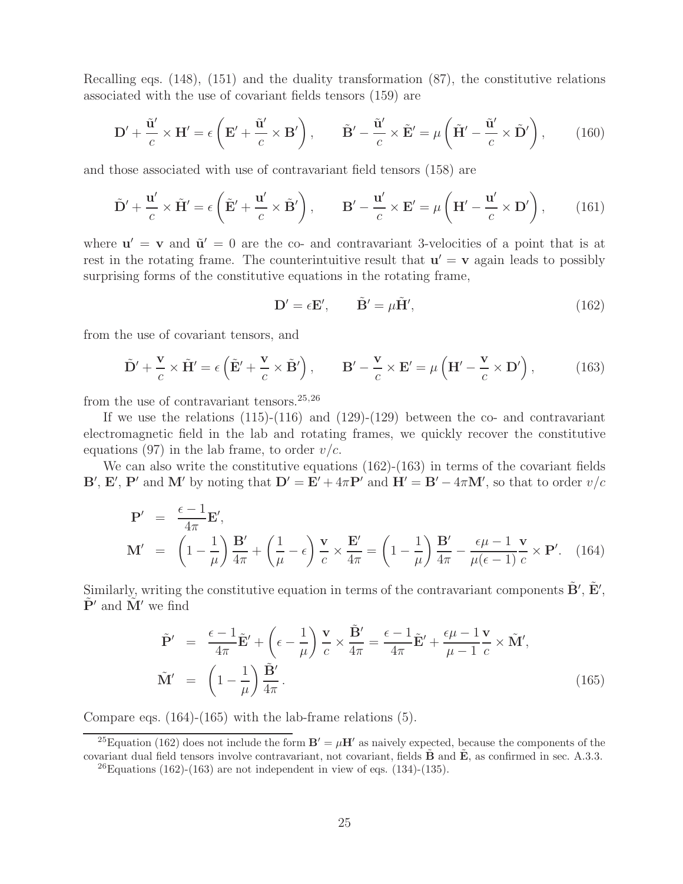Recalling eqs. (148), (151) and the duality transformation (87), the constitutive relations associated with the use of covariant fields tensors (159) are

$$\mathbf{D}' + \frac{\tilde{\mathbf{u}}'}{c} \times \mathbf{H}' = \epsilon \left( \mathbf{E}' + \frac{\tilde{\mathbf{u}}'}{c} \times \mathbf{B}' \right), \qquad \tilde{\mathbf{B}}' - \frac{\tilde{\mathbf{u}}'}{c} \times \tilde{\mathbf{E}}' = \mu \left( \tilde{\mathbf{H}}' - \frac{\tilde{\mathbf{u}}'}{c} \times \tilde{\mathbf{D}}' \right), \tag{160}$$

and those associated with use of contravariant field tensors (158) are

$$\tilde{\mathbf{D}}' + \frac{\mathbf{u}'}{c} \times \tilde{\mathbf{H}}' = \epsilon \left( \tilde{\mathbf{E}}' + \frac{\mathbf{u}'}{c} \times \tilde{\mathbf{B}}' \right), \qquad \mathbf{B}' - \frac{\mathbf{u}'}{c} \times \mathbf{E}' = \mu \left( \mathbf{H}' - \frac{\mathbf{u}'}{c} \times \mathbf{D}' \right), \tag{161}$$

where $\mathbf{u}' = \mathbf{v}$ and $\tilde{\mathbf{u}}' = 0$ are the co- and contravariant 3-velocities of a point that is at rest in the rotating frame. The counterintuitive result that $\mathbf{u}' = \mathbf{v}$ again leads to possibly surprising forms of the constitutive equations in the rotating frame,

$$\mathbf{D}' = \epsilon \mathbf{E}', \qquad \tilde{\mathbf{B}}' = \mu \tilde{\mathbf{H}}', \tag{162}$$

from the use of covariant tensors, and

$$\tilde{\mathbf{D}}' + \frac{\mathbf{v}}{c} \times \tilde{\mathbf{H}}' = \epsilon \left( \tilde{\mathbf{E}}' + \frac{\mathbf{v}}{c} \times \tilde{\mathbf{B}}' \right), \qquad \mathbf{B}' - \frac{\mathbf{v}}{c} \times \mathbf{E}' = \mu \left( \mathbf{H}' - \frac{\mathbf{v}}{c} \times \mathbf{D}' \right), \tag{163}$$

from the use of contravariant tensors.[25,26]

If we use the relations (115)-(116) and (129)-(129) between the co- and contravariant electromagnetic field in the lab and rotating frames, we quickly recover the constitutive equations (97) in the lab frame, to order $v/c$.

We can also write the constitutive equations (162)-(163) in terms of the covariant fields $\mathbf{B}'$, $\mathbf{E}'$, $\mathbf{P}'$ and $\mathbf{M}'$ by noting that $\mathbf{D}' = \mathbf{E}' + 4\pi \mathbf{P}'$ and $\mathbf{H}' = \mathbf{B}' - 4\pi \mathbf{M}'$, so that to order $v/c$

$$\begin{aligned}
\mathbf{P}' &= \frac{\epsilon - 1}{4\pi} \mathbf{E}', \\
\mathbf{M}' &= \left(1 - \frac{1}{\mu}\right) \frac{\mathbf{B}'}{4\pi} + \left(\frac{1}{\mu} - \epsilon\right) \frac{\mathbf{v}}{c} \times \frac{\mathbf{E}'}{4\pi} = \left(1 - \frac{1}{\mu}\right) \frac{\mathbf{B}'}{4\pi} - \frac{\epsilon\mu - 1}{\mu(\epsilon - 1)} \frac{\mathbf{v}}{c} \times \mathbf{P}'.
\end{aligned} \tag{164}$$

Similarly, writing the constitutive equation in terms of the contravariant components $\tilde{\mathbf{B}}'$, $\tilde{\mathbf{E}}'$, $\tilde{\mathbf{P}}'$ and $\tilde{\mathbf{M}}'$ we find

$$\begin{aligned}
\tilde{\mathbf{P}}' &= \frac{\epsilon - 1}{4\pi} \tilde{\mathbf{E}}' + \left(\epsilon - \frac{1}{\mu}\right) \frac{\mathbf{v}}{c} \times \frac{\tilde{\mathbf{B}}'}{4\pi} = \frac{\epsilon - 1}{4\pi} \tilde{\mathbf{E}}' + \frac{\epsilon\mu - 1}{\mu - 1} \frac{\mathbf{v}}{c} \times \tilde{\mathbf{M}}', \\
\tilde{\mathbf{M}}' &= \left(1 - \frac{1}{\mu}\right) \frac{\tilde{\mathbf{B}}'}{4\pi}.
\end{aligned} \tag{165}$$

Compare eqs. (164)-(165) with the lab-frame relations (5).

---

[25] Equation (162) does not include the form $\mathbf{B}' = \mu \mathbf{H}'$ as naively expected, because the components of the covariant dual field tensors involve contravariant, not covariant, fields $\tilde{\mathbf{B}}$ and $\tilde{\mathbf{E}}$, as confirmed in sec. A.3.3.

[26] Equations (162)-(163) are not independent in view of eqs. (134)-(135).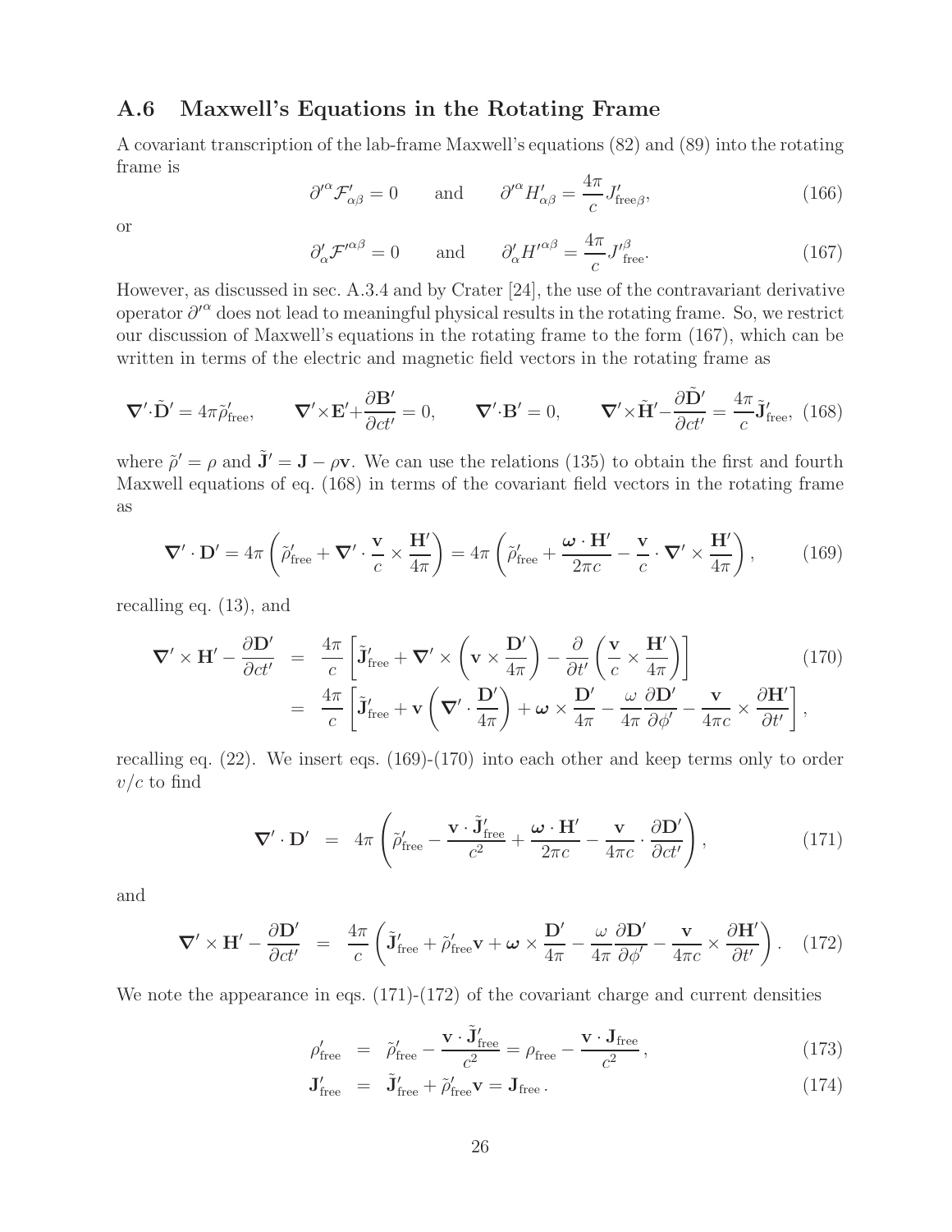## A.6 Maxwell's Equations in the Rotating Frame

A covariant transcription of the lab-frame Maxwell's equations (82) and (89) into the rotating frame is

$$\partial'^{\alpha} \mathcal{F}'_{\alpha\beta} = 0 \qquad \text{and} \qquad \partial'^{\alpha} H'_{\alpha\beta} = \frac{4\pi}{c} J'_{\text{free}\beta}, \tag{166}$$

or

$$\partial'_{\alpha} \mathcal{F}'^{\alpha\beta} = 0 \qquad \text{and} \qquad \partial'_{\alpha} H'^{\alpha\beta} = \frac{4\pi}{c} J'^{\beta}_{\text{free}}. \tag{167}$$

However, as discussed in sec. A.3.4 and by Crater [24], the use of the contravariant derivative operator $\partial'^{\alpha}$ does not lead to meaningful physical results in the rotating frame. So, we restrict our discussion of Maxwell's equations in the rotating frame to the form (167), which can be written in terms of the electric and magnetic field vectors in the rotating frame as

$$\boldsymbol{\nabla}'\cdot\tilde{\mathbf{D}}' = 4\pi\tilde{\rho}'_{\text{free}}, \qquad \boldsymbol{\nabla}'\times\mathbf{E}' + \frac{\partial \mathbf{B}'}{\partial ct'} = 0, \qquad \boldsymbol{\nabla}'\cdot\mathbf{B}' = 0, \qquad \boldsymbol{\nabla}'\times\tilde{\mathbf{H}}' - \frac{\partial \tilde{\mathbf{D}}'}{\partial ct'} = \frac{4\pi}{c}\tilde{\mathbf{J}}'_{\text{free}}, \tag{168}$$

where $\tilde{\rho}' = \rho$ and $\tilde{\mathbf{J}}' = \mathbf{J} - \rho\mathbf{v}$. We can use the relations (135) to obtain the first and fourth Maxwell equations of eq. (168) in terms of the covariant field vectors in the rotating frame as

$$\boldsymbol{\nabla}'\cdot\mathbf{D}' = 4\pi\left(\tilde{\rho}'_{\text{free}} + \boldsymbol{\nabla}'\cdot\frac{\mathbf{v}}{c}\times\frac{\mathbf{H}'}{4\pi}\right) = 4\pi\left(\tilde{\rho}'_{\text{free}} + \frac{\boldsymbol{\omega}\cdot\mathbf{H}'}{2\pi c} - \frac{\mathbf{v}}{c}\cdot\boldsymbol{\nabla}'\times\frac{\mathbf{H}'}{4\pi}\right), \tag{169}$$

recalling eq. (13), and

$$\begin{aligned}
\boldsymbol{\nabla}'\times\mathbf{H}' - \frac{\partial \mathbf{D}'}{\partial ct'} &= \frac{4\pi}{c}\left[\tilde{\mathbf{J}}'_{\text{free}} + \boldsymbol{\nabla}'\times\left(\mathbf{v}\times\frac{\mathbf{D}'}{4\pi}\right) - \frac{\partial}{\partial t'}\left(\frac{\mathbf{v}}{c}\times\frac{\mathbf{H}'}{4\pi}\right)\right] \\
&= \frac{4\pi}{c}\left[\tilde{\mathbf{J}}'_{\text{free}} + \mathbf{v}\left(\boldsymbol{\nabla}'\cdot\frac{\mathbf{D}'}{4\pi}\right) + \boldsymbol{\omega}\times\frac{\mathbf{D}'}{4\pi} - \frac{\omega}{4\pi}\frac{\partial \mathbf{D}'}{\partial \phi'} - \frac{\mathbf{v}}{4\pi c}\times\frac{\partial \mathbf{H}'}{\partial t'}\right],
\end{aligned} \tag{170}$$

recalling eq. (22). We insert eqs. (169)-(170) into each other and keep terms only to order $v/c$ to find

$$\boldsymbol{\nabla}'\cdot\mathbf{D}' = 4\pi\left(\tilde{\rho}'_{\text{free}} - \frac{\mathbf{v}\cdot\tilde{\mathbf{J}}'_{\text{free}}}{c^2} + \frac{\boldsymbol{\omega}\cdot\mathbf{H}'}{2\pi c} - \frac{\mathbf{v}}{4\pi c}\cdot\frac{\partial \mathbf{D}'}{\partial ct'}\right), \tag{171}$$

and

$$\boldsymbol{\nabla}'\times\mathbf{H}' - \frac{\partial \mathbf{D}'}{\partial ct'} = \frac{4\pi}{c}\left(\tilde{\mathbf{J}}'_{\text{free}} + \tilde{\rho}'_{\text{free}}\mathbf{v} + \boldsymbol{\omega}\times\frac{\mathbf{D}'}{4\pi} - \frac{\omega}{4\pi}\frac{\partial \mathbf{D}'}{\partial \phi'} - \frac{\mathbf{v}}{4\pi c}\times\frac{\partial \mathbf{H}'}{\partial t'}\right). \tag{172}$$

We note the appearance in eqs. (171)-(172) of the covariant charge and current densities

$$\rho'_{\text{free}} = \tilde{\rho}'_{\text{free}} - \frac{\mathbf{v}\cdot\tilde{\mathbf{J}}'_{\text{free}}}{c^2} = \rho_{\text{free}} - \frac{\mathbf{v}\cdot\mathbf{J}_{\text{free}}}{c^2}, \tag{173}$$

$$\mathbf{J}'_{\text{free}} = \tilde{\mathbf{J}}'_{\text{free}} + \tilde{\rho}'_{\text{free}}\mathbf{v} = \mathbf{J}_{\text{free}}. \tag{174}$$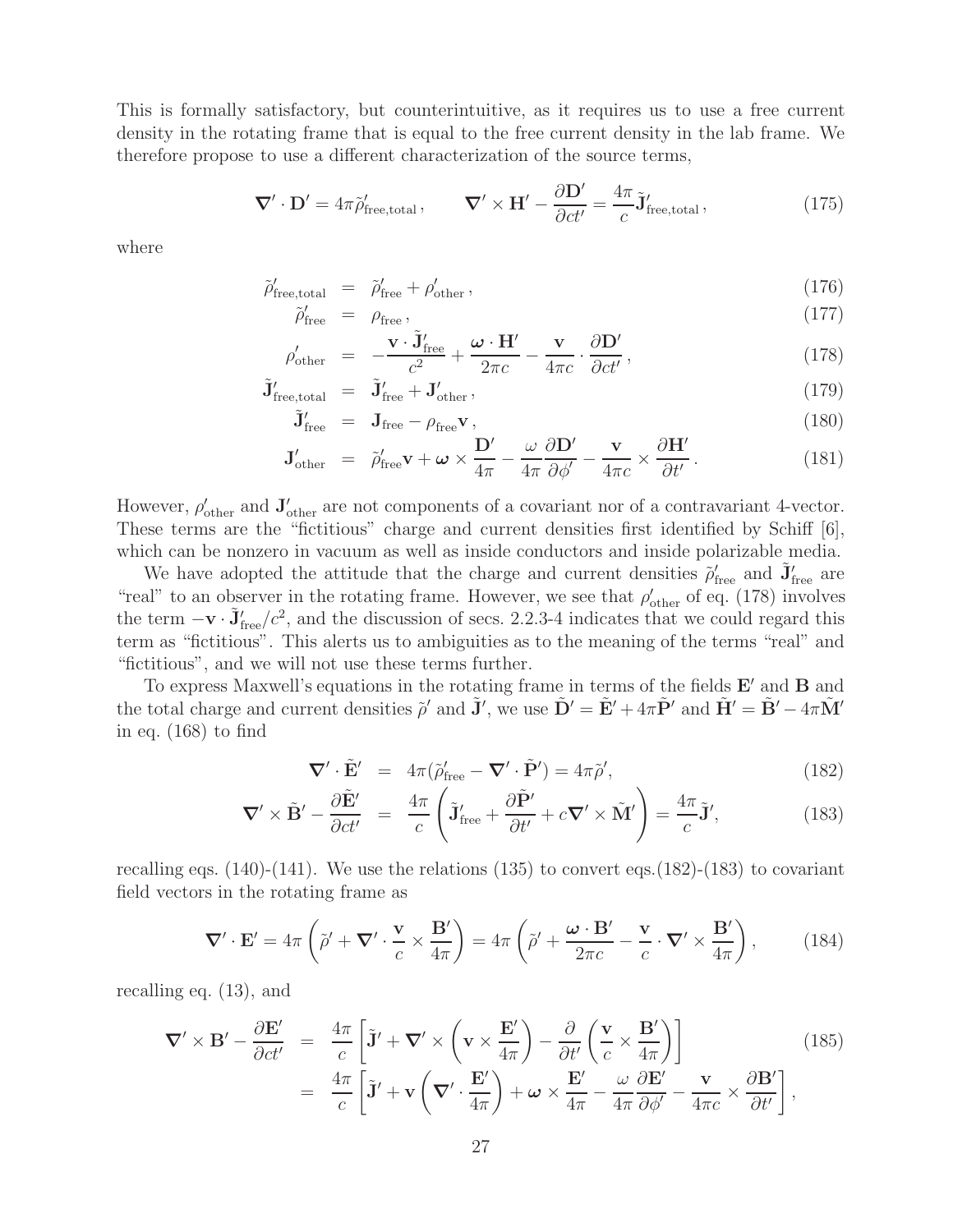This is formally satisfactory, but counterintuitive, as it requires us to use a free current density in the rotating frame that is equal to the free current density in the lab frame. We therefore propose to use a different characterization of the source terms,

$$\boldsymbol{\nabla}' \cdot \mathbf{D}' = 4\pi \tilde{\rho}'_{\rm free,total} \,, \qquad \boldsymbol{\nabla}' \times \mathbf{H}' - \frac{\partial \mathbf{D}'}{\partial ct'} = \frac{4\pi}{c} \tilde{\mathbf{J}}'_{\rm free,total} \,, \tag{175}$$

where

$$\tilde{\rho}'_{\rm free,total} = \tilde{\rho}'_{\rm free} + \rho'_{\rm other} \,, \tag{176}$$

$$\tilde{\rho}'_{\rm free} = \rho_{\rm free} \,, \tag{177}$$

$$\rho'_{\rm other} = -\frac{\mathbf{v} \cdot \tilde{\mathbf{J}}'_{\rm free}}{c^2} + \frac{\boldsymbol{\omega} \cdot \mathbf{H}'}{2\pi c} - \frac{\mathbf{v}}{4\pi c} \cdot \frac{\partial \mathbf{D}'}{\partial ct'} \,, \tag{178}$$

$$\tilde{\mathbf{J}}'_{\rm free,total} = \tilde{\mathbf{J}}'_{\rm free} + \mathbf{J}'_{\rm other} \,, \tag{179}$$

$$\tilde{\mathbf{J}}'_{\rm free} = \mathbf{J}_{\rm free} - \rho_{\rm free} \mathbf{v} \,, \tag{180}$$

$$\mathbf{J}'_{\rm other} = \tilde{\rho}'_{\rm free} \mathbf{v} + \boldsymbol{\omega} \times \frac{\mathbf{D}'}{4\pi} - \frac{\omega}{4\pi} \frac{\partial \mathbf{D}'}{\partial \phi'} - \frac{\mathbf{v}}{4\pi c} \times \frac{\partial \mathbf{H}'}{\partial t'} \,. \tag{181}$$

However, $\rho'_{\rm other}$ and $\mathbf{J}'_{\rm other}$ are not components of a covariant nor of a contravariant 4-vector. These terms are the "fictitious" charge and current densities first identified by Schiff [6], which can be nonzero in vacuum as well as inside conductors and inside polarizable media.

We have adopted the attitude that the charge and current densities $\tilde{\rho}'_{\rm free}$ and $\tilde{\mathbf{J}}'_{\rm free}$ are "real" to an observer in the rotating frame. However, we see that $\rho'_{\rm other}$ of eq. (178) involves the term $-\mathbf{v} \cdot \tilde{\mathbf{J}}'_{\rm free}/c^2$, and the discussion of secs. 2.2.3-4 indicates that we could regard this term as "fictitious". This alerts us to ambiguities as to the meaning of the terms "real" and "fictitious", and we will not use these terms further.

To express Maxwell's equations in the rotating frame in terms of the fields $\mathbf{E}'$ and $\mathbf{B}$ and the total charge and current densities $\tilde{\rho}'$ and $\tilde{\mathbf{J}}'$, we use $\tilde{\mathbf{D}}' = \tilde{\mathbf{E}}' + 4\pi \tilde{\mathbf{P}}'$ and $\tilde{\mathbf{H}}' = \tilde{\mathbf{B}}' - 4\pi \tilde{\mathbf{M}}'$ in eq. (168) to find

$$\boldsymbol{\nabla}' \cdot \tilde{\mathbf{E}}' = 4\pi (\tilde{\rho}'_{\rm free} - \boldsymbol{\nabla}' \cdot \tilde{\mathbf{P}}') = 4\pi \tilde{\rho}', \tag{182}$$

$$\boldsymbol{\nabla}' \times \tilde{\mathbf{B}}' - \frac{\partial \tilde{\mathbf{E}}'}{\partial ct'} = \frac{4\pi}{c} \left( \tilde{\mathbf{J}}'_{\rm free} + \frac{\partial \tilde{\mathbf{P}}'}{\partial t'} + c \boldsymbol{\nabla}' \times \tilde{\mathbf{M}}' \right) = \frac{4\pi}{c} \tilde{\mathbf{J}}', \tag{183}$$

recalling eqs. (140)-(141). We use the relations (135) to convert eqs.(182)-(183) to covariant field vectors in the rotating frame as

$$\boldsymbol{\nabla}' \cdot \mathbf{E}' = 4\pi \left( \tilde{\rho}' + \boldsymbol{\nabla}' \cdot \frac{\mathbf{v}}{c} \times \frac{\mathbf{B}'}{4\pi} \right) = 4\pi \left( \tilde{\rho}' + \frac{\boldsymbol{\omega} \cdot \mathbf{B}'}{2\pi c} - \frac{\mathbf{v}}{c} \cdot \boldsymbol{\nabla}' \times \frac{\mathbf{B}'}{4\pi} \right), \tag{184}$$

recalling eq. (13), and

$$\begin{aligned} \boldsymbol{\nabla}' \times \mathbf{B}' - \frac{\partial \mathbf{E}'}{\partial ct'} &= \frac{4\pi}{c} \left[ \tilde{\mathbf{J}}' + \boldsymbol{\nabla}' \times \left( \mathbf{v} \times \frac{\mathbf{E}'}{4\pi} \right) - \frac{\partial}{\partial t'} \left( \frac{\mathbf{v}}{c} \times \frac{\mathbf{B}'}{4\pi} \right) \right] \\ &= \frac{4\pi}{c} \left[ \tilde{\mathbf{J}}' + \mathbf{v} \left( \boldsymbol{\nabla}' \cdot \frac{\mathbf{E}'}{4\pi} \right) + \boldsymbol{\omega} \times \frac{\mathbf{E}'}{4\pi} - \frac{\omega}{4\pi} \frac{\partial \mathbf{E}'}{\partial \phi'} - \frac{\mathbf{v}}{4\pi c} \times \frac{\partial \mathbf{B}'}{\partial t'} \right], \end{aligned} \tag{185}$$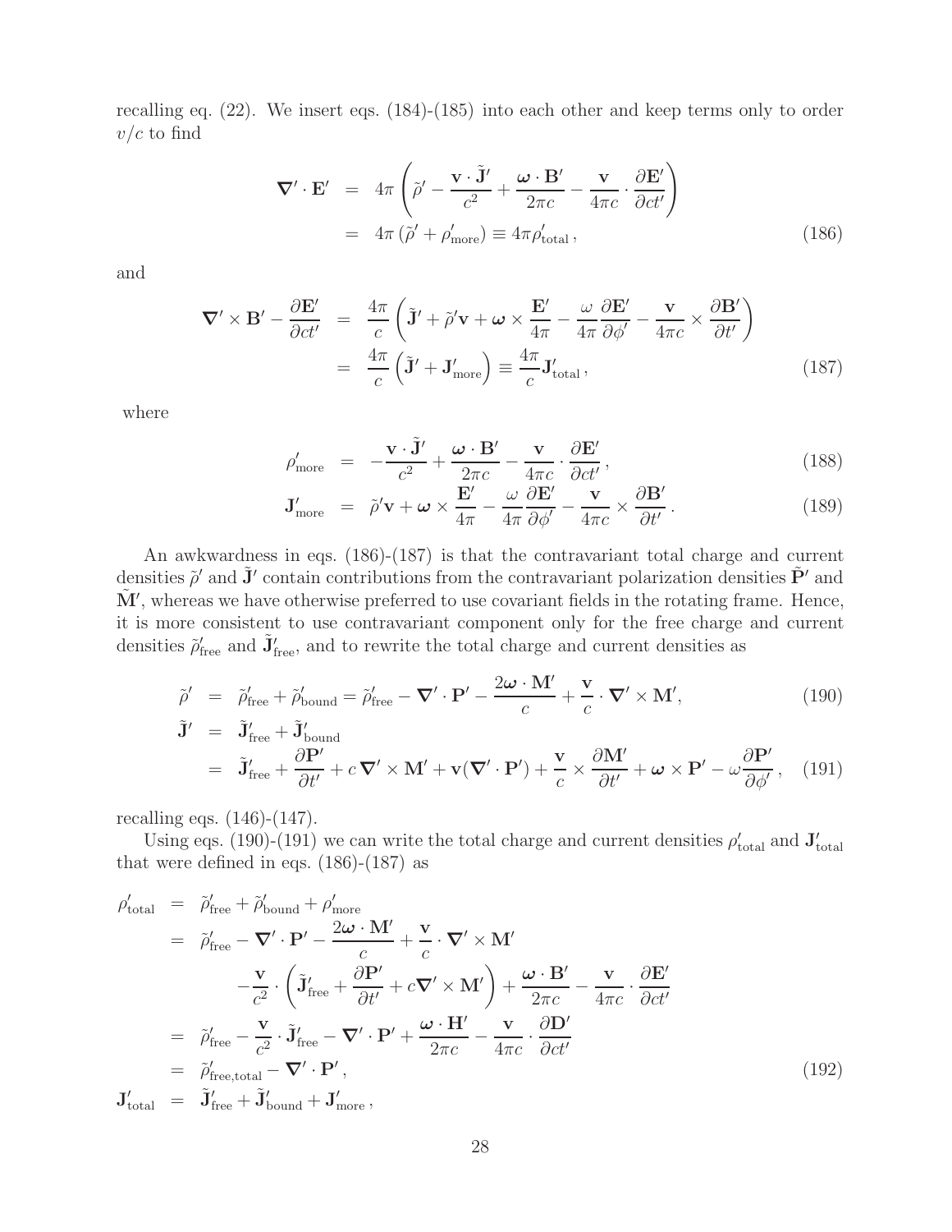recalling eq. (22). We insert eqs. (184)-(185) into each other and keep terms only to order $v/c$ to find

$$
\begin{aligned}
\boldsymbol{\nabla}' \cdot \mathbf{E}' &= 4\pi \left( \tilde{\rho}' - \frac{\mathbf{v} \cdot \tilde{\mathbf{J}}'}{c^2} + \frac{\boldsymbol{\omega} \cdot \mathbf{B}'}{2\pi c} - \frac{\mathbf{v}}{4\pi c} \cdot \frac{\partial \mathbf{E}'}{\partial c t'} \right) \\
&= 4\pi \left( \tilde{\rho}' + \rho'_{\rm more} \right) \equiv 4\pi \rho'_{\rm total} \,, \qquad (186)
\end{aligned}
$$

and

$$
\begin{aligned}
\boldsymbol{\nabla}' \times \mathbf{B}' - \frac{\partial \mathbf{E}'}{\partial c t'} &= \frac{4\pi}{c} \left( \tilde{\mathbf{J}}' + \tilde{\rho}' \mathbf{v} + \boldsymbol{\omega} \times \frac{\mathbf{E}'}{4\pi} - \frac{\omega}{4\pi} \frac{\partial \mathbf{E}'}{\partial \phi'} - \frac{\mathbf{v}}{4\pi c} \times \frac{\partial \mathbf{B}'}{\partial t'} \right) \\
&= \frac{4\pi}{c} \left( \tilde{\mathbf{J}}' + \mathbf{J}'_{\rm more} \right) \equiv \frac{4\pi}{c} \mathbf{J}'_{\rm total} \,, \qquad (187)
\end{aligned}
$$

where

$$
\rho'_{\rm more} = -\frac{\mathbf{v} \cdot \tilde{\mathbf{J}}'}{c^2} + \frac{\boldsymbol{\omega} \cdot \mathbf{B}'}{2\pi c} - \frac{\mathbf{v}}{4\pi c} \cdot \frac{\partial \mathbf{E}'}{\partial c t'} \,, \qquad (188)
$$

$$
\mathbf{J}'_{\rm more} = \tilde{\rho}' \mathbf{v} + \boldsymbol{\omega} \times \frac{\mathbf{E}'}{4\pi} - \frac{\omega}{4\pi} \frac{\partial \mathbf{E}'}{\partial \phi'} - \frac{\mathbf{v}}{4\pi c} \times \frac{\partial \mathbf{B}'}{\partial t'} \,. \qquad (189)
$$

An awkwardness in eqs. (186)-(187) is that the contravariant total charge and current densities $\tilde{\rho}'$ and $\tilde{\mathbf{J}}'$ contain contributions from the contravariant polarization densities $\tilde{\mathbf{P}}'$ and $\tilde{\mathbf{M}}'$, whereas we have otherwise preferred to use covariant fields in the rotating frame. Hence, it is more consistent to use contravariant component only for the free charge and current densities $\tilde{\rho}'_{\rm free}$ and $\tilde{\mathbf{J}}'_{\rm free}$, and to rewrite the total charge and current densities as

$$
\tilde{\rho}' = \tilde{\rho}'_{\rm free} + \tilde{\rho}'_{\rm bound} = \tilde{\rho}'_{\rm free} - \boldsymbol{\nabla}' \cdot \mathbf{P}' - \frac{2\boldsymbol{\omega} \cdot \mathbf{M}'}{c} + \frac{\mathbf{v}}{c} \cdot \boldsymbol{\nabla}' \times \mathbf{M}', \qquad (190)
$$

$$
\begin{aligned}
\tilde{\mathbf{J}}' &= \tilde{\mathbf{J}}'_{\rm free} + \tilde{\mathbf{J}}'_{\rm bound} \\
&= \tilde{\mathbf{J}}'_{\rm free} + \frac{\partial \mathbf{P}'}{\partial t'} + c\, \boldsymbol{\nabla}' \times \mathbf{M}' + \mathbf{v} (\boldsymbol{\nabla}' \cdot \mathbf{P}') + \frac{\mathbf{v}}{c} \times \frac{\partial \mathbf{M}'}{\partial t'} + \boldsymbol{\omega} \times \mathbf{P}' - \omega \frac{\partial \mathbf{P}'}{\partial \phi'} \,, \qquad (191)
\end{aligned}
$$

recalling eqs. (146)-(147).

Using eqs. (190)-(191) we can write the total charge and current densities $\rho'_{\rm total}$ and $\mathbf{J}'_{\rm total}$ that were defined in eqs. (186)-(187) as

$$
\begin{aligned}
\rho'_{\rm total} &= \tilde{\rho}'_{\rm free} + \tilde{\rho}'_{\rm bound} + \rho'_{\rm more} \\
&= \tilde{\rho}'_{\rm free} - \boldsymbol{\nabla}' \cdot \mathbf{P}' - \frac{2\boldsymbol{\omega} \cdot \mathbf{M}'}{c} + \frac{\mathbf{v}}{c} \cdot \boldsymbol{\nabla}' \times \mathbf{M}' \\
&\qquad - \frac{\mathbf{v}}{c^2} \cdot \left( \tilde{\mathbf{J}}'_{\rm free} + \frac{\partial \mathbf{P}'}{\partial t'} + c \boldsymbol{\nabla}' \times \mathbf{M}' \right) + \frac{\boldsymbol{\omega} \cdot \mathbf{B}'}{2\pi c} - \frac{\mathbf{v}}{4\pi c} \cdot \frac{\partial \mathbf{E}'}{\partial c t'} \\
&= \tilde{\rho}'_{\rm free} - \frac{\mathbf{v}}{c^2} \cdot \tilde{\mathbf{J}}'_{\rm free} - \boldsymbol{\nabla}' \cdot \mathbf{P}' + \frac{\boldsymbol{\omega} \cdot \mathbf{H}'}{2\pi c} - \frac{\mathbf{v}}{4\pi c} \cdot \frac{\partial \mathbf{D}'}{\partial c t'} \\
&= \tilde{\rho}'_{\rm free,total} - \boldsymbol{\nabla}' \cdot \mathbf{P}' \,, \qquad (192)
\end{aligned}
$$

$$
\mathbf{J}'_{\rm total} = \tilde{\mathbf{J}}'_{\rm free} + \tilde{\mathbf{J}}'_{\rm bound} + \mathbf{J}'_{\rm more} \,,
$$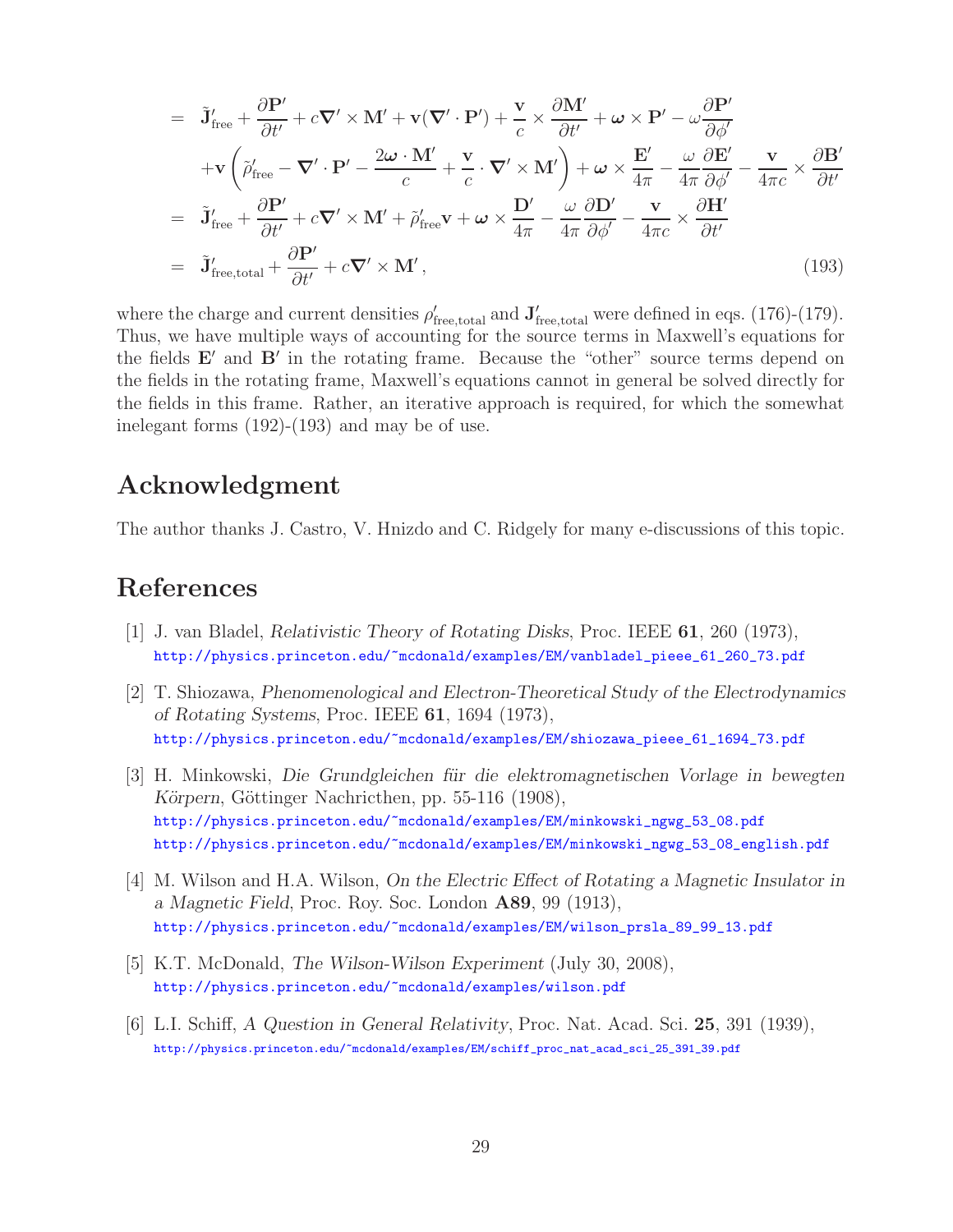$$
\begin{aligned}
&= \tilde{\mathbf{J}}'_{\rm free} + \frac{\partial \mathbf{P}'}{\partial t'} + c\boldsymbol{\nabla}' \times \mathbf{M}' + \mathbf{v}(\boldsymbol{\nabla}' \cdot \mathbf{P}') + \frac{\mathbf{v}}{c} \times \frac{\partial \mathbf{M}'}{\partial t'} + \boldsymbol{\omega} \times \mathbf{P}' - \omega \frac{\partial \mathbf{P}'}{\partial \phi'} \\
&\quad + \mathbf{v}\left(\tilde{\rho}'_{\rm free} - \boldsymbol{\nabla}' \cdot \mathbf{P}' - \frac{2\boldsymbol{\omega} \cdot \mathbf{M}'}{c} + \frac{\mathbf{v}}{c} \cdot \boldsymbol{\nabla}' \times \mathbf{M}'\right) + \boldsymbol{\omega} \times \frac{\mathbf{E}'}{4\pi} - \frac{\omega}{4\pi}\frac{\partial \mathbf{E}'}{\partial \phi'} - \frac{\mathbf{v}}{4\pi c} \times \frac{\partial \mathbf{B}'}{\partial t'} \\
&= \tilde{\mathbf{J}}'_{\rm free} + \frac{\partial \mathbf{P}'}{\partial t'} + c\boldsymbol{\nabla}' \times \mathbf{M}' + \tilde{\rho}'_{\rm free}\mathbf{v} + \boldsymbol{\omega} \times \frac{\mathbf{D}'}{4\pi} - \frac{\omega}{4\pi}\frac{\partial \mathbf{D}'}{\partial \phi'} - \frac{\mathbf{v}}{4\pi c} \times \frac{\partial \mathbf{H}'}{\partial t'} \\
&= \tilde{\mathbf{J}}'_{\rm free,total} + \frac{\partial \mathbf{P}'}{\partial t'} + c\boldsymbol{\nabla} \times \mathbf{M}', \qquad (193)
\end{aligned}
$$

where the charge and current densities $\rho'_{\rm free,total}$ and $\mathbf{J}'_{\rm free,total}$ were defined in eqs. (176)-(179). Thus, we have multiple ways of accounting for the source terms in Maxwell's equations for the fields $\mathbf{E}'$ and $\mathbf{B}'$ in the rotating frame. Because the "other" source terms depend on the fields in the rotating frame, Maxwell's equations cannot in general be solved directly for the fields in this frame. Rather, an iterative approach is required, for which the somewhat inelegant forms (192)-(193) and may be of use.

## Acknowledgment

The author thanks J. Castro, V. Hnizdo and C. Ridgely for many e-discussions of this topic.

## References

[1] J. van Bladel, *Relativistic Theory of Rotating Disks*, Proc. IEEE **61**, 260 (1973),
http://physics.princeton.edu/~mcdonald/examples/EM/vanbladel_pieee_61_260_73.pdf

[2] T. Shiozawa, *Phenomenological and Electron-Theoretical Study of the Electrodynamics of Rotating Systems*, Proc. IEEE **61**, 1694 (1973),
http://physics.princeton.edu/~mcdonald/examples/EM/shiozawa_pieee_61_1694_73.pdf

[3] H. Minkowski, *Die Grundgleichen für die elektromagnetischen Vorlage in bewegten Körpern*, Göttinger Nachricthen, pp. 55-116 (1908),
http://physics.princeton.edu/~mcdonald/examples/EM/minkowski_ngwg_53_08.pdf
http://physics.princeton.edu/~mcdonald/examples/EM/minkowski_ngwg_53_08_english.pdf

[4] M. Wilson and H.A. Wilson, *On the Electric Effect of Rotating a Magnetic Insulator in a Magnetic Field*, Proc. Roy. Soc. London **A89**, 99 (1913),
http://physics.princeton.edu/~mcdonald/examples/EM/wilson_prsla_89_99_13.pdf

[5] K.T. McDonald, *The Wilson-Wilson Experiment* (July 30, 2008),
http://physics.princeton.edu/~mcdonald/examples/wilson.pdf

[6] L.I. Schiff, *A Question in General Relativity*, Proc. Nat. Acad. Sci. **25**, 391 (1939),
http://physics.princeton.edu/~mcdonald/examples/EM/schiff_proc_nat_acad_sci_25_391_39.pdf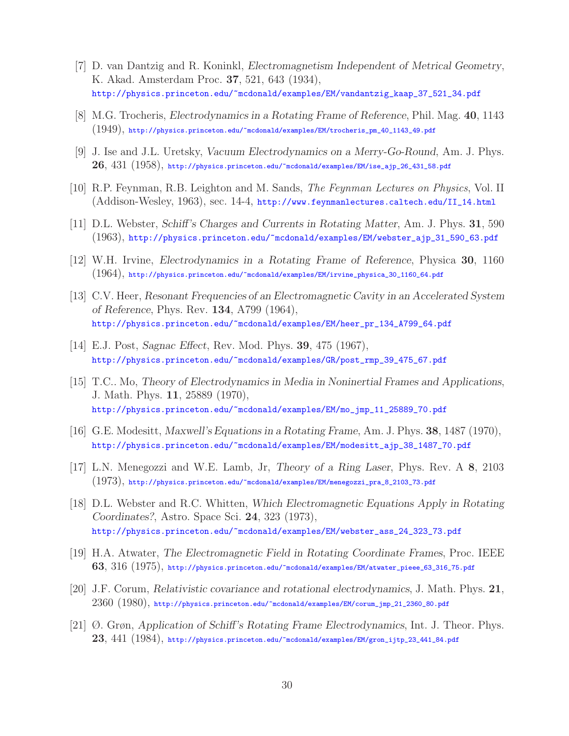[7] D. van Dantzig and R. Koninkl, *Electromagnetism Independent of Metrical Geometry*, K. Akad. Amsterdam Proc. **37**, 521, 643 (1934),
http://physics.princeton.edu/~mcdonald/examples/EM/vandantzig_kaap_37_521_34.pdf

[8] M.G. Trocheris, *Electrodynamics in a Rotating Frame of Reference*, Phil. Mag. **40**, 1143 (1949), http://physics.princeton.edu/~mcdonald/examples/EM/trocheris_pm_40_1143_49.pdf

[9] J. Ise and J.L. Uretsky, *Vacuum Electrodynamics on a Merry-Go-Round*, Am. J. Phys. **26**, 431 (1958), http://physics.princeton.edu/~mcdonald/examples/EM/ise_ajp_26_431_58.pdf

[10] R.P. Feynman, R.B. Leighton and M. Sands, *The Feynman Lectures on Physics*, Vol. II (Addison-Wesley, 1963), sec. 14-4, http://www.feynmanlectures.caltech.edu/II_14.html

[11] D.L. Webster, *Schiff's Charges and Currents in Rotating Matter*, Am. J. Phys. **31**, 590 (1963), http://physics.princeton.edu/~mcdonald/examples/EM/webster_ajp_31_590_63.pdf

[12] W.H. Irvine, *Electrodynamics in a Rotating Frame of Reference*, Physica **30**, 1160 (1964), http://physics.princeton.edu/~mcdonald/examples/EM/irvine_physica_30_1160_64.pdf

[13] C.V. Heer, *Resonant Frequencies of an Electromagnetic Cavity in an Accelerated System of Reference*, Phys. Rev. **134**, A799 (1964),
http://physics.princeton.edu/~mcdonald/examples/EM/heer_pr_134_A799_64.pdf

[14] E.J. Post, *Sagnac Effect*, Rev. Mod. Phys. **39**, 475 (1967),
http://physics.princeton.edu/~mcdonald/examples/GR/post_rmp_39_475_67.pdf

[15] T.C.. Mo, *Theory of Electrodynamics in Media in Noninertial Frames and Applications*, J. Math. Phys. **11**, 25889 (1970),
http://physics.princeton.edu/~mcdonald/examples/EM/mo_jmp_11_25889_70.pdf

[16] G.E. Modesitt, *Maxwell's Equations in a Rotating Frame*, Am. J. Phys. **38**, 1487 (1970),
http://physics.princeton.edu/~mcdonald/examples/EM/modesitt_ajp_38_1487_70.pdf

[17] L.N. Menegozzi and W.E. Lamb, Jr, *Theory of a Ring Laser*, Phys. Rev. A **8**, 2103 (1973), http://physics.princeton.edu/~mcdonald/examples/EM/menegozzi_pra_8_2103_73.pdf

[18] D.L. Webster and R.C. Whitten, *Which Electromagnetic Equations Apply in Rotating Coordinates?*, Astro. Space Sci. **24**, 323 (1973),
http://physics.princeton.edu/~mcdonald/examples/EM/webster_ass_24_323_73.pdf

[19] H.A. Atwater, *The Electromagnetic Field in Rotating Coordinate Frames*, Proc. IEEE **63**, 316 (1975), http://physics.princeton.edu/~mcdonald/examples/EM/atwater_pieee_63_316_75.pdf

[20] J.F. Corum, *Relativistic covariance and rotational electrodynamics*, J. Math. Phys. **21**, 2360 (1980), http://physics.princeton.edu/~mcdonald/examples/EM/corum_jmp_21_2360_80.pdf

[21] Ø. Grøn, *Application of Schiff's Rotating Frame Electrodynamics*, Int. J. Theor. Phys. **23**, 441 (1984), http://physics.princeton.edu/~mcdonald/examples/EM/gron_ijtp_23_441_84.pdf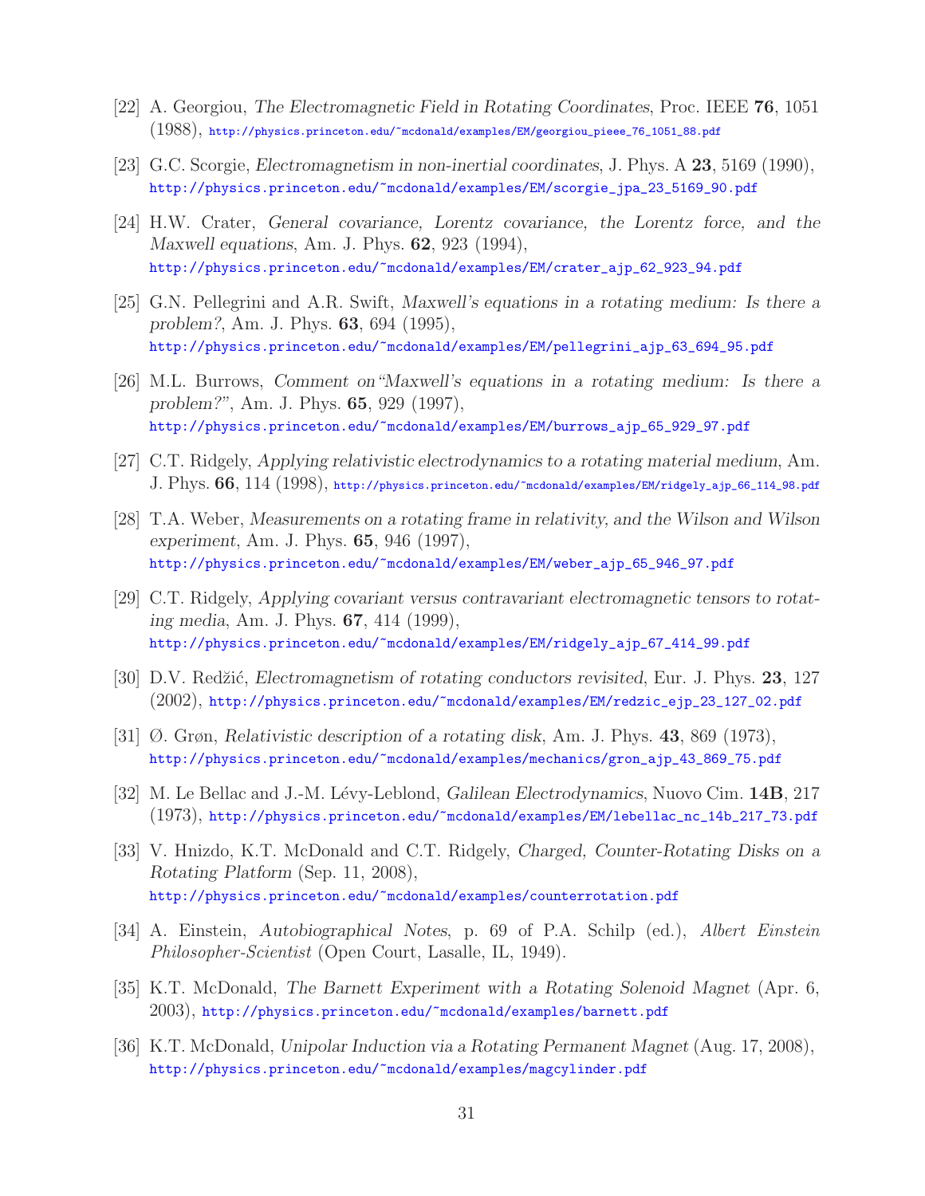[22] A. Georgiou, *The Electromagnetic Field in Rotating Coordinates*, Proc. IEEE **76**, 1051 (1988), http://physics.princeton.edu/~mcdonald/examples/EM/georgiou_pieee_76_1051_88.pdf

[23] G.C. Scorgie, *Electromagnetism in non-inertial coordinates*, J. Phys. A **23**, 5169 (1990), http://physics.princeton.edu/~mcdonald/examples/EM/scorgie_jpa_23_5169_90.pdf

[24] H.W. Crater, *General covariance, Lorentz covariance, the Lorentz force, and the Maxwell equations*, Am. J. Phys. **62**, 923 (1994), http://physics.princeton.edu/~mcdonald/examples/EM/crater_ajp_62_923_94.pdf

[25] G.N. Pellegrini and A.R. Swift, *Maxwell's equations in a rotating medium: Is there a problem?*, Am. J. Phys. **63**, 694 (1995), http://physics.princeton.edu/~mcdonald/examples/EM/pellegrini_ajp_63_694_95.pdf

[26] M.L. Burrows, *Comment on"Maxwell's equations in a rotating medium: Is there a problem?"*, Am. J. Phys. **65**, 929 (1997), http://physics.princeton.edu/~mcdonald/examples/EM/burrows_ajp_65_929_97.pdf

[27] C.T. Ridgely, *Applying relativistic electrodynamics to a rotating material medium*, Am. J. Phys. **66**, 114 (1998), http://physics.princeton.edu/~mcdonald/examples/EM/ridgely_ajp_66_114_98.pdf

[28] T.A. Weber, *Measurements on a rotating frame in relativity, and the Wilson and Wilson experiment*, Am. J. Phys. **65**, 946 (1997), http://physics.princeton.edu/~mcdonald/examples/EM/weber_ajp_65_946_97.pdf

[29] C.T. Ridgely, *Applying covariant versus contravariant electromagnetic tensors to rotating media*, Am. J. Phys. **67**, 414 (1999), http://physics.princeton.edu/~mcdonald/examples/EM/ridgely_ajp_67_414_99.pdf

[30] D.V. Redžić, *Electromagnetism of rotating conductors revisited*, Eur. J. Phys. **23**, 127 (2002), http://physics.princeton.edu/~mcdonald/examples/EM/redzic_ejp_23_127_02.pdf

[31] Ø. Grøn, *Relativistic description of a rotating disk*, Am. J. Phys. **43**, 869 (1973), http://physics.princeton.edu/~mcdonald/examples/mechanics/gron_ajp_43_869_75.pdf

[32] M. Le Bellac and J.-M. Lévy-Leblond, *Galilean Electrodynamics*, Nuovo Cim. **14B**, 217 (1973), http://physics.princeton.edu/~mcdonald/examples/EM/lebellac_nc_14b_217_73.pdf

[33] V. Hnizdo, K.T. McDonald and C.T. Ridgely, *Charged, Counter-Rotating Disks on a Rotating Platform* (Sep. 11, 2008), http://physics.princeton.edu/~mcdonald/examples/counterrotation.pdf

[34] A. Einstein, *Autobiographical Notes*, p. 69 of P.A. Schilp (ed.), *Albert Einstein Philosopher-Scientist* (Open Court, Lasalle, IL, 1949).

[35] K.T. McDonald, *The Barnett Experiment with a Rotating Solenoid Magnet* (Apr. 6, 2003), http://physics.princeton.edu/~mcdonald/examples/barnett.pdf

[36] K.T. McDonald, *Unipolar Induction via a Rotating Permanent Magnet* (Aug. 17, 2008), http://physics.princeton.edu/~mcdonald/examples/magcylinder.pdf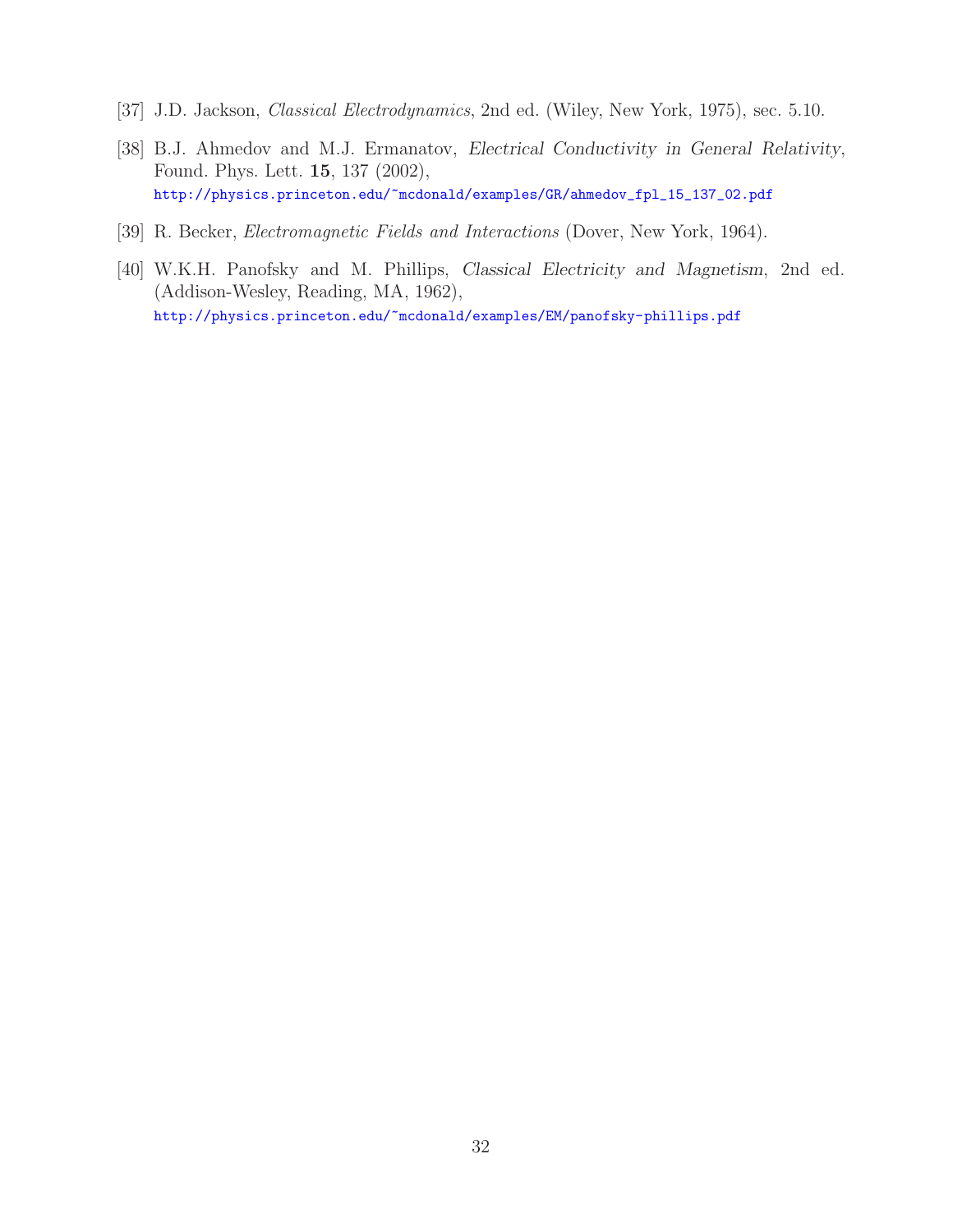[37] J.D. Jackson, *Classical Electrodynamics*, 2nd ed. (Wiley, New York, 1975), sec. 5.10.

[38] B.J. Ahmedov and M.J. Ermanatov, *Electrical Conductivity in General Relativity*, Found. Phys. Lett. **15**, 137 (2002), http://physics.princeton.edu/~mcdonald/examples/GR/ahmedov_fpl_15_137_02.pdf

[39] R. Becker, *Electromagnetic Fields and Interactions* (Dover, New York, 1964).

[40] W.K.H. Panofsky and M. Phillips, *Classical Electricity and Magnetism*, 2nd ed. (Addison-Wesley, Reading, MA, 1962), http://physics.princeton.edu/~mcdonald/examples/EM/panofsky-phillips.pdf